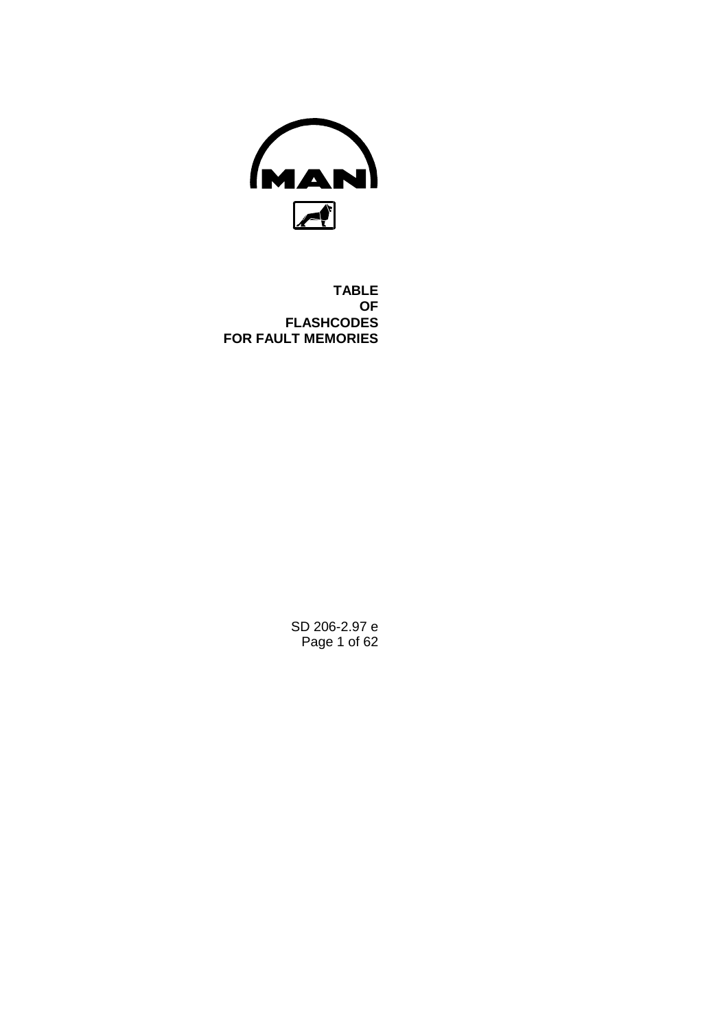# TABLE OF FLASHCODES FOR FAULT MEMORIES

SD 206-2.97 e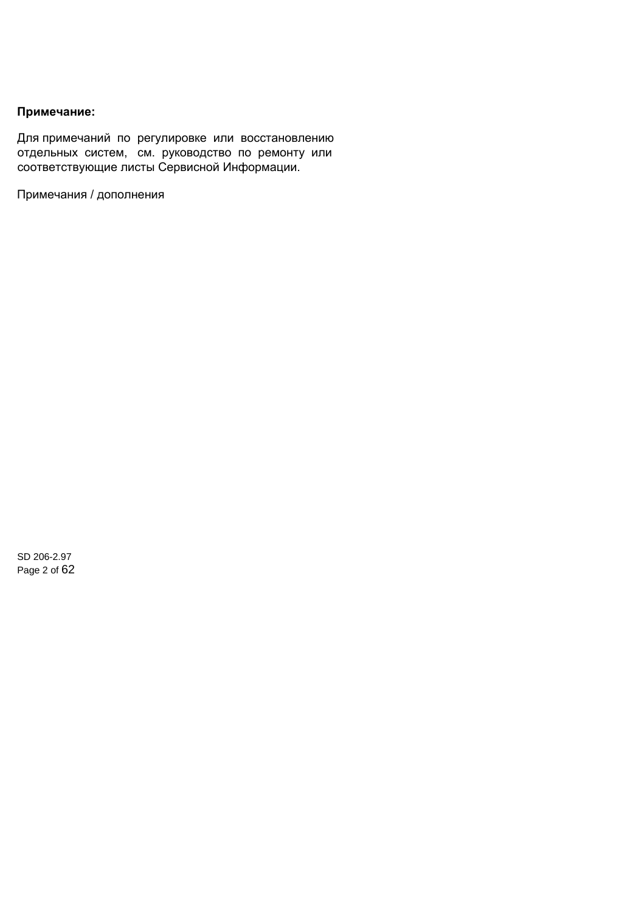**Примечание:**

Для примечаний по регулировке или восстановлению отдельных систем, см. руководство по ремонту или соответствующие листы Сервисной Информации.

Примечания / дополнения

SD 206-2.97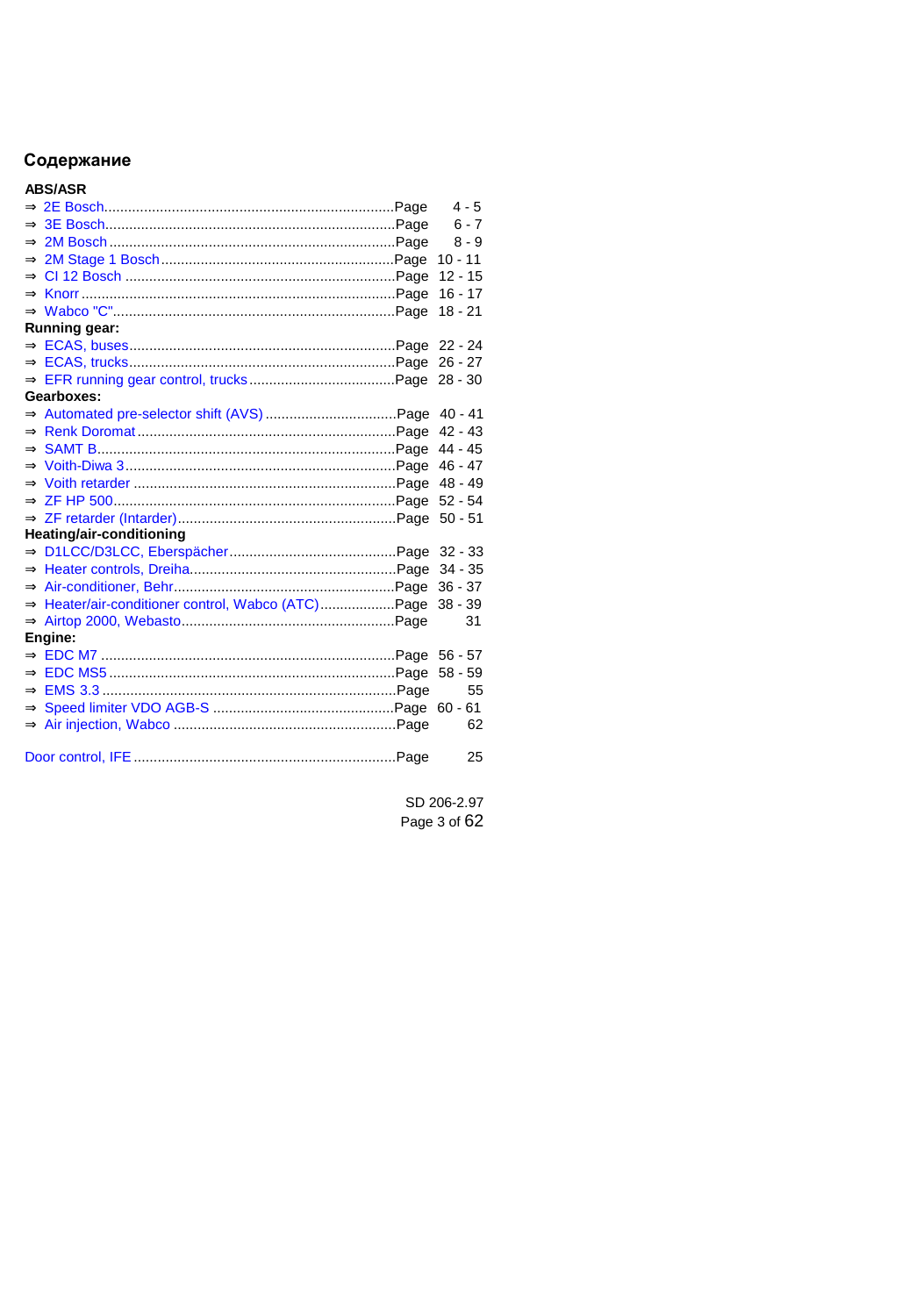# Содержание

**ABS/ASR**

- ⇒ 2E Bosch ........................................ Page 4 - 5
- ⇒ 3E Bosch ........................................ Page 6 - 7
- ⇒ 2M Bosch ........................................ Page 8 - 9
- ⇒ 2M Stage 1 Bosch ........................................ Page 10 - 11
- ⇒ CI 12 Bosch ........................................ Page 12 - 15
- ⇒ Knorr ........................................ Page 16 - 17
- ⇒ Wabco "C" ........................................ Page 18 - 21

**Running gear:**

- ⇒ ECAS, buses ........................................ Page 22 - 24
- ⇒ ECAS, trucks ........................................ Page 26 - 27
- ⇒ EFR running gear control, trucks ........................................ Page 28 - 30

**Gearboxes:**

- ⇒ Automated pre-selector shift (AVS) ........................................ Page 40 - 41
- ⇒ Renk Doromat ........................................ Page 42 - 43
- ⇒ SAMT B ........................................ Page 44 - 45
- ⇒ Voith-Diwa 3 ........................................ Page 46 - 47
- ⇒ Voith retarder ........................................ Page 48 - 49
- ⇒ ZF HP 500 ........................................ Page 52 - 54
- ⇒ ZF retarder (Intarder) ........................................ Page 50 - 51

**Heating/air-conditioning**

- ⇒ D1LCC/D3LCC, Eberspächer ........................................ Page 32 - 33
- ⇒ Heater controls, Dreiha ........................................ Page 34 - 35
- ⇒ Air-conditioner, Behr ........................................ Page 36 - 37
- ⇒ Heater/air-conditioner control, Wabco (ATC) ........................................ Page 38 - 39
- ⇒ Airtop 2000, Webasto ........................................ Page 31

**Engine:**

- ⇒ EDC M7 ........................................ Page 56 - 57
- ⇒ EDC MS5 ........................................ Page 58 - 59
- ⇒ EMS 3.3 ........................................ Page 55
- ⇒ Speed limiter VDO AGB-S ........................................ Page 60 - 61
- ⇒ Air injection, Wabco ........................................ Page 62

Door control, IFE ........................................ Page 25

SD 206-2.97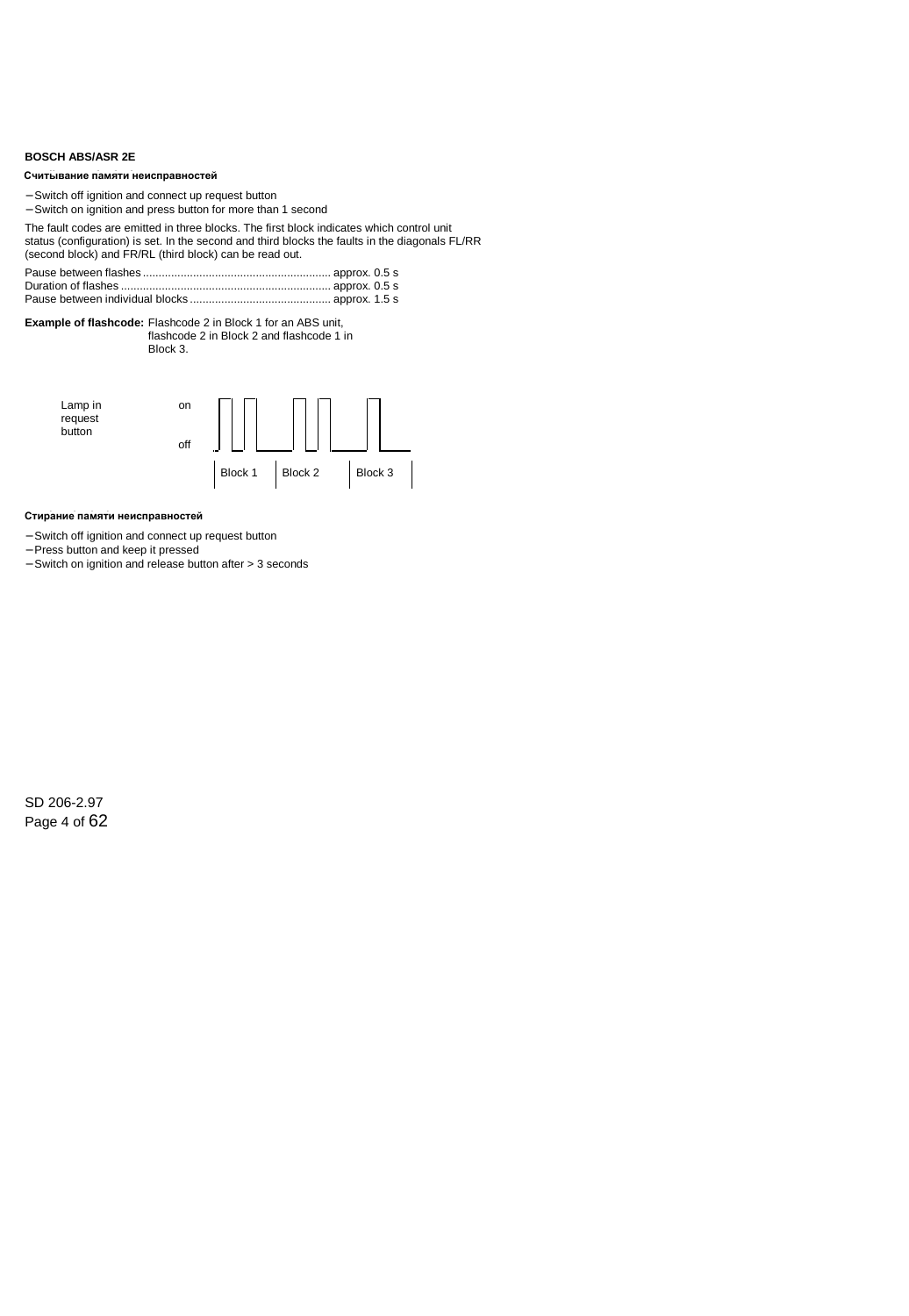**BOSCH ABS/ASR 2E**

**Считывание памяти неисправностей**

- Switch off ignition and connect up request button
- Switch on ignition and press button for more than 1 second

The fault codes are emitted in three blocks. The first block indicates which control unit status (configuration) is set. In the second and third blocks the faults in the diagonals FL/RR (second block) and FR/RL (third block) can be read out.

Pause between flashes ........................................................... approx. 0.5 s
Duration of flashes .................................................................. approx. 0.5 s
Pause between individual blocks ............................................ approx. 1.5 s

**Example of flashcode:** Flashcode 2 in Block 1 for an ABS unit, flashcode 2 in Block 2 and flashcode 1 in Block 3.

Lamp in request button — on / off

Block 1 | Block 2 | Block 3

**Стирание памяти неисправностей**

- Switch off ignition and connect up request button
- Press button and keep it pressed
- Switch on ignition and release button after > 3 seconds

SD 206-2.97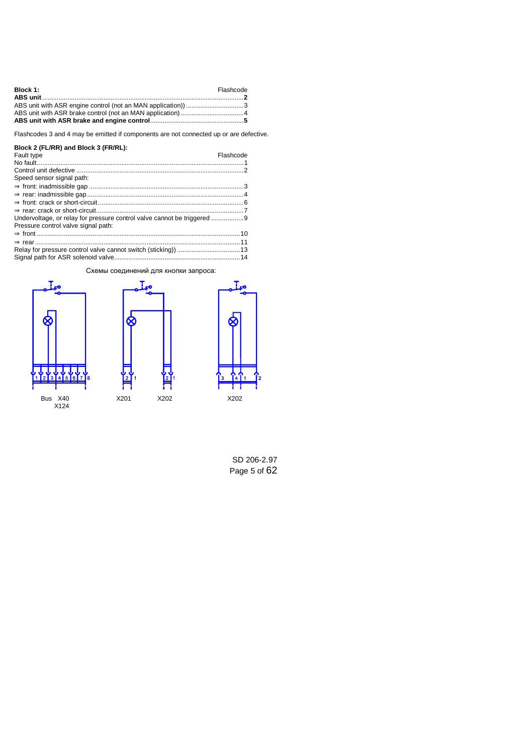| **Block 1:** | Flashcode |
| --- | --- |
| **ABS unit** | **2** |
| ABS unit with ASR engine control (not an MAN application)) | 3 |
| ABS unit with ASR brake control (not an MAN application) | 4 |
| **ABS unit with ASR brake and engine control** | **5** |

Flashcodes 3 and 4 may be emitted if components are not connected up or are defective.

**Block 2 (FL/RR) and Block 3 (FR/RL):**

| Fault type | Flashcode |
| --- | --- |
| No fault | 1 |
| Control unit defective | 2 |
| Speed sensor signal path: | |
| ⇒ front: inadmissible gap | 3 |
| ⇒ rear: inadmissible gap | 4 |
| ⇒ front: crack or short-circuit | 6 |
| ⇒ rear: crack or short-circuit | 7 |
| Undervoltage, or relay for pressure control valve cannot be triggered | 9 |
| Pressure control valve signal path: | |
| ⇒ front | 10 |
| ⇒ rear | 11 |
| Relay for pressure control valve cannot switch (sticking)) | 13 |
| Signal path for ASR solenoid valve | 14 |

Схемы соединений для кнопки запроса:

Bus X40
X124

X201 X202

X202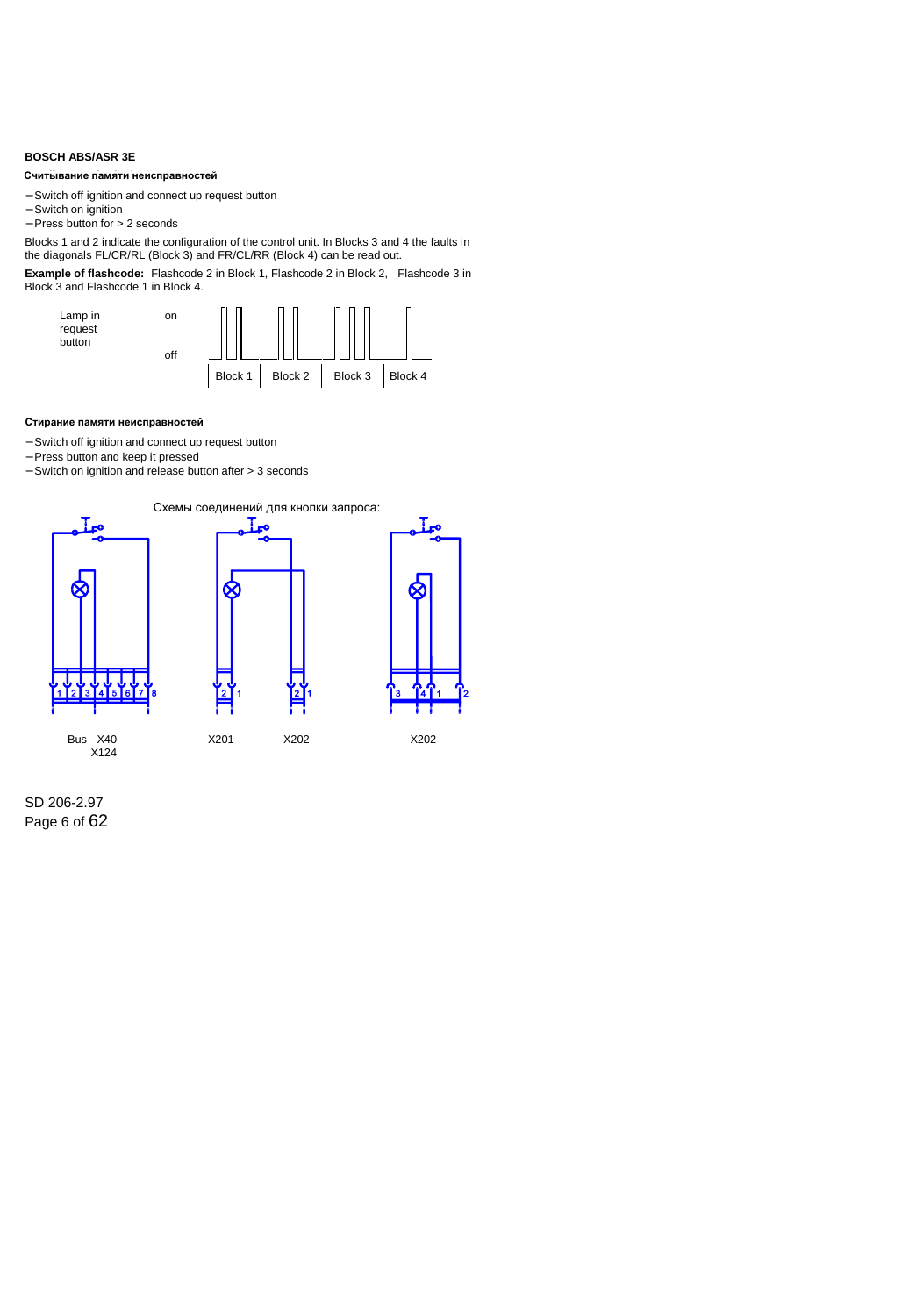**BOSCH ABS/ASR 3E**

**Считывание памяти неисправностей**

- Switch off ignition and connect up request button
- Switch on ignition
- Press button for > 2 seconds

Blocks 1 and 2 indicate the configuration of the control unit. In Blocks 3 and 4 the faults in the diagonals FL/CR/RL (Block 3) and FR/CL/RR (Block 4) can be read out.

**Example of flashcode:** Flashcode 2 in Block 1, Flashcode 2 in Block 2, Flashcode 3 in Block 3 and Flashcode 1 in Block 4.

Lamp in request button — on / off

Block 1 | Block 2 | Block 3 | Block 4

**Стирание памяти неисправностей**

- Switch off ignition and connect up request button
- Press button and keep it pressed
- Switch on ignition and release button after > 3 seconds

Схемы соединений для кнопки запроса:

Bus X40 X124 — X201 — X202 — X202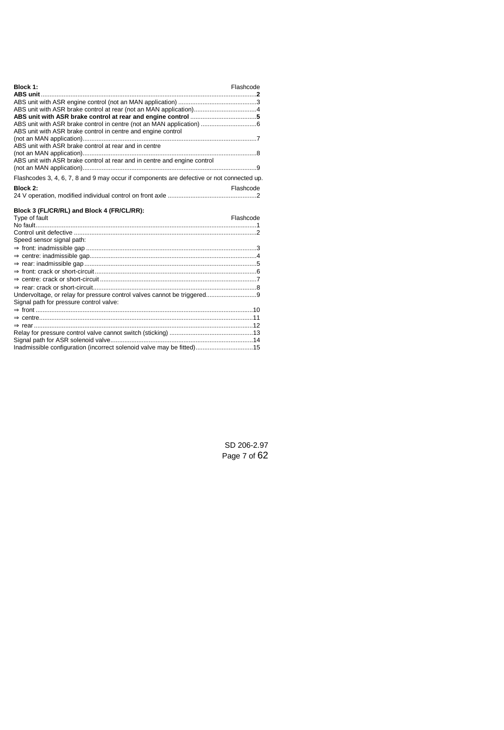| **Block 1:** | Flashcode |
| --- | --- |
| **ABS unit** | **2** |
| ABS unit with ASR engine control (not an MAN application) | 3 |
| ABS unit with ASR brake control at rear (not an MAN application) | 4 |
| **ABS unit with ASR brake control at rear and engine control** | **5** |
| ABS unit with ASR brake control in centre (not an MAN application) | 6 |
| ABS unit with ASR brake control in centre and engine control (not an MAN application) | 7 |
| ABS unit with ASR brake control at rear and in centre (not an MAN application) | 8 |
| ABS unit with ASR brake control at rear and in centre and engine control (not an MAN application) | 9 |

Flashcodes 3, 4, 6, 7, 8 and 9 may occur if components are defective or not connected up.

| **Block 2:** | Flashcode |
| --- | --- |
| 24 V operation, modified individual control on front axle | 2 |

**Block 3 (FL/CR/RL) and Block 4 (FR/CL/RR):**

| Type of fault | Flashcode |
| --- | --- |
| No fault | 1 |
| Control unit defective | 2 |
| Speed sensor signal path: | |
| ⇒ front: inadmissible gap | 3 |
| ⇒ centre: inadmissible gap | 4 |
| ⇒ rear: inadmissible gap | 5 |
| ⇒ front: crack or short-circuit | 6 |
| ⇒ centre: crack or short-circuit | 7 |
| ⇒ rear: crack or short-circuit | 8 |
| Undervoltage, or relay for pressure control valves cannot be triggered | 9 |
| Signal path for pressure control valve: | |
| ⇒ front | 10 |
| ⇒ centre | 11 |
| ⇒ rear | 12 |
| Relay for pressure control valve cannot switch (sticking) | 13 |
| Signal path for ASR solenoid valve | 14 |
| Inadmissible configuration (incorrect solenoid valve may be fitted) | 15 |

SD 206-2.97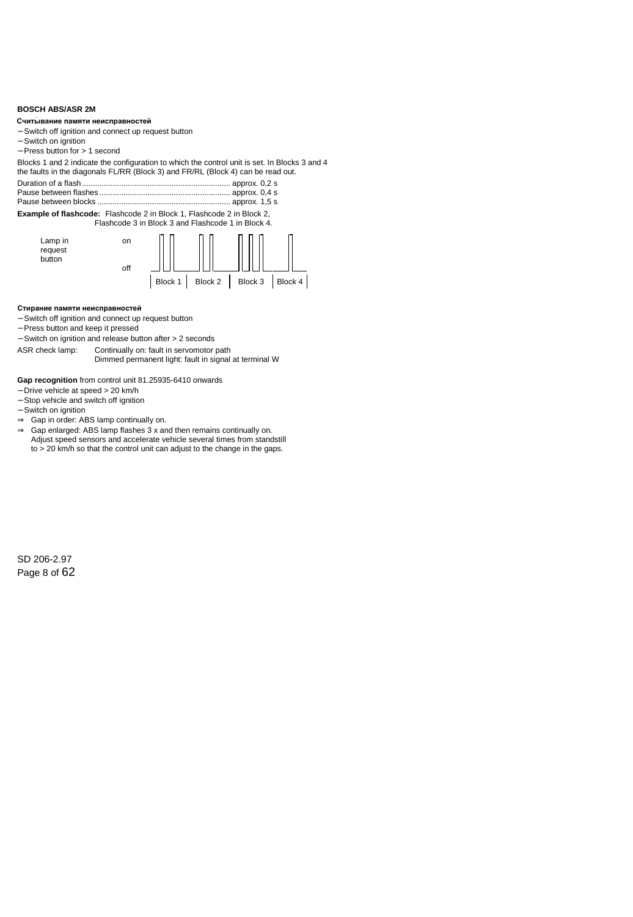**BOSCH ABS/ASR 2M**

**Считывание памяти неисправностей**

- Switch off ignition and connect up request button
- Switch on ignition
- Press button for > 1 second

Blocks 1 and 2 indicate the configuration to which the control unit is set. In Blocks 3 and 4 the faults in the diagonals FL/RR (Block 3) and FR/RL (Block 4) can be read out.

Duration of a flash .................................................................... approx. 0,2 s
Pause between flashes ............................................................ approx. 0,4 s
Pause between blocks ............................................................. approx. 1,5 s

**Example of flashcode:** Flashcode 2 in Block 1, Flashcode 2 in Block 2, Flashcode 3 in Block 3 and Flashcode 1 in Block 4.

Lamp in request button — on / off

| Block 1 | Block 2 | Block 3 | Block 4 |

**Стирание памяти неисправностей**

- Switch off ignition and connect up request button
- Press button and keep it pressed
- Switch on ignition and release button after > 2 seconds

ASR check lamp: Continually on: fault in servomotor path
Dimmed permanent light: fault in signal at terminal W

**Gap recognition** from control unit 81.25935-6410 onwards

- Drive vehicle at speed > 20 km/h
- Stop vehicle and switch off ignition
- Switch on ignition

⇒ Gap in order: ABS lamp continually on.

⇒ Gap enlarged: ABS lamp flashes 3 x and then remains continually on.
Adjust speed sensors and accelerate vehicle several times from standstill to > 20 km/h so that the control unit can adjust to the change in the gaps.

SD 206-2.97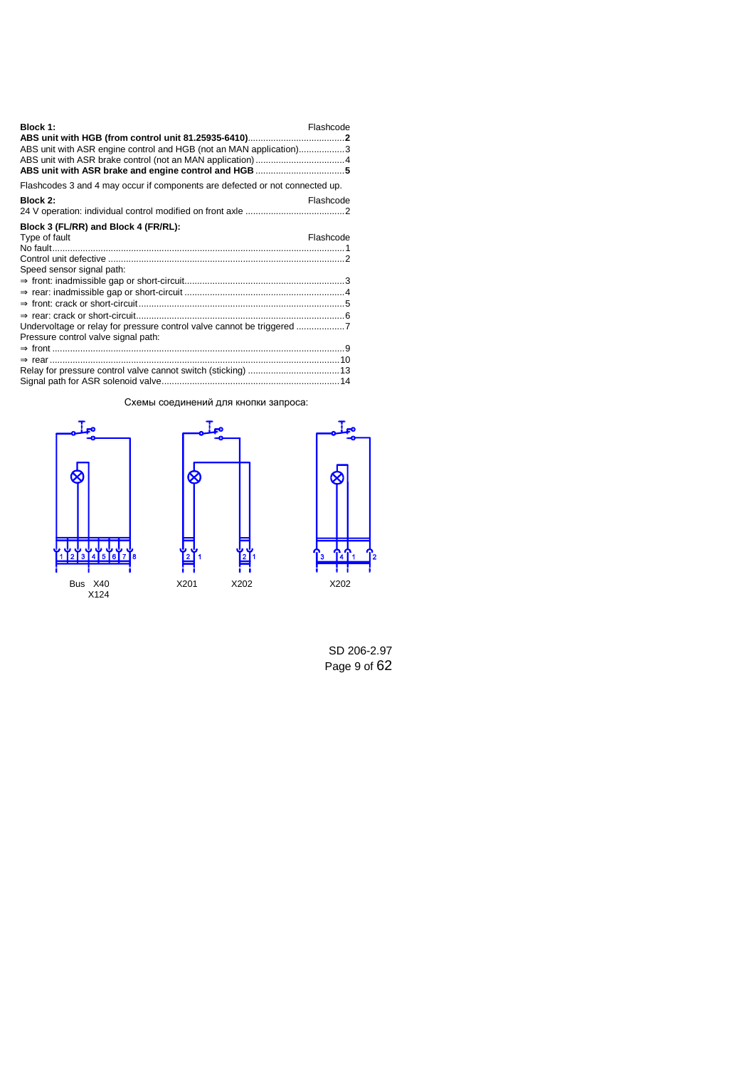**Block 1:** Flashcode

| | Flashcode |
|---|---|
| **ABS unit with HGB (from control unit 81.25935-6410)** | **2** |
| ABS unit with ASR engine control and HGB (not an MAN application) | 3 |
| ABS unit with ASR brake control (not an MAN application) | 4 |
| **ABS unit with ASR brake and engine control and HGB** | **5** |

Flashcodes 3 and 4 may occur if components are defected or not connected up.

**Block 2:** Flashcode

| | Flashcode |
|---|---|
| 24 V operation: individual control modified on front axle | 2 |

**Block 3 (FL/RR) and Block 4 (FR/RL):**

| Type of fault | Flashcode |
|---|---|
| No fault | 1 |
| Control unit defective | 2 |
| Speed sensor signal path: | |
| ⇒ front: inadmissible gap or short-circuit | 3 |
| ⇒ rear: inadmissible gap or short-circuit | 4 |
| ⇒ front: crack or short-circuit | 5 |
| ⇒ rear: crack or short-circuit | 6 |
| Undervoltage or relay for pressure control valve cannot be triggered | 7 |
| Pressure control valve signal path: | |
| ⇒ front | 9 |
| ⇒ rear | 10 |
| Relay for pressure control valve cannot switch (sticking) | 13 |
| Signal path for ASR solenoid valve | 14 |

Схемы соединений для кнопки запроса:

Bus X40 X124 &nbsp;&nbsp;&nbsp; X201 &nbsp;&nbsp;&nbsp; X202 &nbsp;&nbsp;&nbsp; X202

SD 206-2.97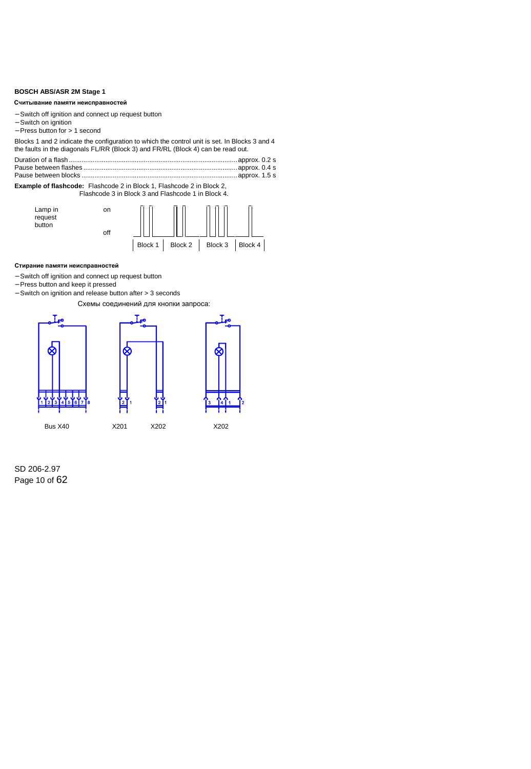**BOSCH ABS/ASR 2M Stage 1**

**Считывание памяти неисправностей**

- Switch off ignition and connect up request button
- Switch on ignition
- Press button for > 1 second

Blocks 1 and 2 indicate the configuration to which the control unit is set. In Blocks 3 and 4 the faults in the diagonals FL/RR (Block 3) and FR/RL (Block 4) can be read out.

| | |
|---|---|
| Duration of a flash | approx. 0.2 s |
| Pause between flashes | approx. 0.4 s |
| Pause between blocks | approx. 1.5 s |

**Example of flashcode:** Flashcode 2 in Block 1, Flashcode 2 in Block 2, Flashcode 3 in Block 3 and Flashcode 1 in Block 4.

Lamp in request button — on / off

Block 1 | Block 2 | Block 3 | Block 4

**Стирание памяти неисправностей**

- Switch off ignition and connect up request button
- Press button and keep it pressed
- Switch on ignition and release button after > 3 seconds

Схемы соединений для кнопки запроса:

Bus X40 — X201 — X202 — X202

SD 206-2.97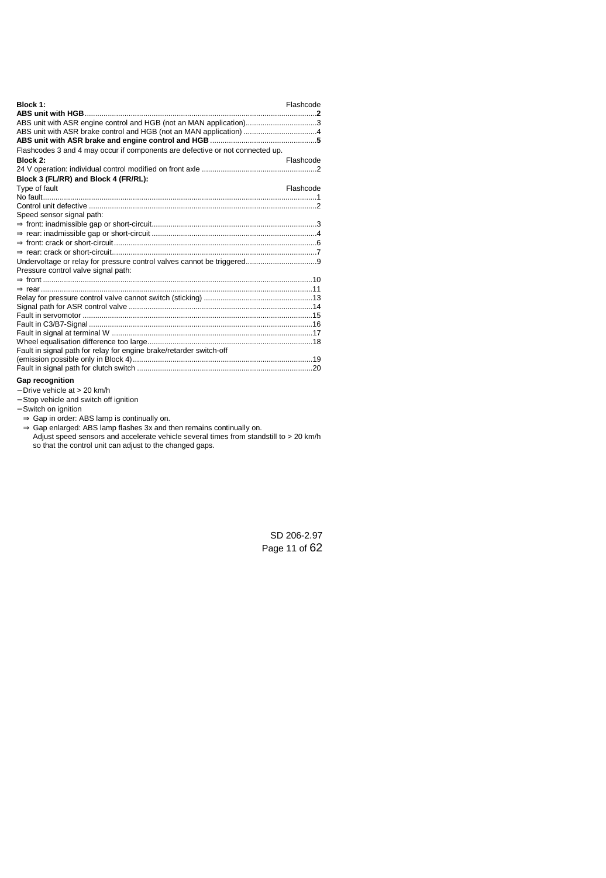| **Block 1:** | Flashcode |
|---|---|
| **ABS unit with HGB** | **2** |
| ABS unit with ASR engine control and HGB (not an MAN application) | 3 |
| ABS unit with ASR brake control and HGB (not an MAN application) | 4 |
| **ABS unit with ASR brake and engine control and HGB** | **5** |

Flashcodes 3 and 4 may occur if components are defective or not connected up.

| **Block 2:** | Flashcode |
|---|---|
| 24 V operation: individual control modified on front axle | 2 |

**Block 3 (FL/RR) and Block 4 (FR/RL):**

| Type of fault | Flashcode |
|---|---|
| No fault | 1 |
| Control unit defective | 2 |
| Speed sensor signal path: | |
| ⇒ front: inadmissible gap or short-circuit | 3 |
| ⇒ rear: inadmissible gap or short-circuit | 4 |
| ⇒ front: crack or short-circuit | 6 |
| ⇒ rear: crack or short-circuit | 7 |
| Undervoltage or relay for pressure control valves cannot be triggered | 9 |
| Pressure control valve signal path: | |
| ⇒ front | 10 |
| ⇒ rear | 11 |
| Relay for pressure control valve cannot switch (sticking) | 13 |
| Signal path for ASR control valve | 14 |
| Fault in servomotor | 15 |
| Fault in C3/B7-Signal | 16 |
| Fault in signal at terminal W | 17 |
| Wheel equalisation difference too large | 18 |
| Fault in signal path for relay for engine brake/retarder switch-off (emission possible only in Block 4) | 19 |
| Fault in signal path for clutch switch | 20 |

**Gap recognition**

- Drive vehicle at > 20 km/h
- Stop vehicle and switch off ignition
- Switch on ignition
  - ⇒ Gap in order: ABS lamp is continually on.
  - ⇒ Gap enlarged: ABS lamp flashes 3x and then remains continually on.
    Adjust speed sensors and accelerate vehicle several times from standstill to > 20 km/h so that the control unit can adjust to the changed gaps.

SD 206-2.97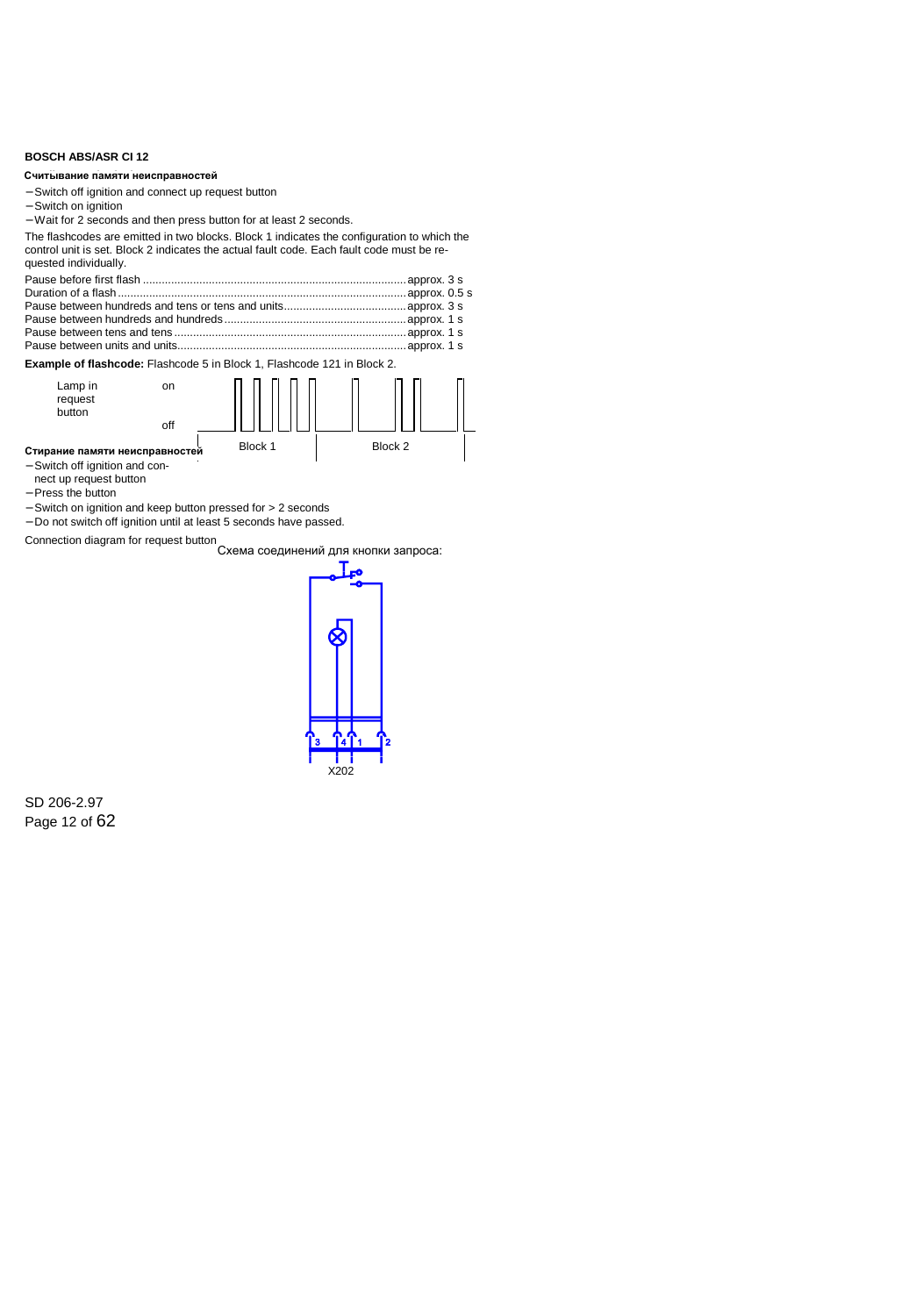## BOSCH ABS/ASR CI 12

### Считывание памяти неисправностей

- Switch off ignition and connect up request button
- Switch on ignition
- Wait for 2 seconds and then press button for at least 2 seconds.

The flashcodes are emitted in two blocks. Block 1 indicates the configuration to which the control unit is set. Block 2 indicates the actual fault code. Each fault code must be requested individually.

| | |
|---|---|
| Pause before first flash | approx. 3 s |
| Duration of a flash | approx. 0.5 s |
| Pause between hundreds and tens or tens and units | approx. 3 s |
| Pause between hundreds and hundreds | approx. 1 s |
| Pause between tens and tens | approx. 1 s |
| Pause between units and units | approx. 1 s |

**Example of flashcode:** Flashcode 5 in Block 1, Flashcode 121 in Block 2.

Lamp in request button — on / off

Block 1 Block 2

### Стирание памяти неисправностей

- Switch off ignition and connect up request button
- Press the button
- Switch on ignition and keep button pressed for > 2 seconds
- Do not switch off ignition until at least 5 seconds have passed.

Connection diagram for request button

Схема соединений для кнопки запроса:

3 4 1 2

X202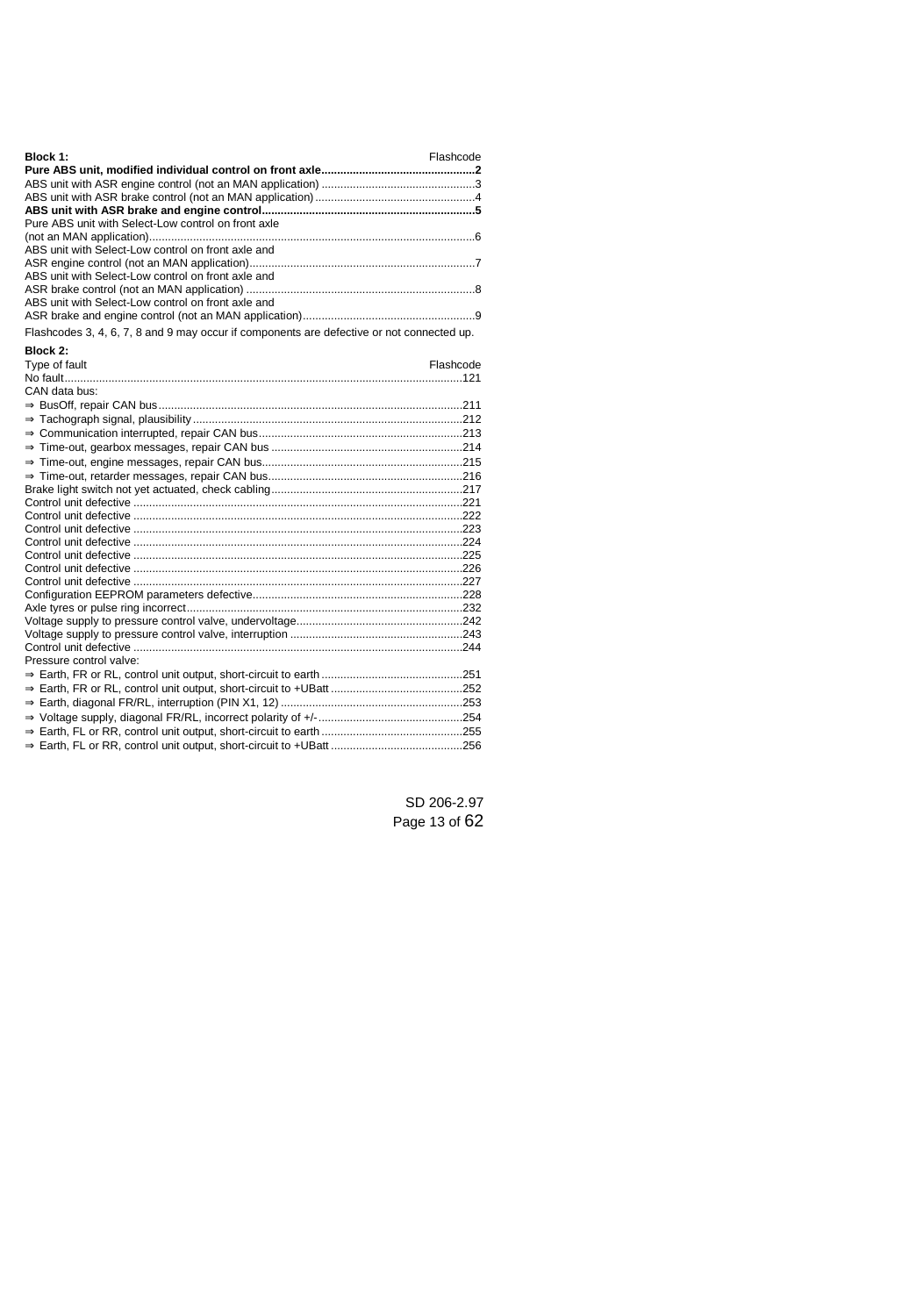**Block 1:**

| | Flashcode |
|---|---|
| **Pure ABS unit, modified individual control on front axle** | **2** |
| ABS unit with ASR engine control (not an MAN application) | 3 |
| ABS unit with ASR brake control (not an MAN application) | 4 |
| **ABS unit with ASR brake and engine control** | **5** |
| Pure ABS unit with Select-Low control on front axle (not an MAN application) | 6 |
| ABS unit with Select-Low control on front axle and ASR engine control (not an MAN application) | 7 |
| ABS unit with Select-Low control on front axle and ASR brake control (not an MAN application) | 8 |
| ABS unit with Select-Low control on front axle and ASR brake and engine control (not an MAN application) | 9 |

Flashcodes 3, 4, 6, 7, 8 and 9 may occur if components are defective or not connected up.

**Block 2:**

| Type of fault | Flashcode |
|---|---|
| No fault | 121 |
| CAN data bus: | |
| ⇒ BusOff, repair CAN bus | 211 |
| ⇒ Tachograph signal, plausibility | 212 |
| ⇒ Communication interrupted, repair CAN bus | 213 |
| ⇒ Time-out, gearbox messages, repair CAN bus | 214 |
| ⇒ Time-out, engine messages, repair CAN bus | 215 |
| ⇒ Time-out, retarder messages, repair CAN bus | 216 |
| Brake light switch not yet actuated, check cabling | 217 |
| Control unit defective | 221 |
| Control unit defective | 222 |
| Control unit defective | 223 |
| Control unit defective | 224 |
| Control unit defective | 225 |
| Control unit defective | 226 |
| Control unit defective | 227 |
| Configuration EEPROM parameters defective | 228 |
| Axle tyres or pulse ring incorrect | 232 |
| Voltage supply to pressure control valve, undervoltage | 242 |
| Voltage supply to pressure control valve, interruption | 243 |
| Control unit defective | 244 |
| Pressure control valve: | |
| ⇒ Earth, FR or RL, control unit output, short-circuit to earth | 251 |
| ⇒ Earth, FR or RL, control unit output, short-circuit to +UBatt | 252 |
| ⇒ Earth, diagonal FR/RL, interruption (PIN X1, 12) | 253 |
| ⇒ Voltage supply, diagonal FR/RL, incorrect polarity of +/- | 254 |
| ⇒ Earth, FL or RR, control unit output, short-circuit to earth | 255 |
| ⇒ Earth, FL or RR, control unit output, short-circuit to +UBatt | 256 |

SD 206-2.97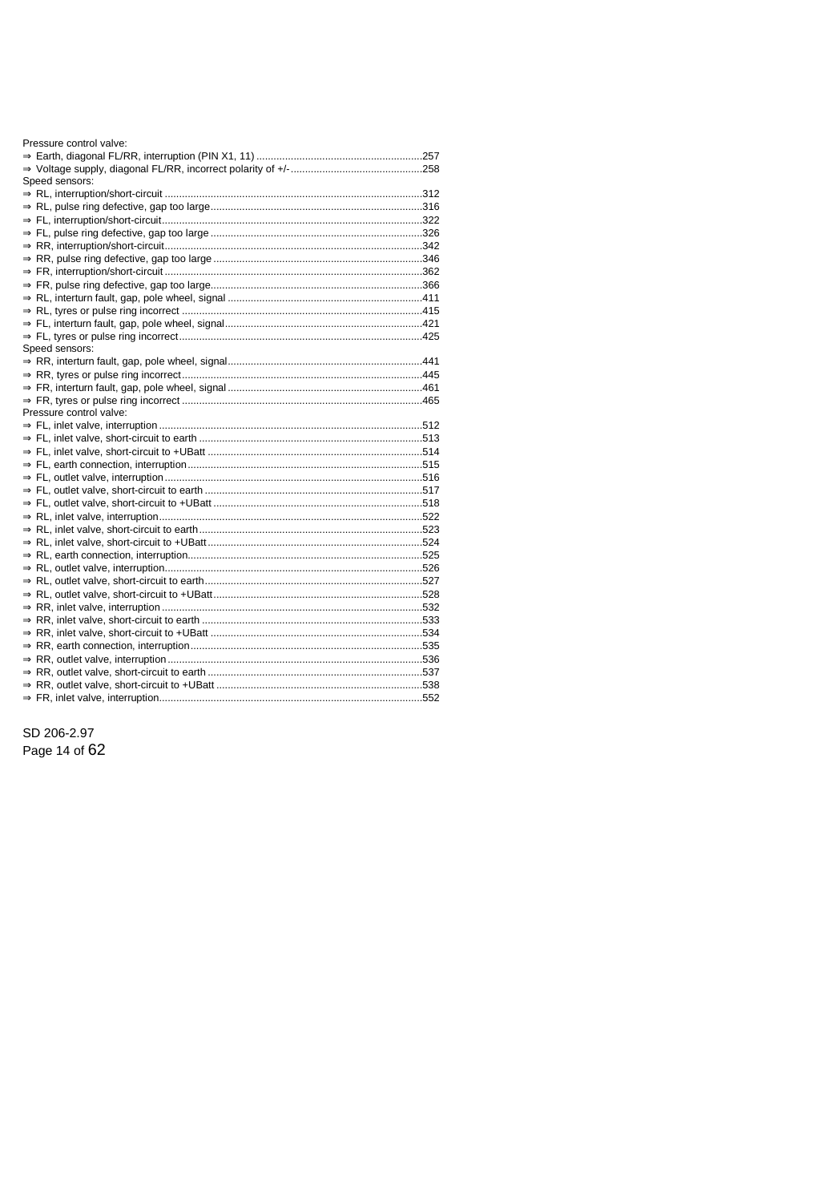Pressure control valve:

⇒ Earth, diagonal FL/RR, interruption (PIN X1, 11) ..........................................................257
⇒ Voltage supply, diagonal FL/RR, incorrect polarity of +/-..............................................258

Speed sensors:

⇒ RL, interruption/short-circuit ..........................................................................................312
⇒ RL, pulse ring defective, gap too large..........................................................................316
⇒ FL, interruption/short-circuit............................................................................................322
⇒ FL, pulse ring defective, gap too large ..........................................................................326
⇒ RR, interruption/short-circuit...........................................................................................342
⇒ RR, pulse ring defective, gap too large .........................................................................346
⇒ FR, interruption/short-circuit ...........................................................................................362
⇒ FR, pulse ring defective, gap too large...........................................................................366
⇒ RL, interturn fault, gap, pole wheel, signal ....................................................................411
⇒ RL, tyres or pulse ring incorrect ....................................................................................415
⇒ FL, interturn fault, gap, pole wheel, signal.....................................................................421
⇒ FL, tyres or pulse ring incorrect.....................................................................................425

Speed sensors:

⇒ RR, interturn fault, gap, pole wheel, signal.....................................................................441
⇒ RR, tyres or pulse ring incorrect....................................................................................445
⇒ FR, interturn fault, gap, pole wheel, signal ....................................................................461
⇒ FR, tyres or pulse ring incorrect ...................................................................................465

Pressure control valve:

⇒ FL, inlet valve, interruption ............................................................................................512
⇒ FL, inlet valve, short-circuit to earth ..............................................................................513
⇒ FL, inlet valve, short-circuit to +UBatt ...........................................................................514
⇒ FL, earth connection, interruption..................................................................................515
⇒ FL, outlet valve, interruption..........................................................................................516
⇒ FL, outlet valve, short-circuit to earth ............................................................................517
⇒ FL, outlet valve, short-circuit to +UBatt .........................................................................518
⇒ RL, inlet valve, interruption............................................................................................522
⇒ RL, inlet valve, short-circuit to earth..............................................................................523
⇒ RL, inlet valve, short-circuit to +UBatt...........................................................................524
⇒ RL, earth connection, interruption..................................................................................525
⇒ RL, outlet valve, interruption..........................................................................................526
⇒ RL, outlet valve, short-circuit to earth............................................................................527
⇒ RL, outlet valve, short-circuit to +UBatt.........................................................................528
⇒ RR, inlet valve, interruption ...........................................................................................532
⇒ RR, inlet valve, short-circuit to earth .............................................................................533
⇒ RR, inlet valve, short-circuit to +UBatt ..........................................................................534
⇒ RR, earth connection, interruption.................................................................................535
⇒ RR, outlet valve, interruption .........................................................................................536
⇒ RR, outlet valve, short-circuit to earth ...........................................................................537
⇒ RR, outlet valve, short-circuit to +UBatt ........................................................................538
⇒ FR, inlet valve, interruption............................................................................................552

SD 206-2.97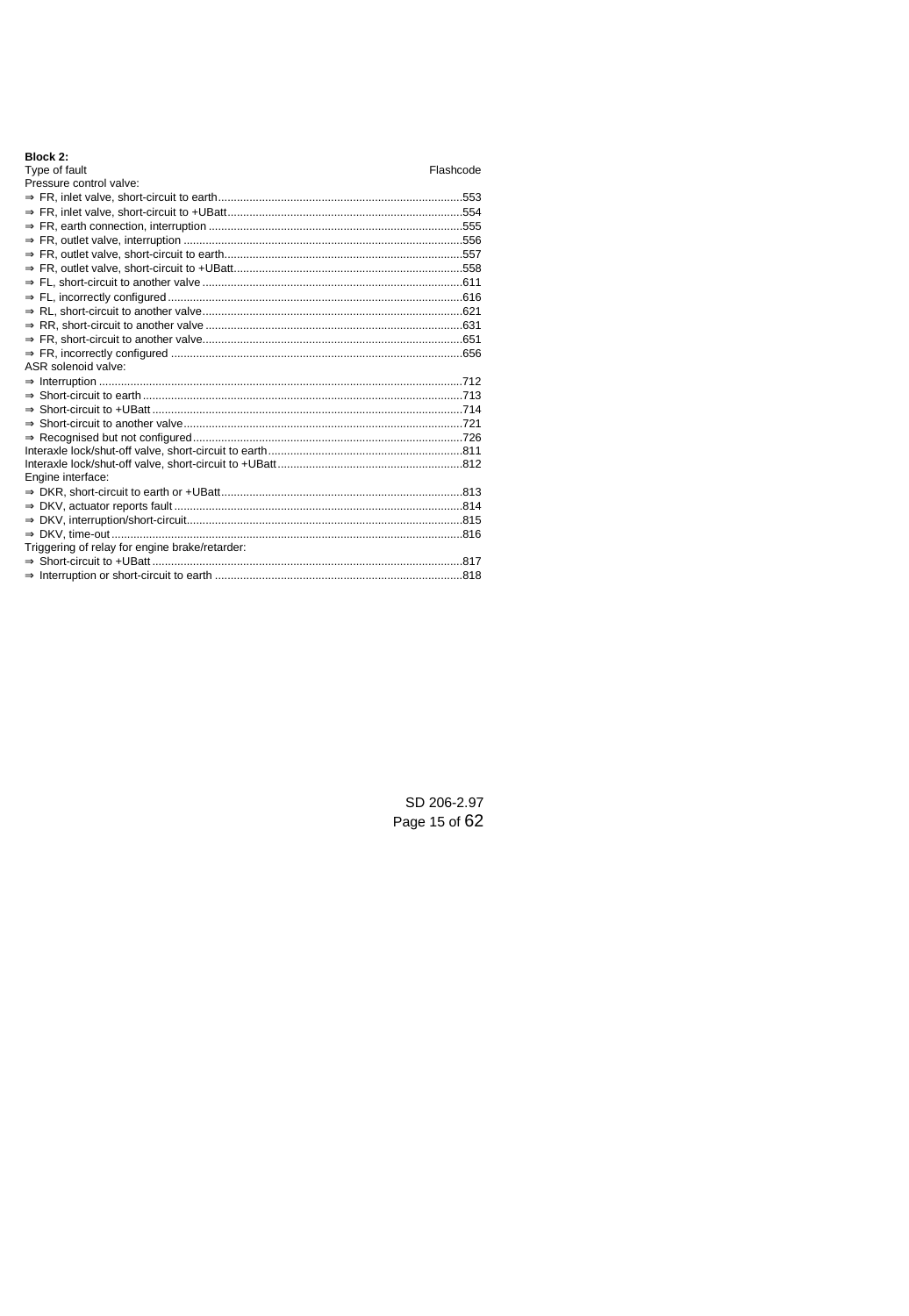**Block 2:**

| Type of fault | Flashcode |
|---|---|
| Pressure control valve: | |
| ⇒ FR, inlet valve, short-circuit to earth | 553 |
| ⇒ FR, inlet valve, short-circuit to +UBatt | 554 |
| ⇒ FR, earth connection, interruption | 555 |
| ⇒ FR, outlet valve, interruption | 556 |
| ⇒ FR, outlet valve, short-circuit to earth | 557 |
| ⇒ FR, outlet valve, short-circuit to +UBatt | 558 |
| ⇒ FL, short-circuit to another valve | 611 |
| ⇒ FL, incorrectly configured | 616 |
| ⇒ RL, short-circuit to another valve | 621 |
| ⇒ RR, short-circuit to another valve | 631 |
| ⇒ FR, short-circuit to another valve | 651 |
| ⇒ FR, incorrectly configured | 656 |
| ASR solenoid valve: | |
| ⇒ Interruption | 712 |
| ⇒ Short-circuit to earth | 713 |
| ⇒ Short-circuit to +UBatt | 714 |
| ⇒ Short-circuit to another valve | 721 |
| ⇒ Recognised but not configured | 726 |
| Interaxle lock/shut-off valve, short-circuit to earth | 811 |
| Interaxle lock/shut-off valve, short-circuit to +UBatt | 812 |
| Engine interface: | |
| ⇒ DKR, short-circuit to earth or +UBatt | 813 |
| ⇒ DKV, actuator reports fault | 814 |
| ⇒ DKV, interruption/short-circuit | 815 |
| ⇒ DKV, time-out | 816 |
| Triggering of relay for engine brake/retarder: | |
| ⇒ Short-circuit to +UBatt | 817 |
| ⇒ Interruption or short-circuit to earth | 818 |

SD 206-2.97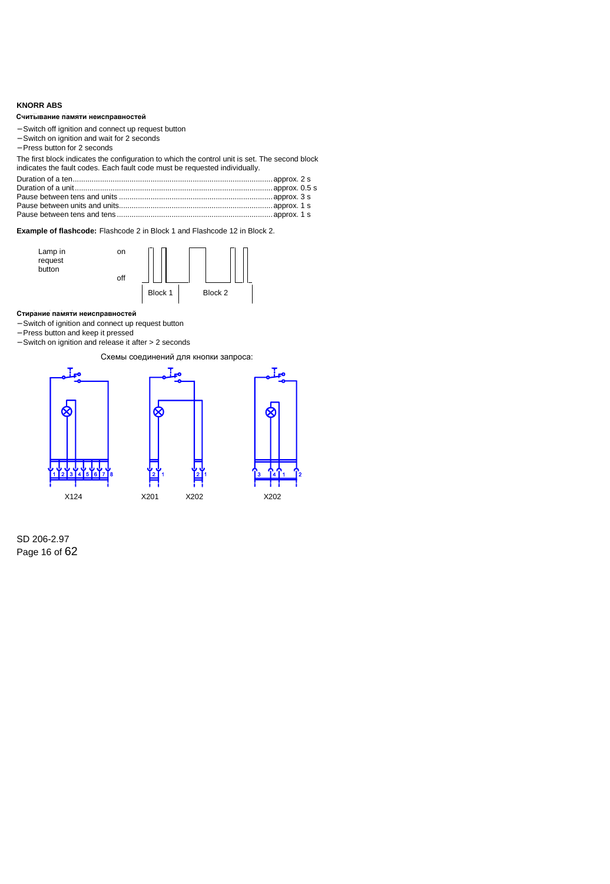## KNORR ABS

### Считывание памяти неисправностей

- Switch off ignition and connect up request button
- Switch on ignition and wait for 2 seconds
- Press button for 2 seconds

The first block indicates the configuration to which the control unit is set. The second block indicates the fault codes. Each fault code must be requested individually.

Duration of a ten.............................................................................................approx. 2 s
Duration of a unit.............................................................................................approx. 0.5 s
Pause between tens and units ........................................................................approx. 3 s
Pause between units and units........................................................................approx. 1 s
Pause between tens and tens .........................................................................approx. 1 s

**Example of flashcode:** Flashcode 2 in Block 1 and Flashcode 12 in Block 2.

Lamp in request button — on / off

Block 1 | Block 2

### Стирание памяти неисправностей

- Switch of ignition and connect up request button
- Press button and keep it pressed
- Switch on ignition and release it after > 2 seconds

Схемы соединений для кнопки запроса:

X124 — X201 — X202 — X202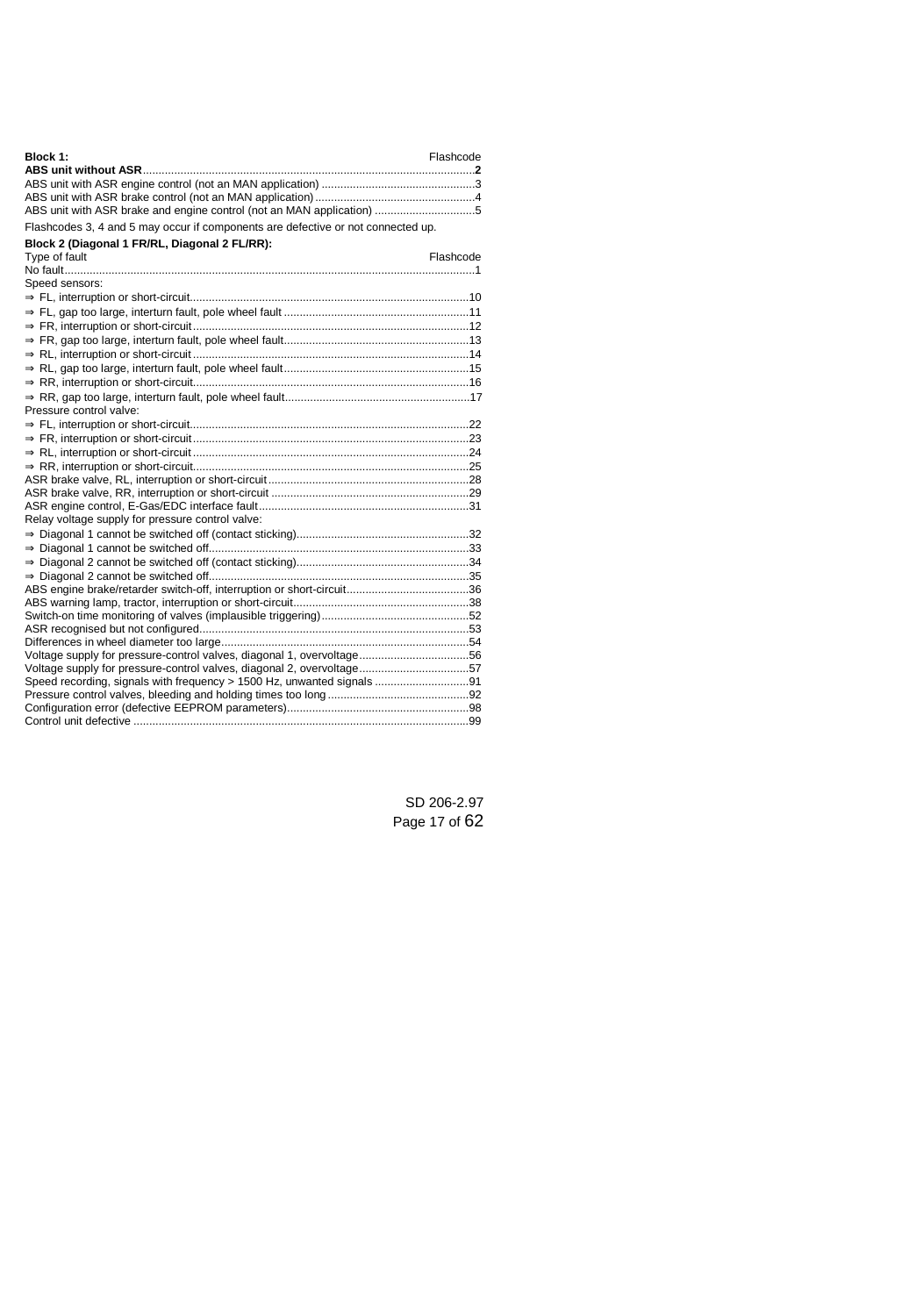**Block 1:**

| | Flashcode |
|---|---|
| **ABS unit without ASR** | **2** |
| ABS unit with ASR engine control (not an MAN application) | 3 |
| ABS unit with ASR brake control (not an MAN application) | 4 |
| ABS unit with ASR brake and engine control (not an MAN application) | 5 |

Flashcodes 3, 4 and 5 may occur if components are defective or not connected up.

**Block 2 (Diagonal 1 FR/RL, Diagonal 2 FL/RR):**

| Type of fault | Flashcode |
|---|---|
| No fault | 1 |
| Speed sensors: | |
| ⇒ FL, interruption or short-circuit | 10 |
| ⇒ FL, gap too large, interturn fault, pole wheel fault | 11 |
| ⇒ FR, interruption or short-circuit | 12 |
| ⇒ FR, gap too large, interturn fault, pole wheel fault | 13 |
| ⇒ RL, interruption or short-circuit | 14 |
| ⇒ RL, gap too large, interturn fault, pole wheel fault | 15 |
| ⇒ RR, interruption or short-circuit | 16 |
| ⇒ RR, gap too large, interturn fault, pole wheel fault | 17 |
| Pressure control valve: | |
| ⇒ FL, interruption or short-circuit | 22 |
| ⇒ FR, interruption or short-circuit | 23 |
| ⇒ RL, interruption or short-circuit | 24 |
| ⇒ RR, interruption or short-circuit | 25 |
| ASR brake valve, RL, interruption or short-circuit | 28 |
| ASR brake valve, RR, interruption or short-circuit | 29 |
| ASR engine control, E-Gas/EDC interface fault | 31 |
| Relay voltage supply for pressure control valve: | |
| ⇒ Diagonal 1 cannot be switched off (contact sticking) | 32 |
| ⇒ Diagonal 1 cannot be switched off | 33 |
| ⇒ Diagonal 2 cannot be switched off (contact sticking) | 34 |
| ⇒ Diagonal 2 cannot be switched off | 35 |
| ABS engine brake/retarder switch-off, interruption or short-circuit | 36 |
| ABS warning lamp, tractor, interruption or short-circuit | 38 |
| Switch-on time monitoring of valves (implausible triggering) | 52 |
| ASR recognised but not configured | 53 |
| Differences in wheel diameter too large | 54 |
| Voltage supply for pressure-control valves, diagonal 1, overvoltage | 56 |
| Voltage supply for pressure-control valves, diagonal 2, overvoltage | 57 |
| Speed recording, signals with frequency > 1500 Hz, unwanted signals | 91 |
| Pressure control valves, bleeding and holding times too long | 92 |
| Configuration error (defective EEPROM parameters) | 98 |
| Control unit defective | 99 |

SD 206-2.97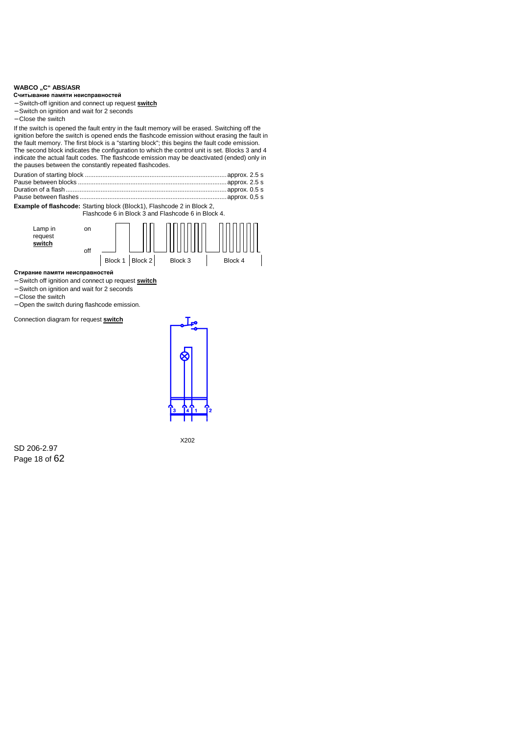**WABCO „C“ ABS/ASR**

**Считывание памяти неисправностей**

- Switch-off ignition and connect up request **switch**
- Switch on ignition and wait for 2 seconds
- Close the switch

If the switch is opened the fault entry in the fault memory will be erased. Switching off the ignition before the switch is opened ends the flashcode emission without erasing the fault in the fault memory. The first block is a "starting block"; this begins the fault code emission. The second block indicates the configuration to which the control unit is set. Blocks 3 and 4 indicate the actual fault codes. The flashcode emission may be deactivated (ended) only in the pauses between the constantly repeated flashcodes.

| | |
|---|---|
| Duration of starting block | approx. 2.5 s |
| Pause between blocks | approx. 2.5 s |
| Duration of a flash | approx. 0.5 s |
| Pause between flashes | approx. 0,5 s |

**Example of flashcode:** Starting block (Block1), Flashcode 2 in Block 2, Flashcode 6 in Block 3 and Flashcode 6 in Block 4.

Lamp in request **switch** — on / off

Block 1 | Block 2 | Block 3 | Block 4

**Стирание памяти неисправностей**

- Switch off ignition and connect up request **switch**
- Switch on ignition and wait for 2 seconds
- Close the switch
- Open the switch during flashcode emission.

Connection diagram for request **switch**

3 4 1 2

X202

SD 206-2.97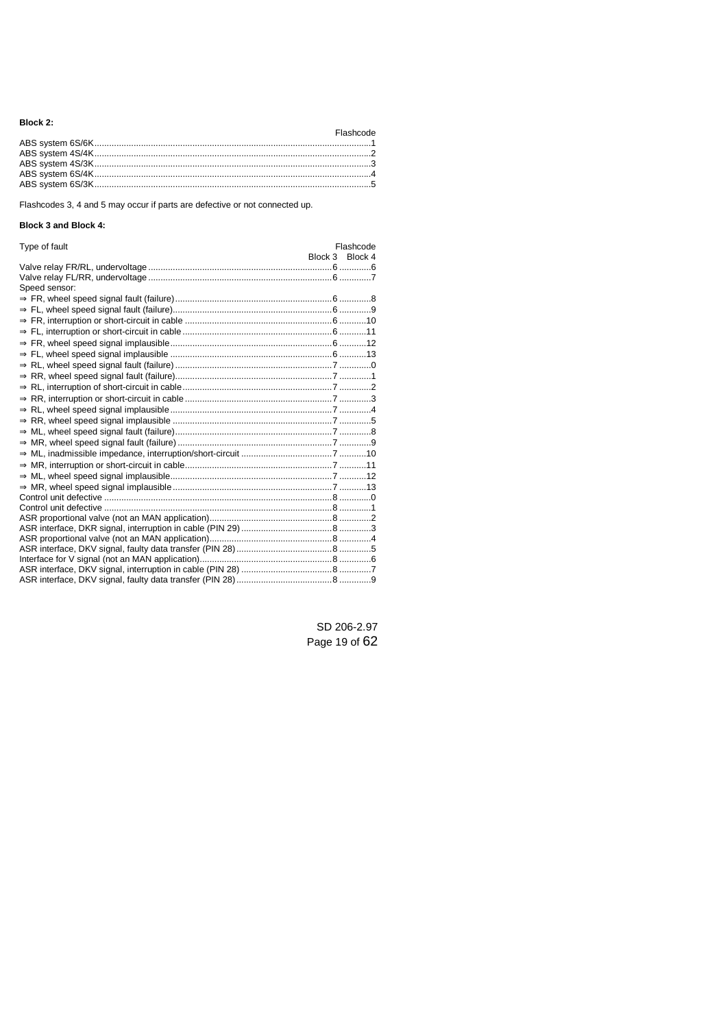**Block 2:**

| | Flashcode |
|---|---|
| ABS system 6S/6K | 1 |
| ABS system 4S/4K | 2 |
| ABS system 4S/3K | 3 |
| ABS system 6S/4K | 4 |
| ABS system 6S/3K | 5 |

Flashcodes 3, 4 and 5 may occur if parts are defective or not connected up.

**Block 3 and Block 4:**

| Type of fault | Flashcode Block 3 | Flashcode Block 4 |
|---|---|---|
| Valve relay FR/RL, undervoltage | 6 | 6 |
| Valve relay FL/RR, undervoltage | 6 | 7 |
| Speed sensor: | | |
| ⇒ FR, wheel speed signal fault (failure) | 6 | 8 |
| ⇒ FL, wheel speed signal fault (failure) | 6 | 9 |
| ⇒ FR, interruption or short-circuit in cable | 6 | 10 |
| ⇒ FL, interruption or short-circuit in cable | 6 | 11 |
| ⇒ FR, wheel speed signal implausible | 6 | 12 |
| ⇒ FL, wheel speed signal implausible | 6 | 13 |
| ⇒ RL, wheel speed signal fault (failure) | 7 | 0 |
| ⇒ RR, wheel speed signal fault (failure) | 7 | 1 |
| ⇒ RL, interruption of short-circuit in cable | 7 | 2 |
| ⇒ RR, interruption or short-circuit in cable | 7 | 3 |
| ⇒ RL, wheel speed signal implausible | 7 | 4 |
| ⇒ RR, wheel speed signal implausible | 7 | 5 |
| ⇒ ML, wheel speed signal fault (failure) | 7 | 8 |
| ⇒ MR, wheel speed signal fault (failure) | 7 | 9 |
| ⇒ ML, inadmissible impedance, interruption/short-circuit | 7 | 10 |
| ⇒ MR, interruption or short-circuit in cable | 7 | 11 |
| ⇒ ML, wheel speed signal implausible | 7 | 12 |
| ⇒ MR, wheel speed signal implausible | 7 | 13 |
| Control unit defective | 8 | 0 |
| Control unit defective | 8 | 1 |
| ASR proportional valve (not an MAN application) | 8 | 2 |
| ASR interface, DKR signal, interruption in cable (PIN 29) | 8 | 3 |
| ASR proportional valve (not an MAN application) | 8 | 4 |
| ASR interface, DKV signal, faulty data transfer (PIN 28) | 8 | 5 |
| Interface for V signal (not an MAN application) | 8 | 6 |
| ASR interface, DKV signal, interruption in cable (PIN 28) | 8 | 7 |
| ASR interface, DKV signal, faulty data transfer (PIN 28) | 8 | 9 |

SD 206-2.97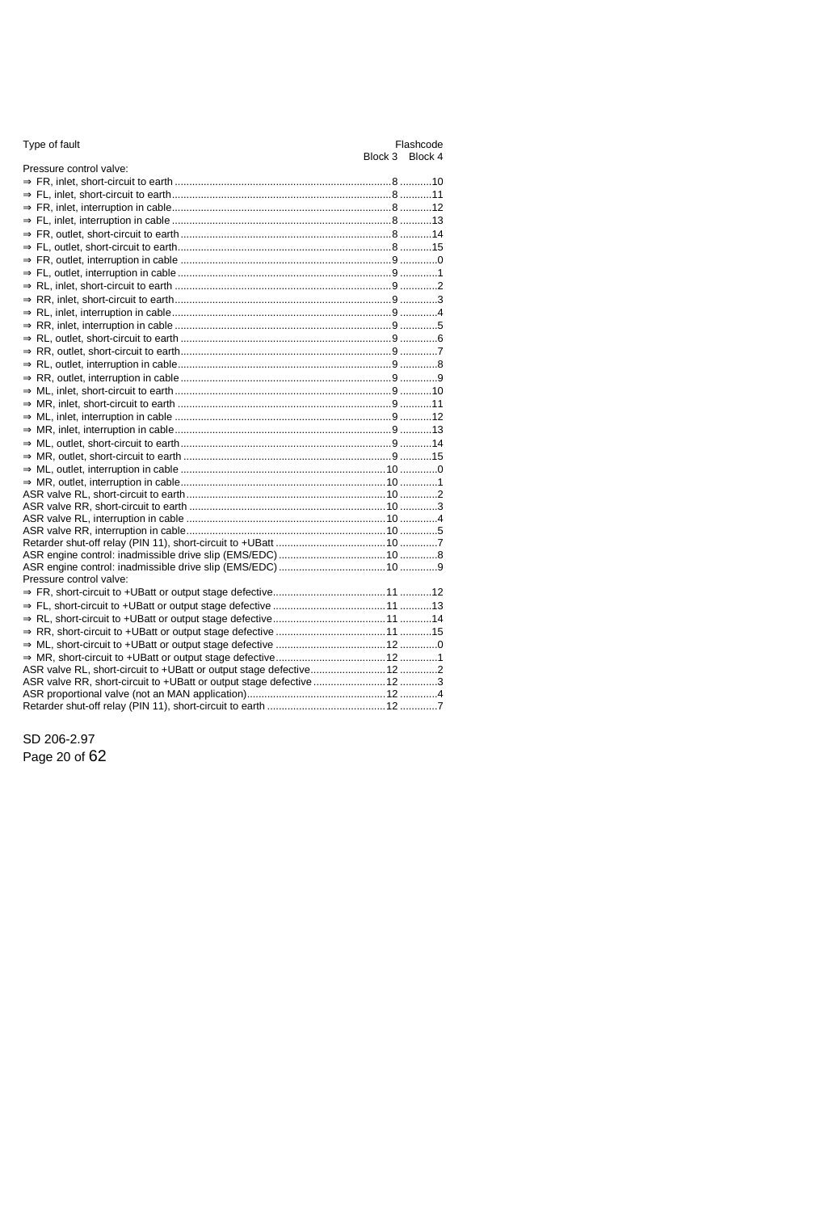| Type of fault | Flashcode Block 3 | Block 4 |
|---|---|---|
| Pressure control valve: | | |
| ⇒ FR, inlet, short-circuit to earth | 8 | 10 |
| ⇒ FL, inlet, short-circuit to earth | 8 | 11 |
| ⇒ FR, inlet, interruption in cable | 8 | 12 |
| ⇒ FL, inlet, interruption in cable | 8 | 13 |
| ⇒ FR, outlet, short-circuit to earth | 8 | 14 |
| ⇒ FL, outlet, short-circuit to earth | 8 | 15 |
| ⇒ FR, outlet, interruption in cable | 9 | 0 |
| ⇒ FL, outlet, interruption in cable | 9 | 1 |
| ⇒ RL, inlet, short-circuit to earth | 9 | 2 |
| ⇒ RR, inlet, short-circuit to earth | 9 | 3 |
| ⇒ RL, inlet, interruption in cable | 9 | 4 |
| ⇒ RR, inlet, interruption in cable | 9 | 5 |
| ⇒ RL, outlet, short-circuit to earth | 9 | 6 |
| ⇒ RR, outlet, short-circuit to earth | 9 | 7 |
| ⇒ RL, outlet, interruption in cable | 9 | 8 |
| ⇒ RR, outlet, interruption in cable | 9 | 9 |
| ⇒ ML, inlet, short-circuit to earth | 9 | 10 |
| ⇒ MR, inlet, short-circuit to earth | 9 | 11 |
| ⇒ ML, inlet, interruption in cable | 9 | 12 |
| ⇒ MR, inlet, interruption in cable | 9 | 13 |
| ⇒ ML, outlet, short-circuit to earth | 9 | 14 |
| ⇒ MR, outlet, short-circuit to earth | 9 | 15 |
| ⇒ ML, outlet, interruption in cable | 10 | 0 |
| ⇒ MR, outlet, interruption in cable | 10 | 1 |
| ASR valve RL, short-circuit to earth | 10 | 2 |
| ASR valve RR, short-circuit to earth | 10 | 3 |
| ASR valve RL, interruption in cable | 10 | 4 |
| ASR valve RR, interruption in cable | 10 | 5 |
| Retarder shut-off relay (PIN 11), short-circuit to +UBatt | 10 | 7 |
| ASR engine control: inadmissible drive slip (EMS/EDC) | 10 | 8 |
| ASR engine control: inadmissible drive slip (EMS/EDC) | 10 | 9 |
| Pressure control valve: | | |
| ⇒ FR, short-circuit to +UBatt or output stage defective | 11 | 12 |
| ⇒ FL, short-circuit to +UBatt or output stage defective | 11 | 13 |
| ⇒ RL, short-circuit to +UBatt or output stage defective | 11 | 14 |
| ⇒ RR, short-circuit to +UBatt or output stage defective | 11 | 15 |
| ⇒ ML, short-circuit to +UBatt or output stage defective | 12 | 0 |
| ⇒ MR, short-circuit to +UBatt or output stage defective | 12 | 1 |
| ASR valve RL, short-circuit to +UBatt or output stage defective | 12 | 2 |
| ASR valve RR, short-circuit to +UBatt or output stage defective | 12 | 3 |
| ASR proportional valve (not an MAN application) | 12 | 4 |
| Retarder shut-off relay (PIN 11), short-circuit to earth | 12 | 7 |

SD 206-2.97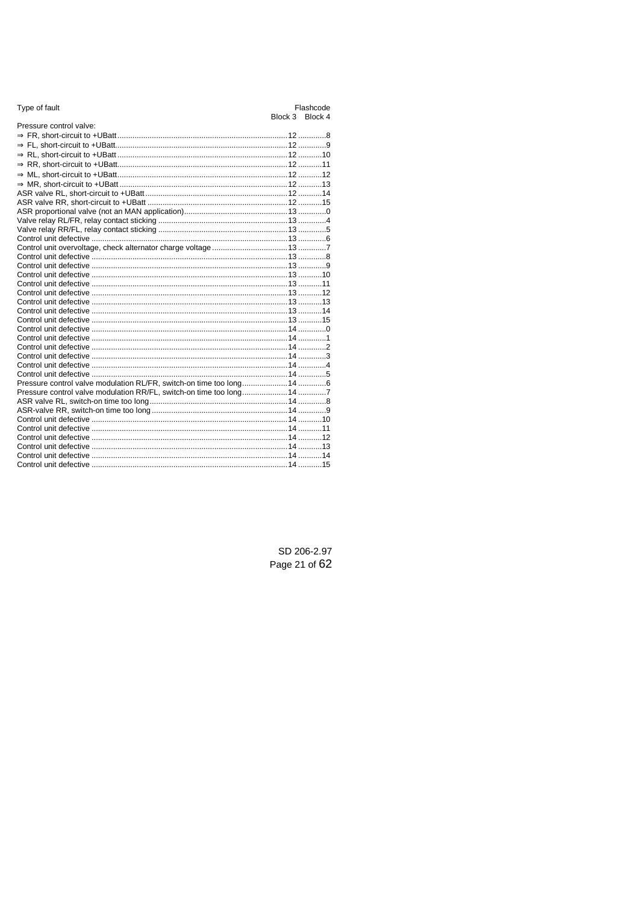| Type of fault | Flashcode Block 3 | Block 4 |
|---|---|---|
| Pressure control valve: | | |
| ⇒ FR, short-circuit to +UBatt | 12 | 8 |
| ⇒ FL, short-circuit to +UBatt | 12 | 9 |
| ⇒ RL, short-circuit to +UBatt | 12 | 10 |
| ⇒ RR, short-circuit to +UBatt | 12 | 11 |
| ⇒ ML, short-circuit to +UBatt | 12 | 12 |
| ⇒ MR, short-circuit to +UBatt | 12 | 13 |
| ASR valve RL, short-circuit to +UBatt | 12 | 14 |
| ASR valve RR, short-circuit to +UBatt | 12 | 15 |
| ASR proportional valve (not an MAN application) | 13 | 0 |
| Valve relay RL/FR, relay contact sticking | 13 | 4 |
| Valve relay RR/FL, relay contact sticking | 13 | 5 |
| Control unit defective | 13 | 6 |
| Control unit overvoltage, check alternator charge voltage | 13 | 7 |
| Control unit defective | 13 | 8 |
| Control unit defective | 13 | 9 |
| Control unit defective | 13 | 10 |
| Control unit defective | 13 | 11 |
| Control unit defective | 13 | 12 |
| Control unit defective | 13 | 13 |
| Control unit defective | 13 | 14 |
| Control unit defective | 13 | 15 |
| Control unit defective | 14 | 0 |
| Control unit defective | 14 | 1 |
| Control unit defective | 14 | 2 |
| Control unit defective | 14 | 3 |
| Control unit defective | 14 | 4 |
| Control unit defective | 14 | 5 |
| Pressure control valve modulation RL/FR, switch-on time too long | 14 | 6 |
| Pressure control valve modulation RR/FL, switch-on time too long | 14 | 7 |
| ASR valve RL, switch-on time too long | 14 | 8 |
| ASR-valve RR, switch-on time too long | 14 | 9 |
| Control unit defective | 14 | 10 |
| Control unit defective | 14 | 11 |
| Control unit defective | 14 | 12 |
| Control unit defective | 14 | 13 |
| Control unit defective | 14 | 14 |
| Control unit defective | 14 | 15 |

SD 206-2.97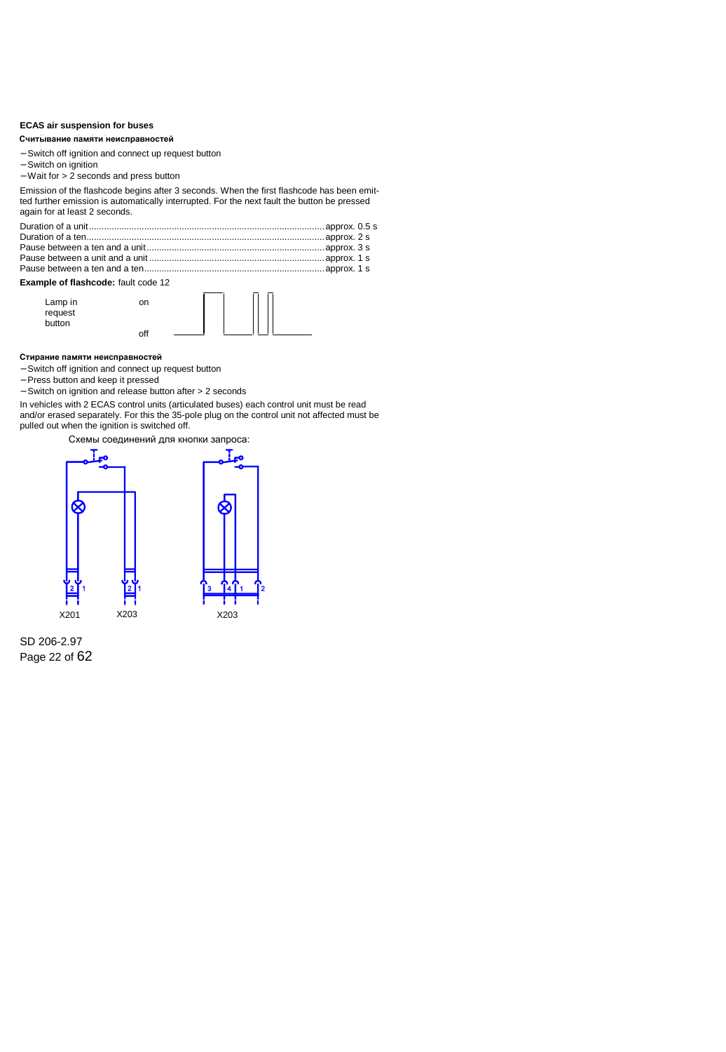**ECAS air suspension for buses**

**Считывание памяти неисправностей**

- Switch off ignition and connect up request button
- Switch on ignition
- Wait for > 2 seconds and press button

Emission of the flashcode begins after 3 seconds. When the first flashcode has been emitted further emission is automatically interrupted. For the next fault the button be pressed again for at least 2 seconds.

| | |
|---|---|
| Duration of a unit | approx. 0.5 s |
| Duration of a ten | approx. 2 s |
| Pause between a ten and a unit | approx. 3 s |
| Pause between a unit and a unit | approx. 1 s |
| Pause between a ten and a ten | approx. 1 s |

**Example of flashcode:** fault code 12

Lamp in request button — on / off

**Стирание памяти неисправностей**

- Switch off ignition and connect up request button
- Press button and keep it pressed
- Switch on ignition and release button after > 2 seconds

In vehicles with 2 ECAS control units (articulated buses) each control unit must be read and/or erased separately. For this the 35-pole plug on the control unit not affected must be pulled out when the ignition is switched off.

Схемы соединений для кнопки запроса:

X201 X203 X203

SD 206-2.97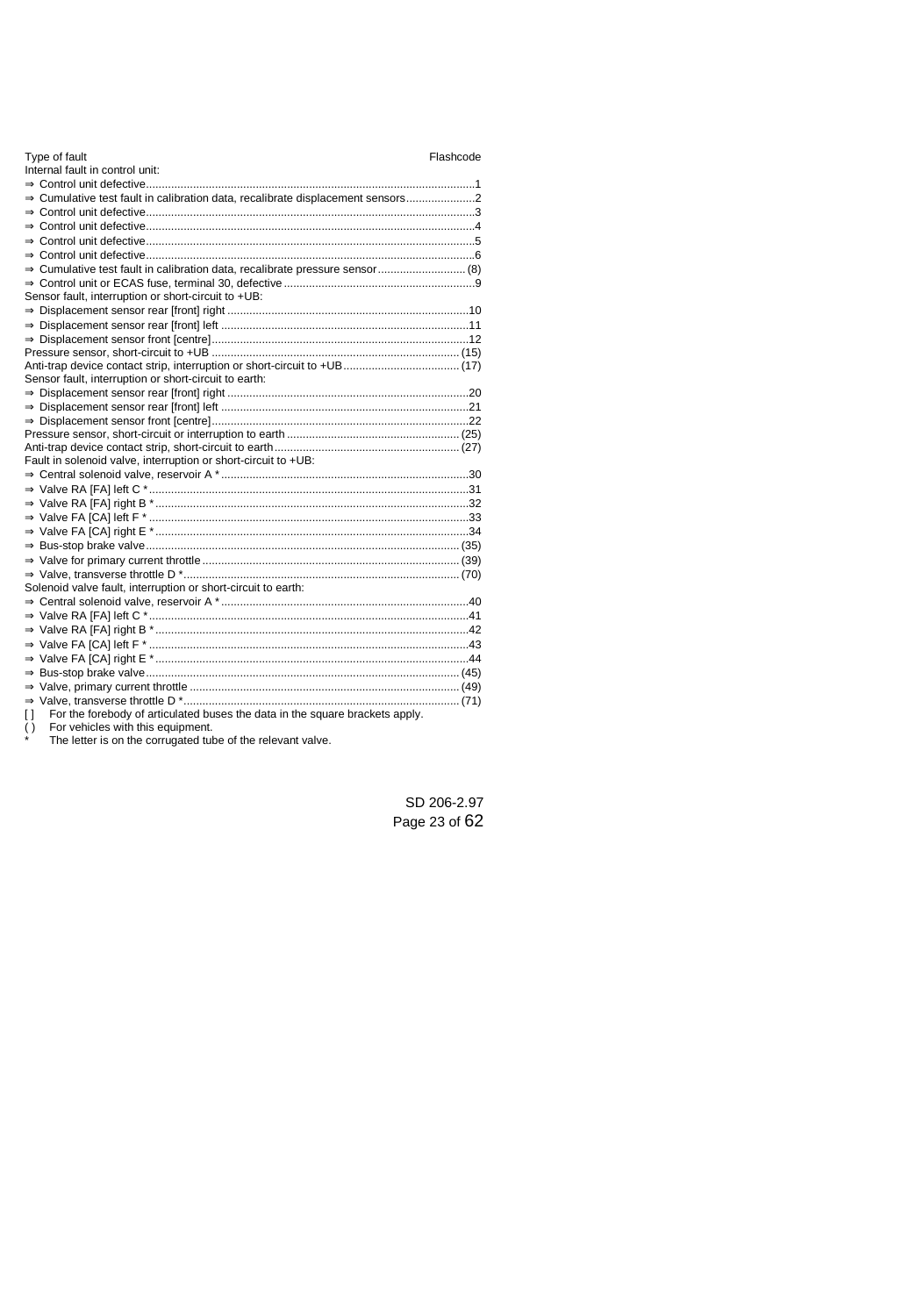| Type of fault | Flashcode |
|---|---|
| Internal fault in control unit: | |
| ⇒ Control unit defective | 1 |
| ⇒ Cumulative test fault in calibration data, recalibrate displacement sensors | 2 |
| ⇒ Control unit defective | 3 |
| ⇒ Control unit defective | 4 |
| ⇒ Control unit defective | 5 |
| ⇒ Control unit defective | 6 |
| ⇒ Cumulative test fault in calibration data, recalibrate pressure sensor | (8) |
| ⇒ Control unit or ECAS fuse, terminal 30, defective | 9 |
| Sensor fault, interruption or short-circuit to +UB: | |
| ⇒ Displacement sensor rear [front] right | 10 |
| ⇒ Displacement sensor rear [front] left | 11 |
| ⇒ Displacement sensor front [centre] | 12 |
| Pressure sensor, short-circuit to +UB | (15) |
| Anti-trap device contact strip, interruption or short-circuit to +UB | (17) |
| Sensor fault, interruption or short-circuit to earth: | |
| ⇒ Displacement sensor rear [front] right | 20 |
| ⇒ Displacement sensor rear [front] left | 21 |
| ⇒ Displacement sensor front [centre] | 22 |
| Pressure sensor, short-circuit or interruption to earth | (25) |
| Anti-trap device contact strip, short-circuit to earth | (27) |
| Fault in solenoid valve, interruption or short-circuit to +UB: | |
| ⇒ Central solenoid valve, reservoir A * | 30 |
| ⇒ Valve RA [FA] left C * | 31 |
| ⇒ Valve RA [FA] right B * | 32 |
| ⇒ Valve FA [CA] left F * | 33 |
| ⇒ Valve FA [CA] right E * | 34 |
| ⇒ Bus-stop brake valve | (35) |
| ⇒ Valve for primary current throttle | (39) |
| ⇒ Valve, transverse throttle D * | (70) |
| Solenoid valve fault, interruption or short-circuit to earth: | |
| ⇒ Central solenoid valve, reservoir A * | 40 |
| ⇒ Valve RA [FA] left C * | 41 |
| ⇒ Valve RA [FA] right B * | 42 |
| ⇒ Valve FA [CA] left F * | 43 |
| ⇒ Valve FA [CA] right E * | 44 |
| ⇒ Bus-stop brake valve | (45) |
| ⇒ Valve, primary current throttle | (49) |
| ⇒ Valve, transverse throttle D * | (71) |

[ ] For the forebody of articulated buses the data in the square brackets apply.

( ) For vehicles with this equipment.

\* The letter is on the corrugated tube of the relevant valve.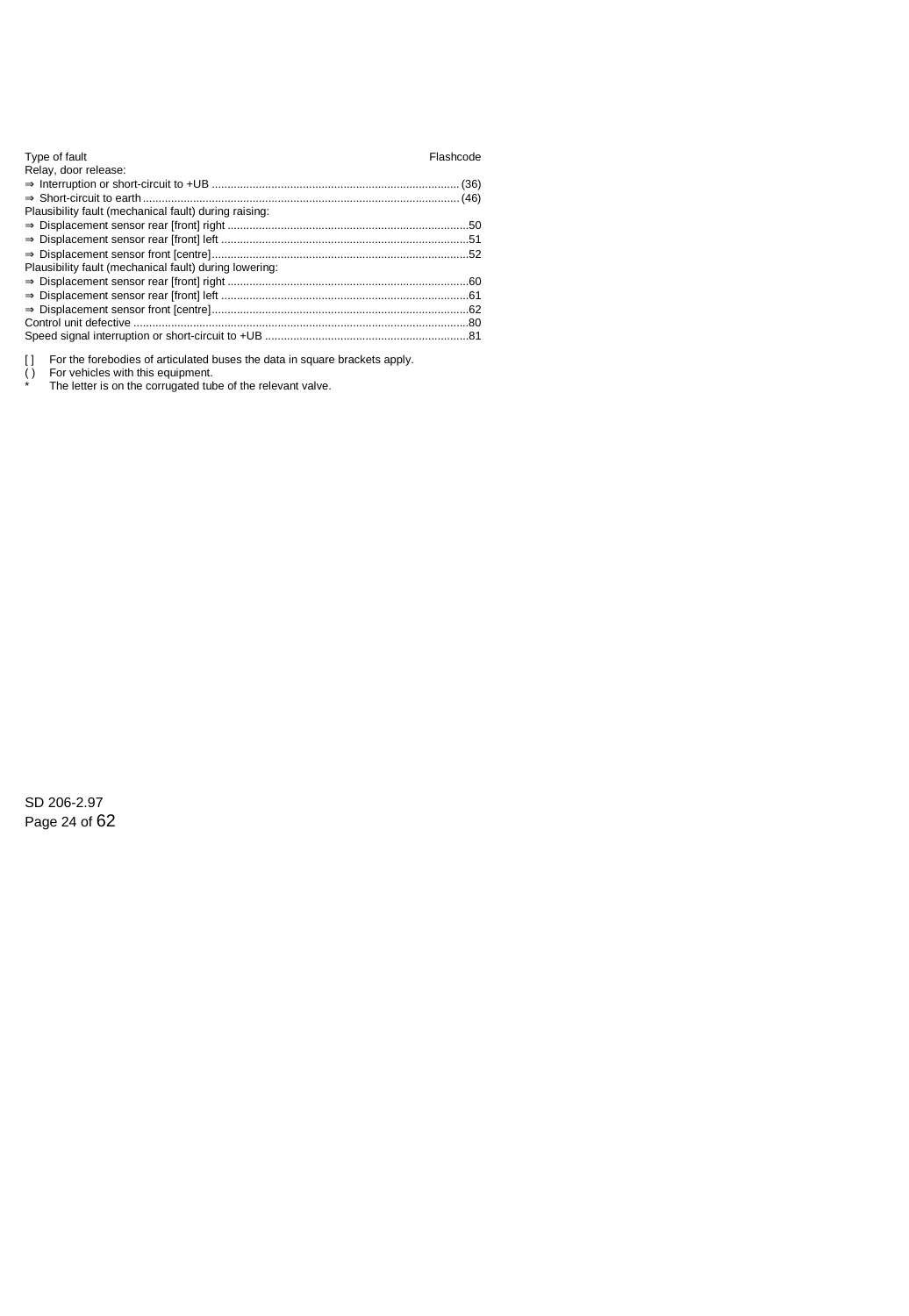| Type of fault | Flashcode |
| --- | --- |
| Relay, door release: | |
| ⇒ Interruption or short-circuit to +UB | (36) |
| ⇒ Short-circuit to earth | (46) |
| Plausibility fault (mechanical fault) during raising: | |
| ⇒ Displacement sensor rear [front] right | 50 |
| ⇒ Displacement sensor rear [front] left | 51 |
| ⇒ Displacement sensor front [centre] | 52 |
| Plausibility fault (mechanical fault) during lowering: | |
| ⇒ Displacement sensor rear [front] right | 60 |
| ⇒ Displacement sensor rear [front] left | 61 |
| ⇒ Displacement sensor front [centre] | 62 |
| Control unit defective | 80 |
| Speed signal interruption or short-circuit to +UB | 81 |

[ ] For the forebodies of articulated buses the data in square brackets apply.
( ) For vehicles with this equipment.
* The letter is on the corrugated tube of the relevant valve.

SD 206-2.97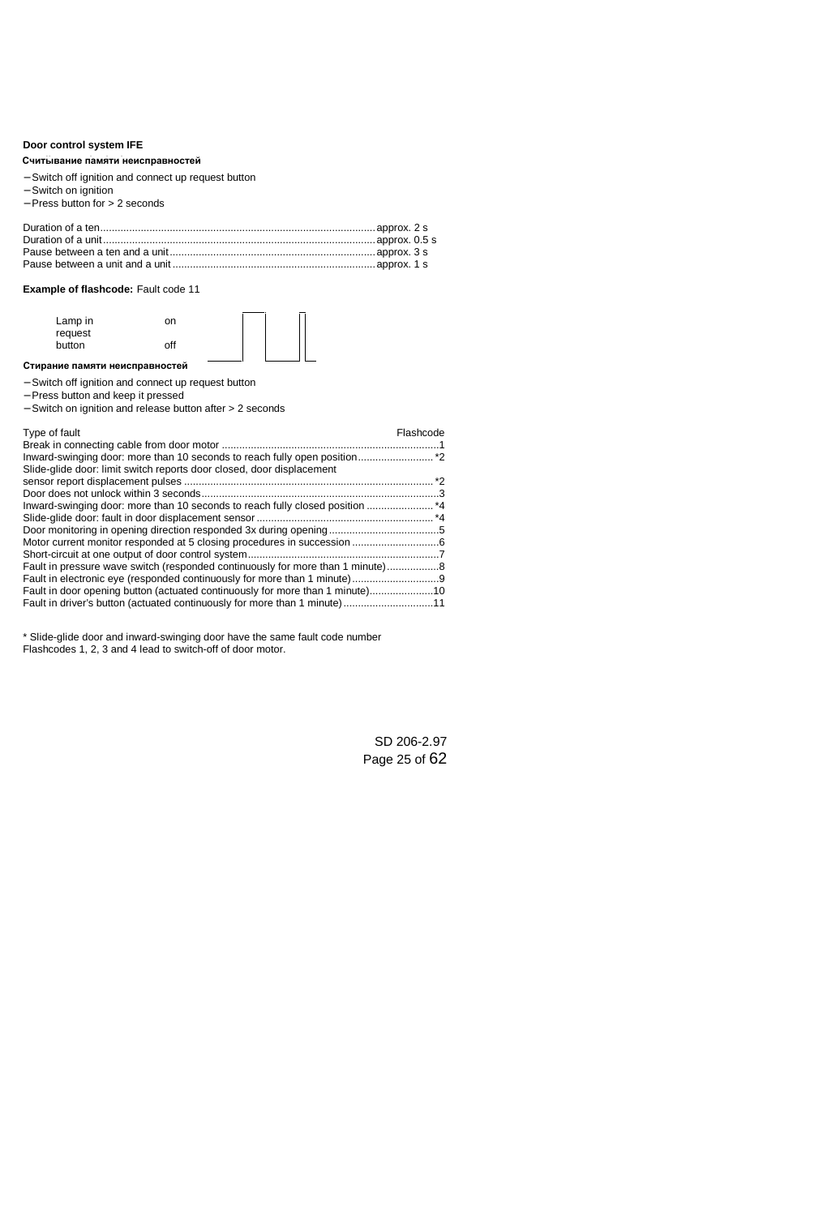**Door control system IFE**

**Считывание памяти неисправностей**

- Switch off ignition and connect up request button
- Switch on ignition
- Press button for > 2 seconds

| | |
|---|---|
| Duration of a ten | approx. 2 s |
| Duration of a unit | approx. 0.5 s |
| Pause between a ten and a unit | approx. 3 s |
| Pause between a unit and a unit | approx. 1 s |

**Example of flashcode:** Fault code 11

Lamp in request button — on / off

**Стирание памяти неисправностей**

- Switch off ignition and connect up request button
- Press button and keep it pressed
- Switch on ignition and release button after > 2 seconds

| Type of fault | Flashcode |
|---|---|
| Break in connecting cable from door motor | 1 |
| Inward-swinging door: more than 10 seconds to reach fully open position | *2 |
| Slide-glide door: limit switch reports door closed, door displacement sensor report displacement pulses | *2 |
| Door does not unlock within 3 seconds | 3 |
| Inward-swinging door: more than 10 seconds to reach fully closed position | *4 |
| Slide-glide door: fault in door displacement sensor | *4 |
| Door monitoring in opening direction responded 3x during opening | 5 |
| Motor current monitor responded at 5 closing procedures in succession | 6 |
| Short-circuit at one output of door control system | 7 |
| Fault in pressure wave switch (responded continuously for more than 1 minute) | 8 |
| Fault in electronic eye (responded continuously for more than 1 minute) | 9 |
| Fault in door opening button (actuated continuously for more than 1 minute) | 10 |
| Fault in driver's button (actuated continuously for more than 1 minute) | 11 |

* Slide-glide door and inward-swinging door have the same fault code number
Flashcodes 1, 2, 3 and 4 lead to switch-off of door motor.

SD 206-2.97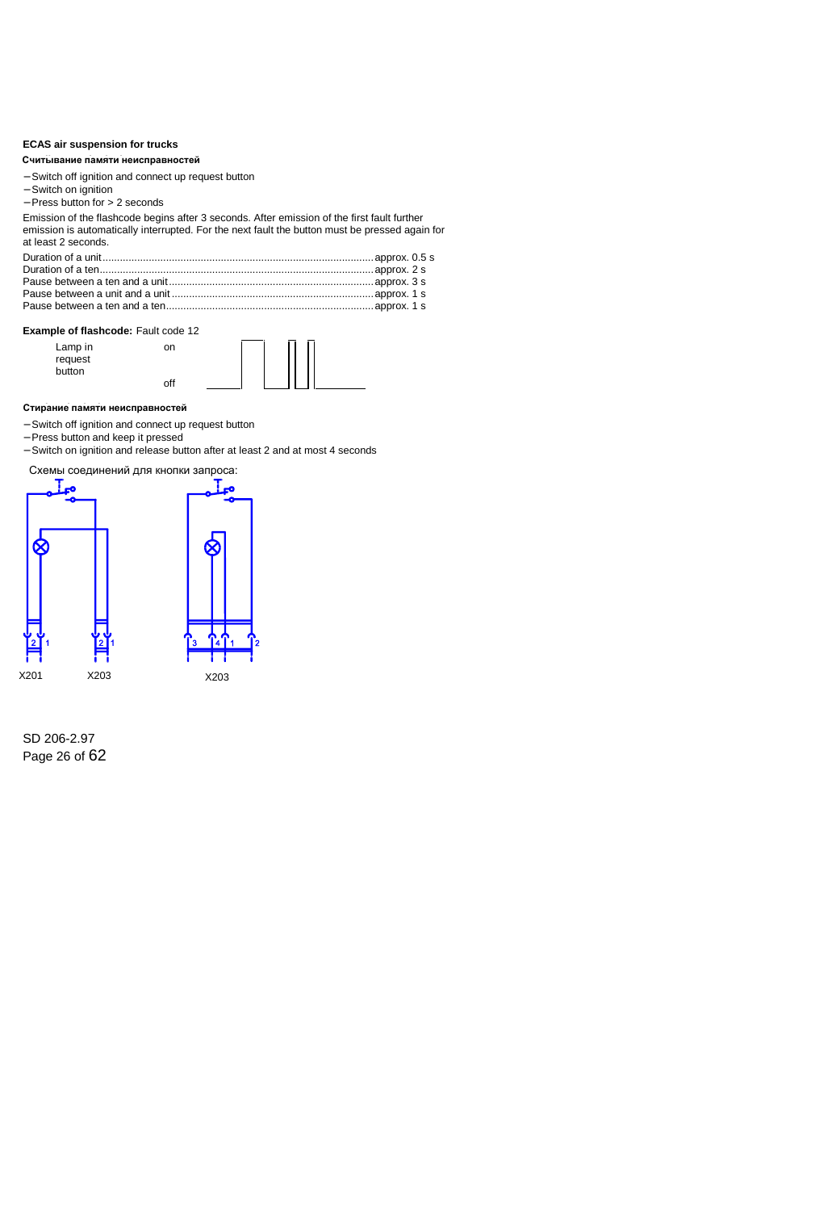### ECAS air suspension for trucks

**Считывание памяти неисправностей**

- Switch off ignition and connect up request button
- Switch on ignition
- Press button for > 2 seconds

Emission of the flashcode begins after 3 seconds. After emission of the first fault further emission is automatically interrupted. For the next fault the button must be pressed again for at least 2 seconds.

| | |
|---|---|
| Duration of a unit | approx. 0.5 s |
| Duration of a ten | approx. 2 s |
| Pause between a ten and a unit | approx. 3 s |
| Pause between a unit and a unit | approx. 1 s |
| Pause between a ten and a ten | approx. 1 s |

**Example of flashcode:** Fault code 12

Lamp in request button — on / off

**Стирание памяти неисправностей**

- Switch off ignition and connect up request button
- Press button and keep it pressed
- Switch on ignition and release button after at least 2 and at most 4 seconds

Схемы соединений для кнопки запроса:

X201 X203 X203

SD 206-2.97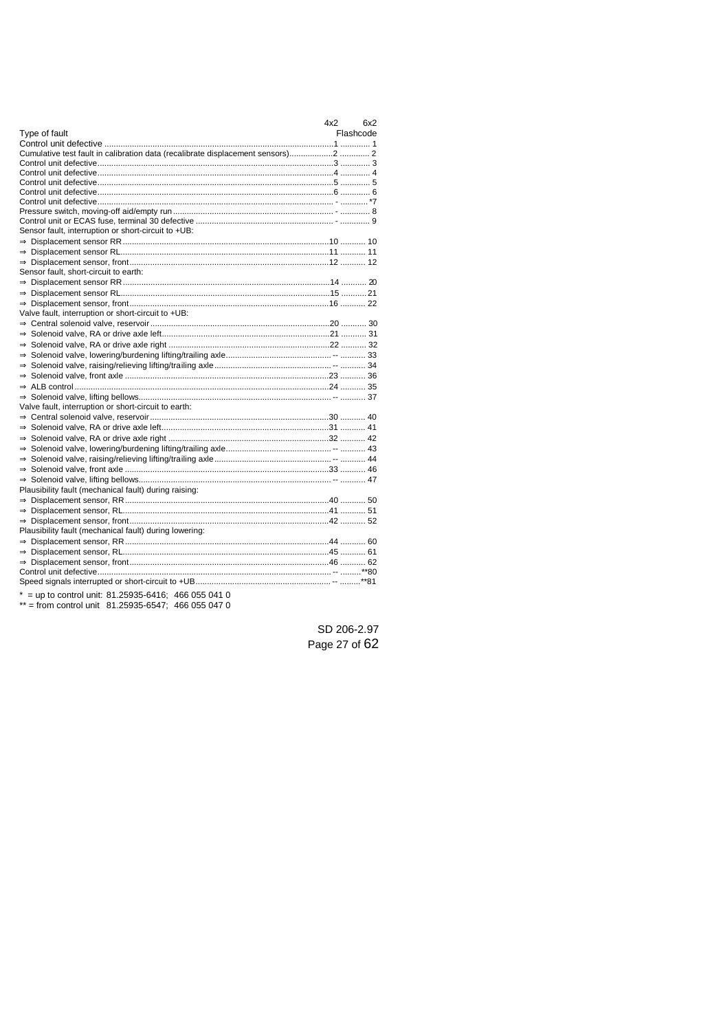| Type of fault | 4x2 | 6x2 |
|---|---|---|
| | Flashcode | |
| Control unit defective | 1 | 1 |
| Cumulative test fault in calibration data (recalibrate displacement sensors) | 2 | 2 |
| Control unit defective | 3 | 3 |
| Control unit defective | 4 | 4 |
| Control unit defective | 5 | 5 |
| Control unit defective | 6 | 6 |
| Control unit defective | - | *7 |
| Pressure switch, moving-off aid/empty run | - | 8 |
| Control unit or ECAS fuse, terminal 30 defective | - | 9 |
| Sensor fault, interruption or short-circuit to +UB: | | |
| ⇒ Displacement sensor RR | 10 | 10 |
| ⇒ Displacement sensor RL | 11 | 11 |
| ⇒ Displacement sensor, front | 12 | 12 |
| Sensor fault, short-circuit to earth: | | |
| ⇒ Displacement sensor RR | 14 | 20 |
| ⇒ Displacement sensor RL | 15 | 21 |
| ⇒ Displacement sensor, front | 16 | 22 |
| Valve fault, interruption or short-circuit to +UB: | | |
| ⇒ Central solenoid valve, reservoir | 20 | 30 |
| ⇒ Solenoid valve, RA or drive axle left | 21 | 31 |
| ⇒ Solenoid valve, RA or drive axle right | 22 | 32 |
| ⇒ Solenoid valve, lowering/burdening lifting/trailing axle | -- | 33 |
| ⇒ Solenoid valve, raising/relieving lifting/trailing axle | -- | 34 |
| ⇒ Solenoid valve, front axle | 23 | 36 |
| ⇒ ALB control | 24 | 35 |
| ⇒ Solenoid valve, lifting bellows | -- | 37 |
| Valve fault, interruption or short-circuit to earth: | | |
| ⇒ Central solenoid valve, reservoir | 30 | 40 |
| ⇒ Solenoid valve, RA or drive axle left | 31 | 41 |
| ⇒ Solenoid valve, RA or drive axle right | 32 | 42 |
| ⇒ Solenoid valve, lowering/burdening lifting/trailing axle | -- | 43 |
| ⇒ Solenoid valve, raising/relieving lifting/trailing axle | -- | 44 |
| ⇒ Solenoid valve, front axle | 33 | 46 |
| ⇒ Solenoid valve, lifting bellows | -- | 47 |
| Plausibility fault (mechanical fault) during raising: | | |
| ⇒ Displacement sensor, RR | 40 | 50 |
| ⇒ Displacement sensor, RL | 41 | 51 |
| ⇒ Displacement sensor, front | 42 | 52 |
| Plausibility fault (mechanical fault) during lowering: | | |
| ⇒ Displacement sensor, RR | 44 | 60 |
| ⇒ Displacement sensor, RL | 45 | 61 |
| ⇒ Displacement sensor, front | 46 | 62 |
| Control unit defective | -- | **80 |
| Speed signals interrupted or short-circuit to +UB | -- | **81 |

\* = up to control unit: 81.25935-6416; 466 055 041 0

\*\* = from control unit 81.25935-6547; 466 055 047 0

SD 206-2.97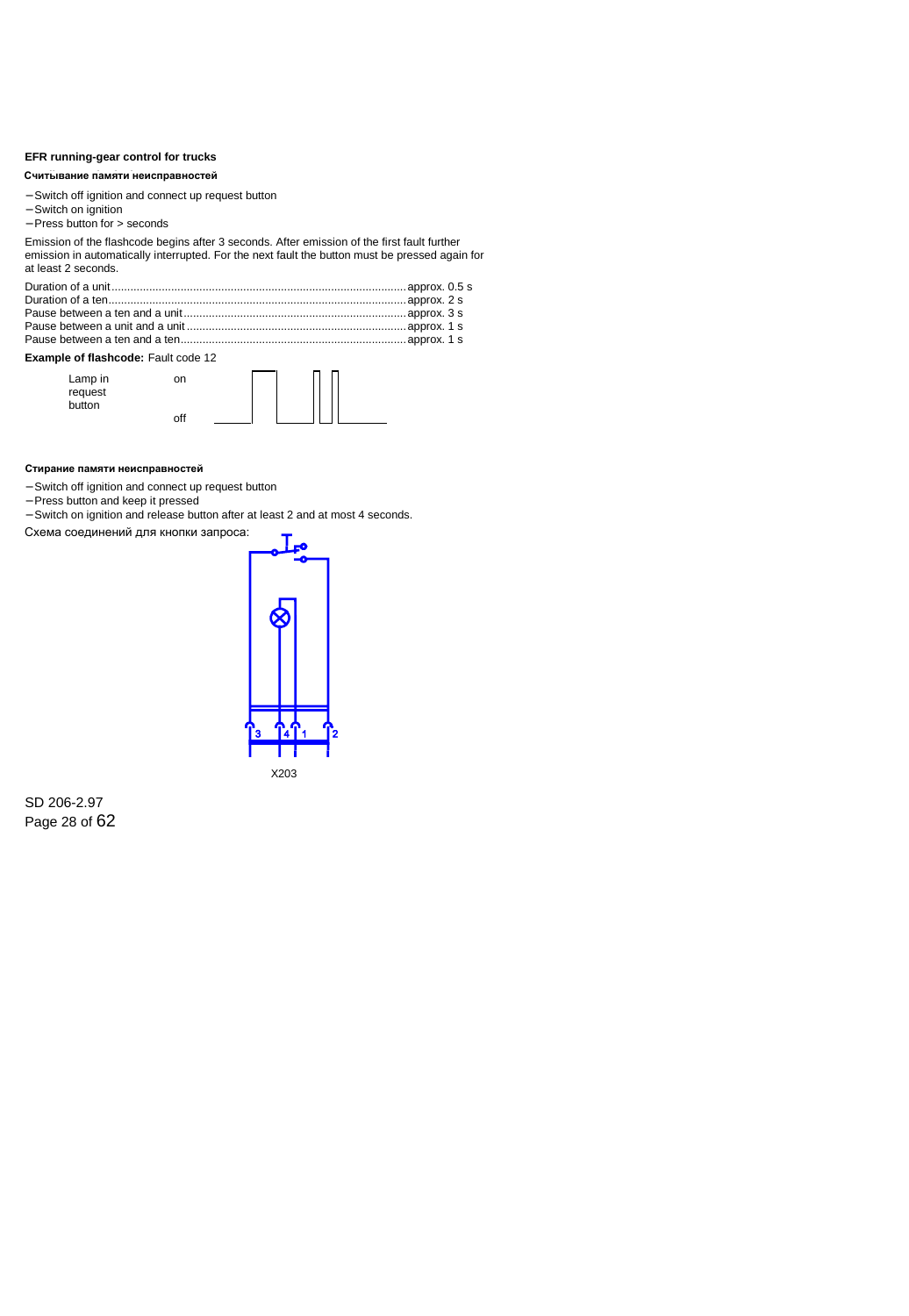**EFR running-gear control for trucks**

**Считывание памяти неисправностей**

- Switch off ignition and connect up request button
- Switch on ignition
- Press button for > seconds

Emission of the flashcode begins after 3 seconds. After emission of the first fault further emission in automatically interrupted. For the next fault the button must be pressed again for at least 2 seconds.

Duration of a unit............................................................................................approx. 0.5 s
Duration of a ten.............................................................................................approx. 2 s
Pause between a ten and a unit......................................................................approx. 3 s
Pause between a unit and a unit.....................................................................approx. 1 s
Pause between a ten and a ten.......................................................................approx. 1 s

**Example of flashcode:** Fault code 12

Lamp in request button — on / off

**Стирание памяти неисправностей**

- Switch off ignition and connect up request button
- Press button and keep it pressed
- Switch on ignition and release button after at least 2 and at most 4 seconds.

Схема соединений для кнопки запроса:

3 4 1 2

X203

SD 206-2.97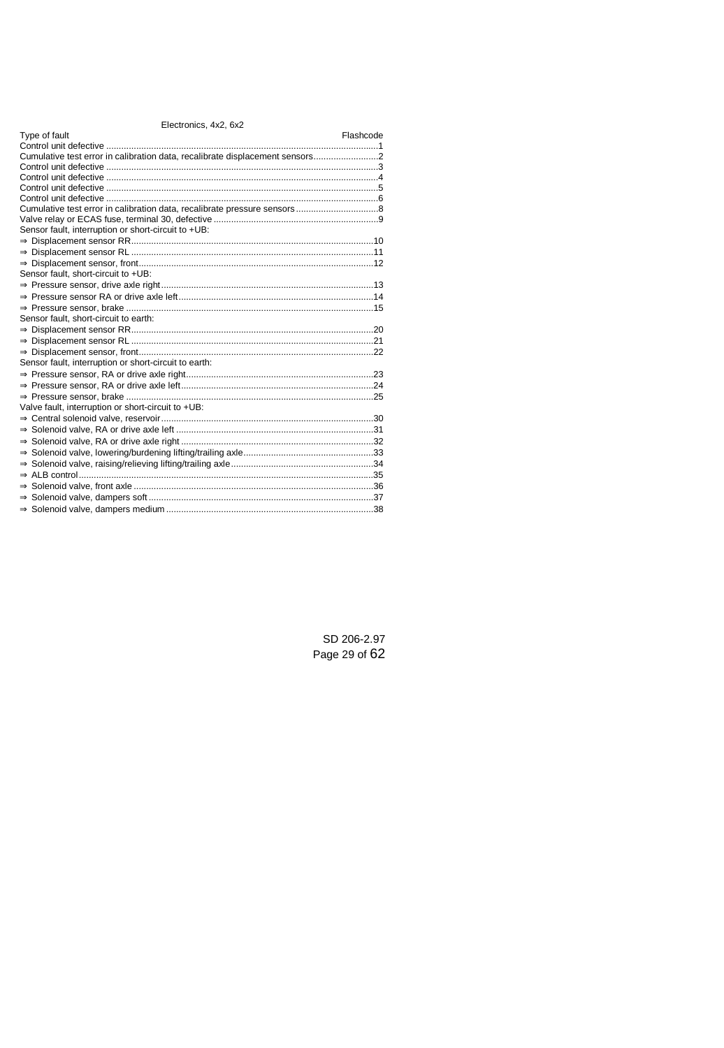Electronics, 4x2, 6x2

| Type of fault | Flashcode |
|---|---|
| Control unit defective | 1 |
| Cumulative test error in calibration data, recalibrate displacement sensors | 2 |
| Control unit defective | 3 |
| Control unit defective | 4 |
| Control unit defective | 5 |
| Control unit defective | 6 |
| Cumulative test error in calibration data, recalibrate pressure sensors | 8 |
| Valve relay or ECAS fuse, terminal 30, defective | 9 |
| Sensor fault, interruption or short-circuit to +UB: | |
| ⇒ Displacement sensor RR | 10 |
| ⇒ Displacement sensor RL | 11 |
| ⇒ Displacement sensor, front | 12 |
| Sensor fault, short-circuit to +UB: | |
| ⇒ Pressure sensor, drive axle right | 13 |
| ⇒ Pressure sensor RA or drive axle left | 14 |
| ⇒ Pressure sensor, brake | 15 |
| Sensor fault, short-circuit to earth: | |
| ⇒ Displacement sensor RR | 20 |
| ⇒ Displacement sensor RL | 21 |
| ⇒ Displacement sensor, front | 22 |
| Sensor fault, interruption or short-circuit to earth: | |
| ⇒ Pressure sensor, RA or drive axle right | 23 |
| ⇒ Pressure sensor, RA or drive axle left | 24 |
| ⇒ Pressure sensor, brake | 25 |
| Valve fault, interruption or short-circuit to +UB: | |
| ⇒ Central solenoid valve, reservoir | 30 |
| ⇒ Solenoid valve, RA or drive axle left | 31 |
| ⇒ Solenoid valve, RA or drive axle right | 32 |
| ⇒ Solenoid valve, lowering/burdening lifting/trailing axle | 33 |
| ⇒ Solenoid valve, raising/relieving lifting/trailing axle | 34 |
| ⇒ ALB control | 35 |
| ⇒ Solenoid valve, front axle | 36 |
| ⇒ Solenoid valve, dampers soft | 37 |
| ⇒ Solenoid valve, dampers medium | 38 |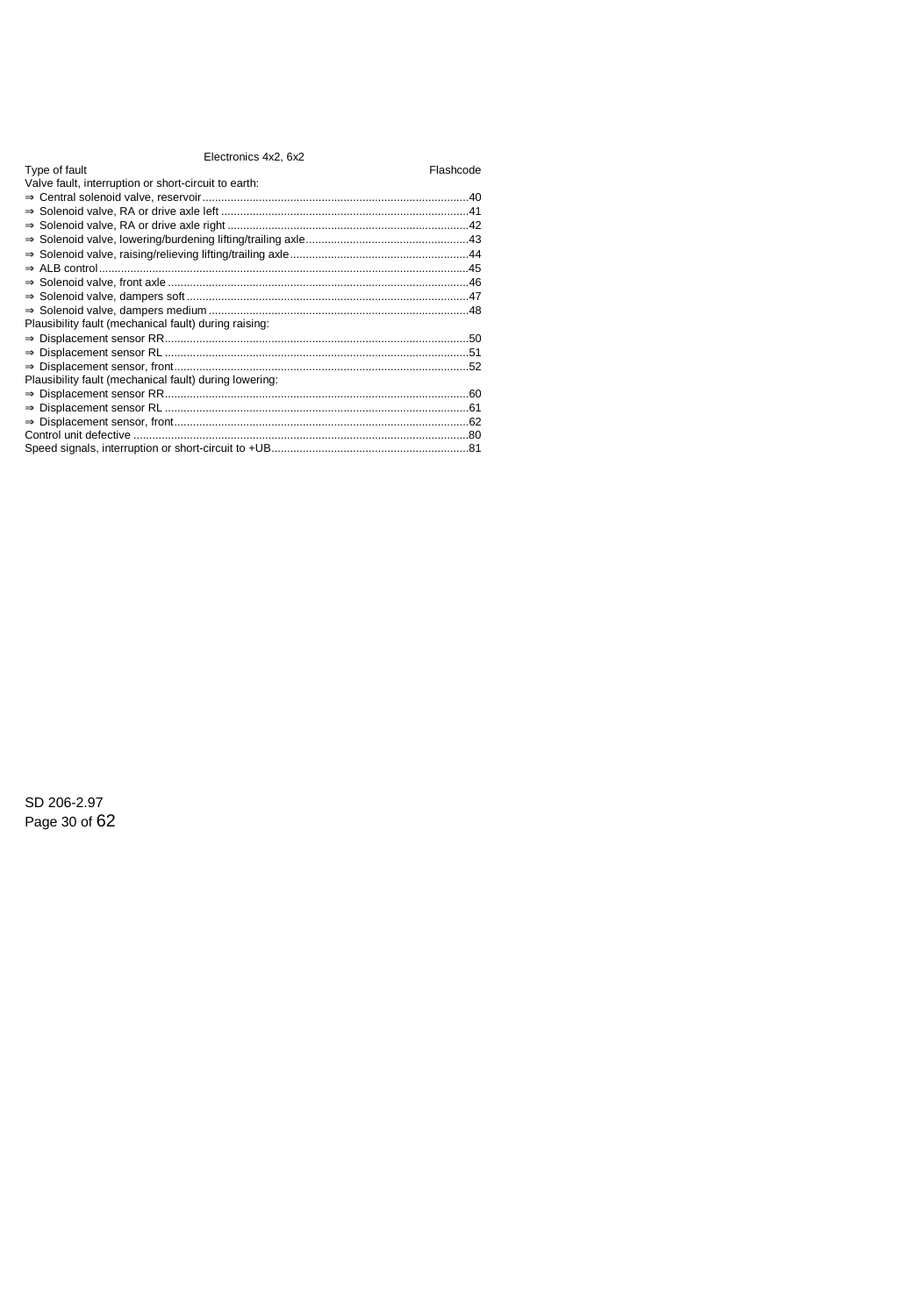Electronics 4x2, 6x2

| Type of fault | Flashcode |
|---|---|
| Valve fault, interruption or short-circuit to earth: | |
| ⇒ Central solenoid valve, reservoir | 40 |
| ⇒ Solenoid valve, RA or drive axle left | 41 |
| ⇒ Solenoid valve, RA or drive axle right | 42 |
| ⇒ Solenoid valve, lowering/burdening lifting/trailing axle | 43 |
| ⇒ Solenoid valve, raising/relieving lifting/trailing axle | 44 |
| ⇒ ALB control | 45 |
| ⇒ Solenoid valve, front axle | 46 |
| ⇒ Solenoid valve, dampers soft | 47 |
| ⇒ Solenoid valve, dampers medium | 48 |
| Plausibility fault (mechanical fault) during raising: | |
| ⇒ Displacement sensor RR | 50 |
| ⇒ Displacement sensor RL | 51 |
| ⇒ Displacement sensor, front | 52 |
| Plausibility fault (mechanical fault) during lowering: | |
| ⇒ Displacement sensor RR | 60 |
| ⇒ Displacement sensor RL | 61 |
| ⇒ Displacement sensor, front | 62 |
| Control unit defective | 80 |
| Speed signals, interruption or short-circuit to +UB | 81 |

SD 206-2.97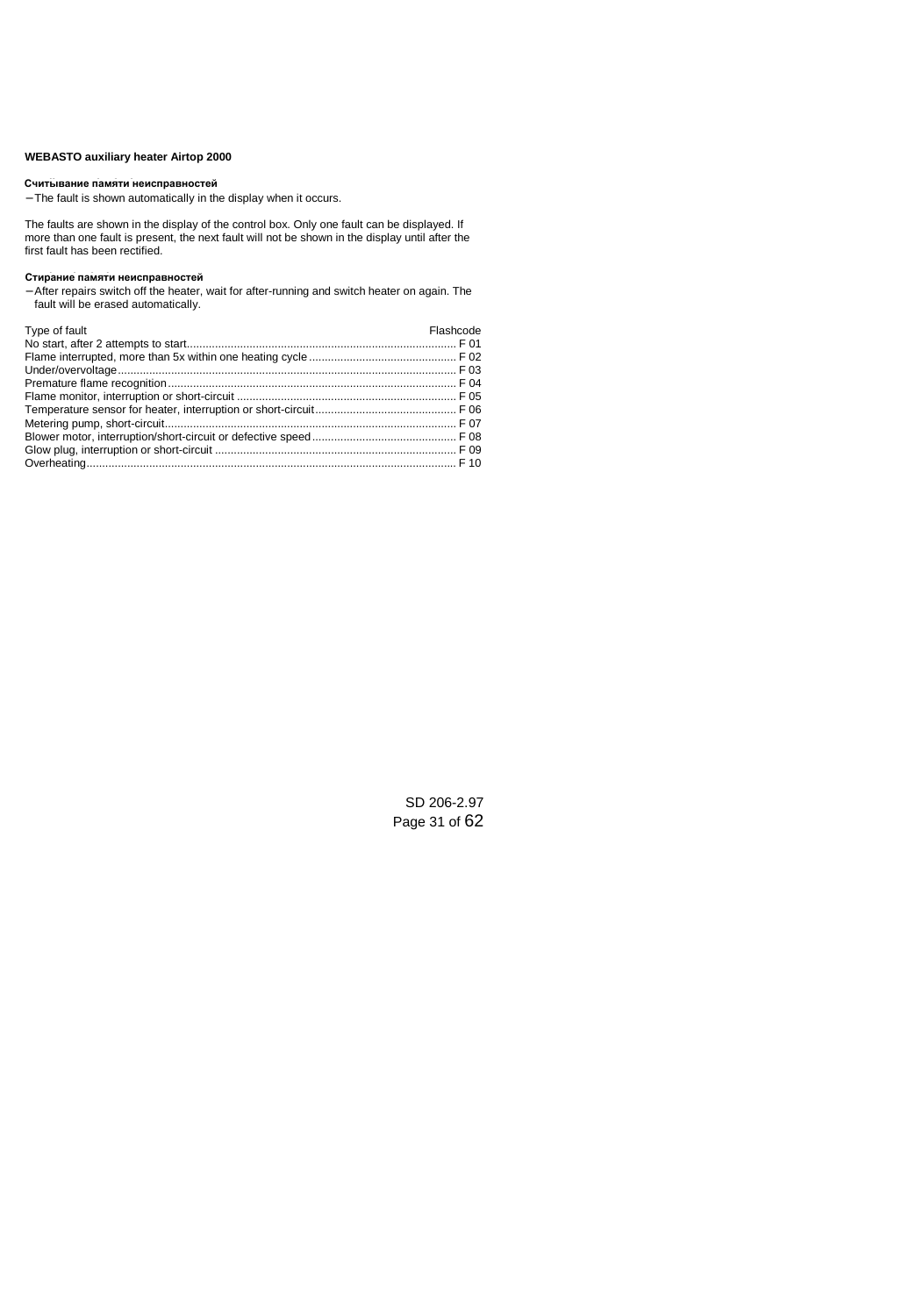**WEBASTO auxiliary heater Airtop 2000**

**Считывание памяти неисправностей**

– The fault is shown automatically in the display when it occurs.

The faults are shown in the display of the control box. Only one fault can be displayed. If more than one fault is present, the next fault will not be shown in the display until after the first fault has been rectified.

**Стирание памяти неисправностей**

– After repairs switch off the heater, wait for after-running and switch heater on again. The fault will be erased automatically.

| Type of fault | Flashcode |
|---|---|
| No start, after 2 attempts to start | F 01 |
| Flame interrupted, more than 5x within one heating cycle | F 02 |
| Under/overvoltage | F 03 |
| Premature flame recognition | F 04 |
| Flame monitor, interruption or short-circuit | F 05 |
| Temperature sensor for heater, interruption or short-circuit | F 06 |
| Metering pump, short-circuit | F 07 |
| Blower motor, interruption/short-circuit or defective speed | F 08 |
| Glow plug, interruption or short-circuit | F 09 |
| Overheating | F 10 |

SD 206-2.97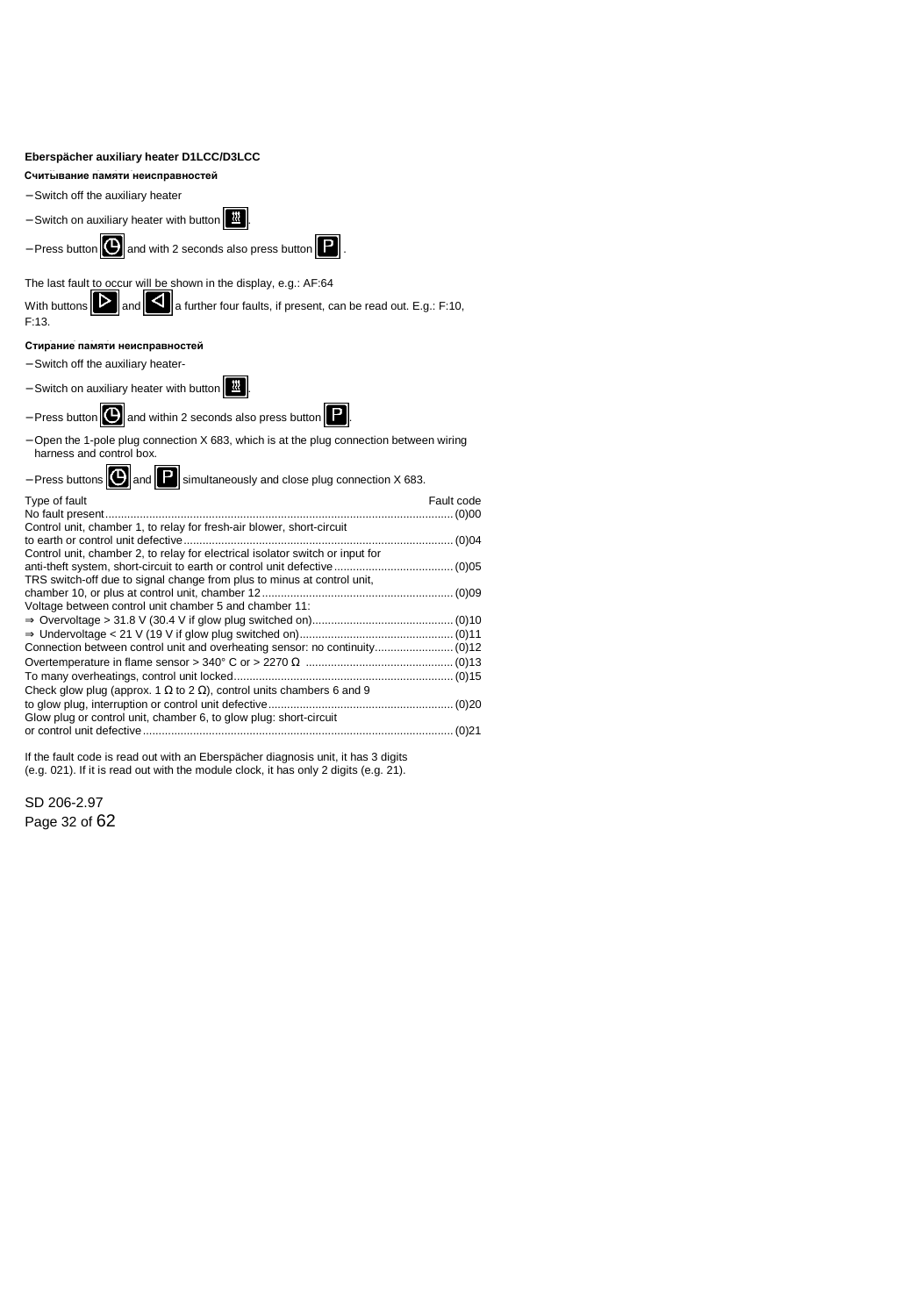**Eberspächer auxiliary heater D1LCC/D3LCC**

**Считывание памяти неисправностей**

- Switch off the auxiliary heater
- Switch on auxiliary heater with button [heater].
- Press button [clock] and with 2 seconds also press button [P].

The last fault to occur will be shown in the display, e.g.: AF:64

With buttons [▷] and [◁] a further four faults, if present, can be read out. E.g.: F:10, F:13.

**Стирание памяти неисправностей**

- Switch off the auxiliary heater-
- Switch on auxiliary heater with button [heater].
- Press button [clock] and within 2 seconds also press button [P].
- Open the 1-pole plug connection X 683, which is at the plug connection between wiring harness and control box.
- Press buttons [clock] and [P] simultaneously and close plug connection X 683.

| Type of fault | Fault code |
|---|---|
| No fault present | (0)00 |
| Control unit, chamber 1, to relay for fresh-air blower, short-circuit to earth or control unit defective | (0)04 |
| Control unit, chamber 2, to relay for electrical isolator switch or input for anti-theft system, short-circuit to earth or control unit defective | (0)05 |
| TRS switch-off due to signal change from plus to minus at control unit, chamber 10, or plus at control unit, chamber 12 | (0)09 |
| Voltage between control unit chamber 5 and chamber 11: | |
| ⇒ Overvoltage > 31.8 V (30.4 V if glow plug switched on) | (0)10 |
| ⇒ Undervoltage < 21 V (19 V if glow plug switched on) | (0)11 |
| Connection between control unit and overheating sensor: no continuity | (0)12 |
| Overtemperature in flame sensor > 340° C or > 2270 Ω | (0)13 |
| To many overheatings, control unit locked | (0)15 |
| Check glow plug (approx. 1 Ω to 2 Ω), control units chambers 6 and 9 to glow plug, interruption or control unit defective | (0)20 |
| Glow plug or control unit, chamber 6, to glow plug: short-circuit or control unit defective | (0)21 |

If the fault code is read out with an Eberspächer diagnosis unit, it has 3 digits (e.g. 021). If it is read out with the module clock, it has only 2 digits (e.g. 21).

SD 206-2.97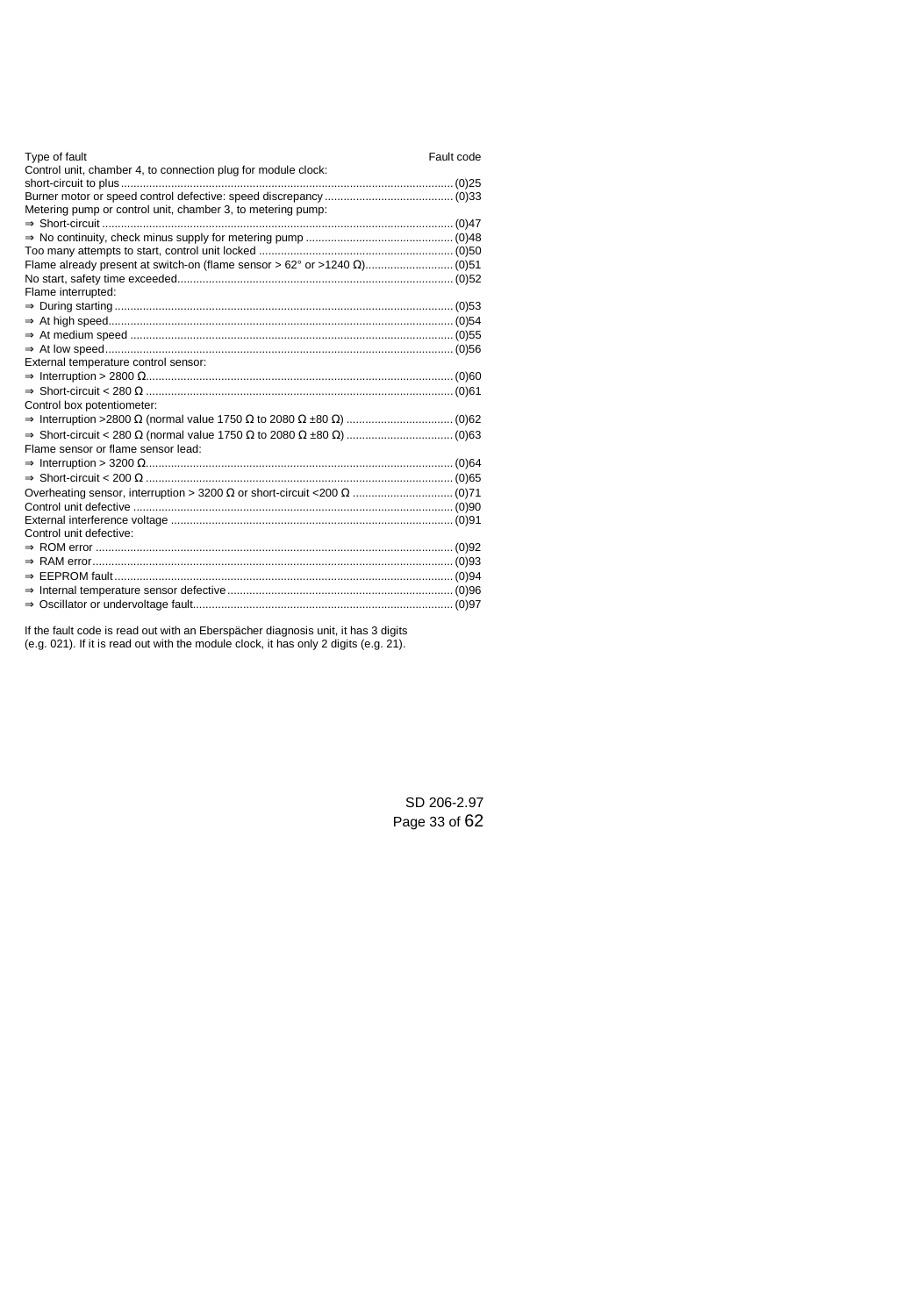| Type of fault | Fault code |
|---|---|
| Control unit, chamber 4, to connection plug for module clock: | |
| short-circuit to plus | (0)25 |
| Burner motor or speed control defective: speed discrepancy | (0)33 |
| Metering pump or control unit, chamber 3, to metering pump: | |
| ⇒ Short-circuit | (0)47 |
| ⇒ No continuity, check minus supply for metering pump | (0)48 |
| Too many attempts to start, control unit locked | (0)50 |
| Flame already present at switch-on (flame sensor > 62° or >1240 Ω) | (0)51 |
| No start, safety time exceeded | (0)52 |
| Flame interrupted: | |
| ⇒ During starting | (0)53 |
| ⇒ At high speed | (0)54 |
| ⇒ At medium speed | (0)55 |
| ⇒ At low speed | (0)56 |
| External temperature control sensor: | |
| ⇒ Interruption > 2800 Ω | (0)60 |
| ⇒ Short-circuit < 280 Ω | (0)61 |
| Control box potentiometer: | |
| ⇒ Interruption >2800 Ω (normal value 1750 Ω to 2080 Ω ±80 Ω) | (0)62 |
| ⇒ Short-circuit < 280 Ω (normal value 1750 Ω to 2080 Ω ±80 Ω) | (0)63 |
| Flame sensor or flame sensor lead: | |
| ⇒ Interruption > 3200 Ω | (0)64 |
| ⇒ Short-circuit < 200 Ω | (0)65 |
| Overheating sensor, interruption > 3200 Ω or short-circuit <200 Ω | (0)71 |
| Control unit defective | (0)90 |
| External interference voltage | (0)91 |
| Control unit defective: | |
| ⇒ ROM error | (0)92 |
| ⇒ RAM error | (0)93 |
| ⇒ EEPROM fault | (0)94 |
| ⇒ Internal temperature sensor defective | (0)96 |
| ⇒ Oscillator or undervoltage fault | (0)97 |

If the fault code is read out with an Eberspächer diagnosis unit, it has 3 digits (e.g. 021). If it is read out with the module clock, it has only 2 digits (e.g. 21).

SD 206-2.97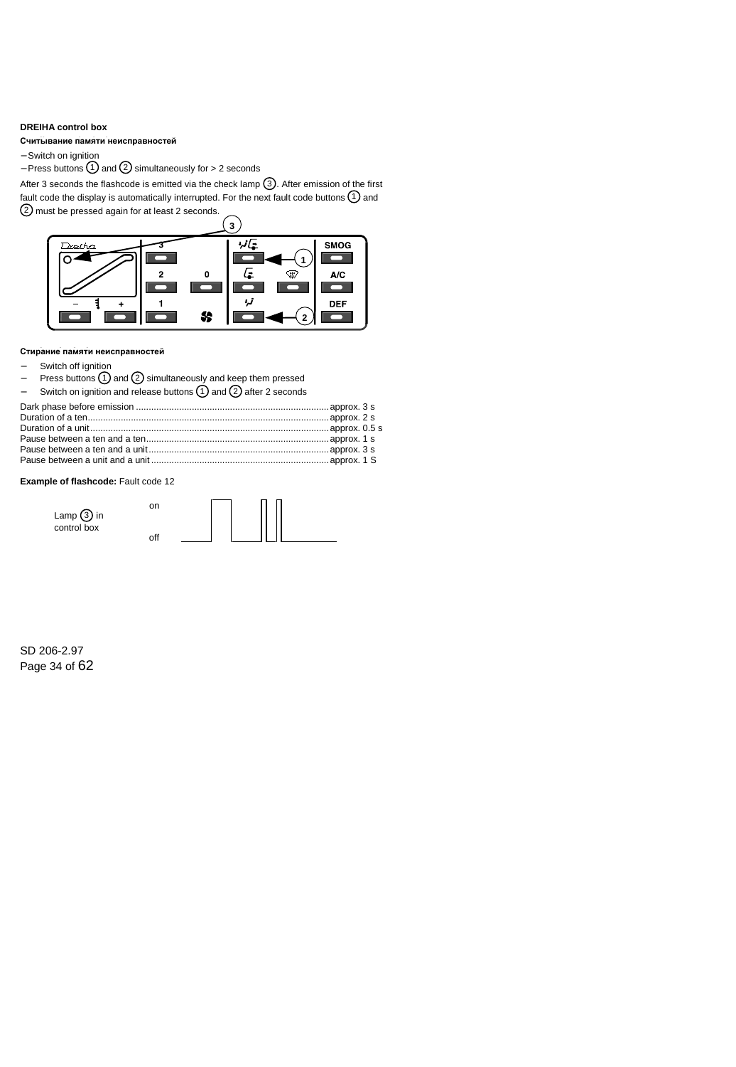**DREIHA control box**

**Считывание памяти неисправностей**

- Switch on ignition
- Press buttons ① and ② simultaneously for > 2 seconds

After 3 seconds the flashcode is emitted via the check lamp ③. After emission of the first fault code the display is automatically interrupted. For the next fault code buttons ① and ② must be pressed again for at least 2 seconds.

**Стирание памяти неисправностей**

- Switch off ignition
- Press buttons ① and ② simultaneously and keep them pressed
- Switch on ignition and release buttons ① and ② after 2 seconds

| | |
|---|---|
| Dark phase before emission | approx. 3 s |
| Duration of a ten | approx. 2 s |
| Duration of a unit | approx. 0.5 s |
| Pause between a ten and a ten | approx. 1 s |
| Pause between a ten and a unit | approx. 3 s |
| Pause between a unit and a unit | approx. 1 S |

**Example of flashcode:** Fault code 12

Lamp ③ in control box — on / off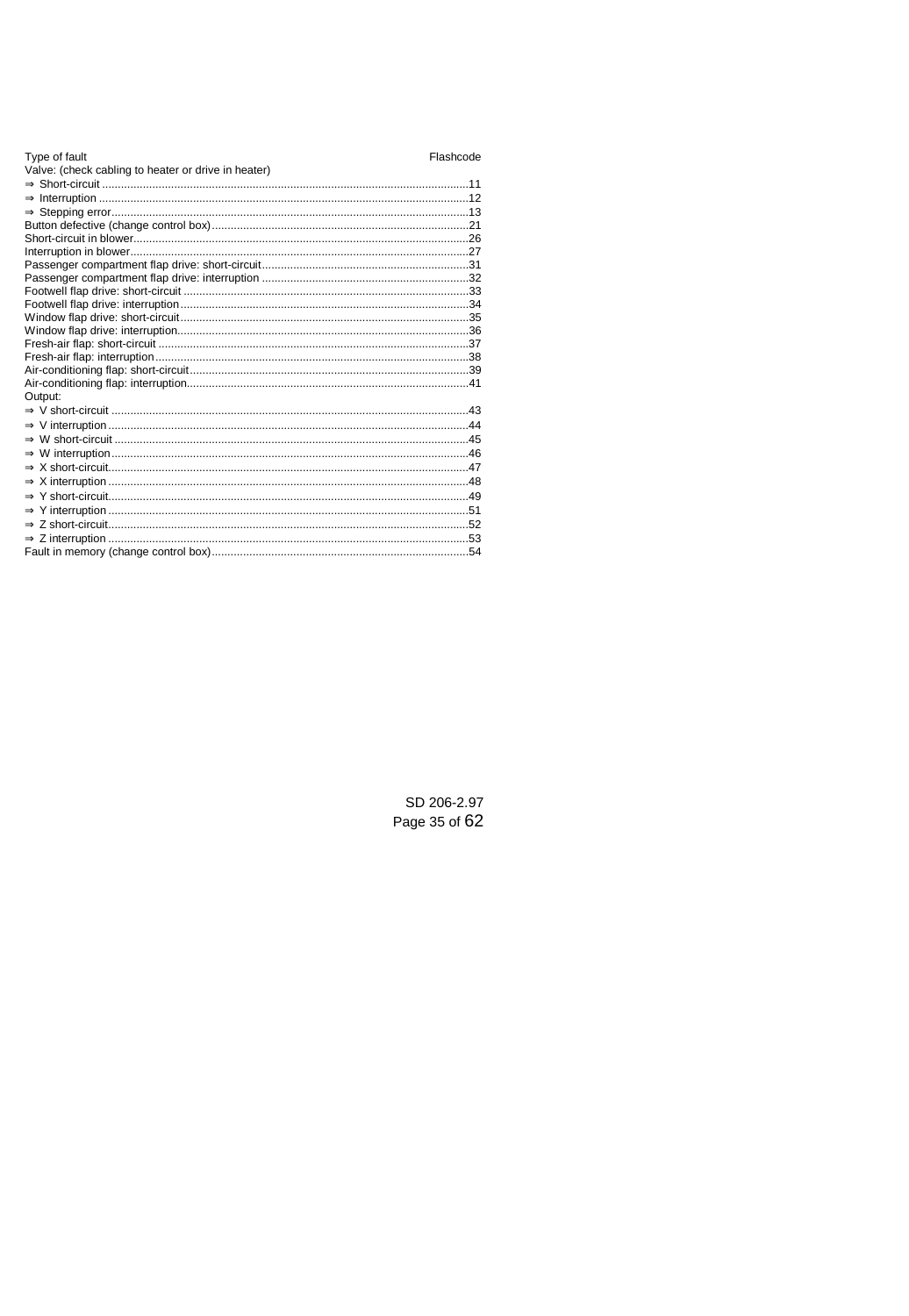| Type of fault | Flashcode |
|---|---|
| Valve: (check cabling to heater or drive in heater) | |
| ⇒ Short-circuit | 11 |
| ⇒ Interruption | 12 |
| ⇒ Stepping error | 13 |
| Button defective (change control box) | 21 |
| Short-circuit in blower | 26 |
| Interruption in blower | 27 |
| Passenger compartment flap drive: short-circuit | 31 |
| Passenger compartment flap drive: interruption | 32 |
| Footwell flap drive: short-circuit | 33 |
| Footwell flap drive: interruption | 34 |
| Window flap drive: short-circuit | 35 |
| Window flap drive: interruption | 36 |
| Fresh-air flap: short-circuit | 37 |
| Fresh-air flap: interruption | 38 |
| Air-conditioning flap: short-circuit | 39 |
| Air-conditioning flap: interruption | 41 |
| Output: | |
| ⇒ V short-circuit | 43 |
| ⇒ V interruption | 44 |
| ⇒ W short-circuit | 45 |
| ⇒ W interruption | 46 |
| ⇒ X short-circuit | 47 |
| ⇒ X interruption | 48 |
| ⇒ Y short-circuit | 49 |
| ⇒ Y interruption | 51 |
| ⇒ Z short-circuit | 52 |
| ⇒ Z interruption | 53 |
| Fault in memory (change control box) | 54 |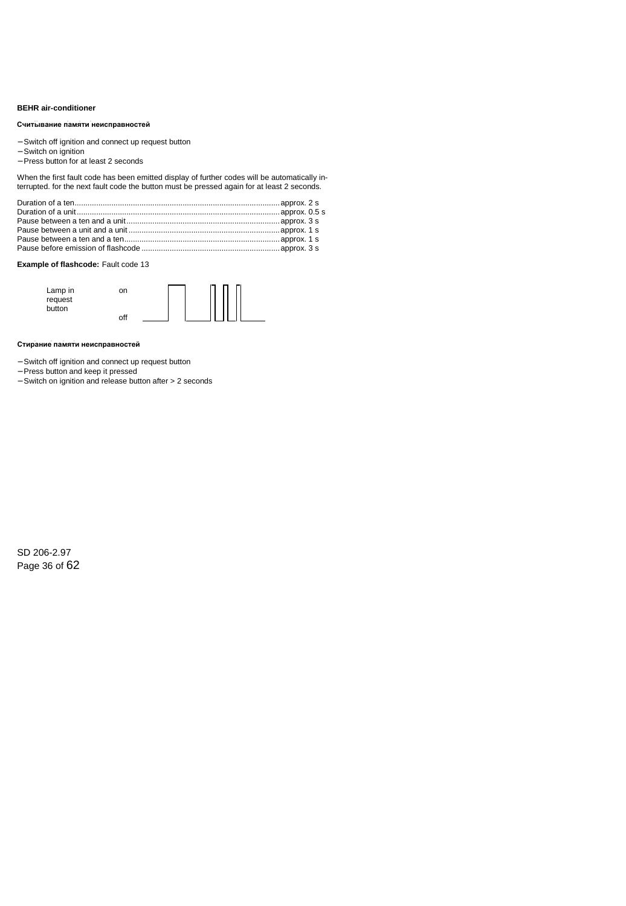**BEHR air-conditioner**

**Считывание памяти неисправностей**

- Switch off ignition and connect up request button
- Switch on ignition
- Press button for at least 2 seconds

When the first fault code has been emitted display of further codes will be automatically interrupted. for the next fault code the button must be pressed again for at least 2 seconds.

| | |
|---|---|
| Duration of a ten | approx. 2 s |
| Duration of a unit | approx. 0.5 s |
| Pause between a ten and a unit | approx. 3 s |
| Pause between a unit and a unit | approx. 1 s |
| Pause between a ten and a ten | approx. 1 s |
| Pause before emission of flashcode | approx. 3 s |

**Example of flashcode:** Fault code 13

Lamp in request button — on / off

**Стирание памяти неисправностей**

- Switch off ignition and connect up request button
- Press button and keep it pressed
- Switch on ignition and release button after > 2 seconds

SD 206-2.97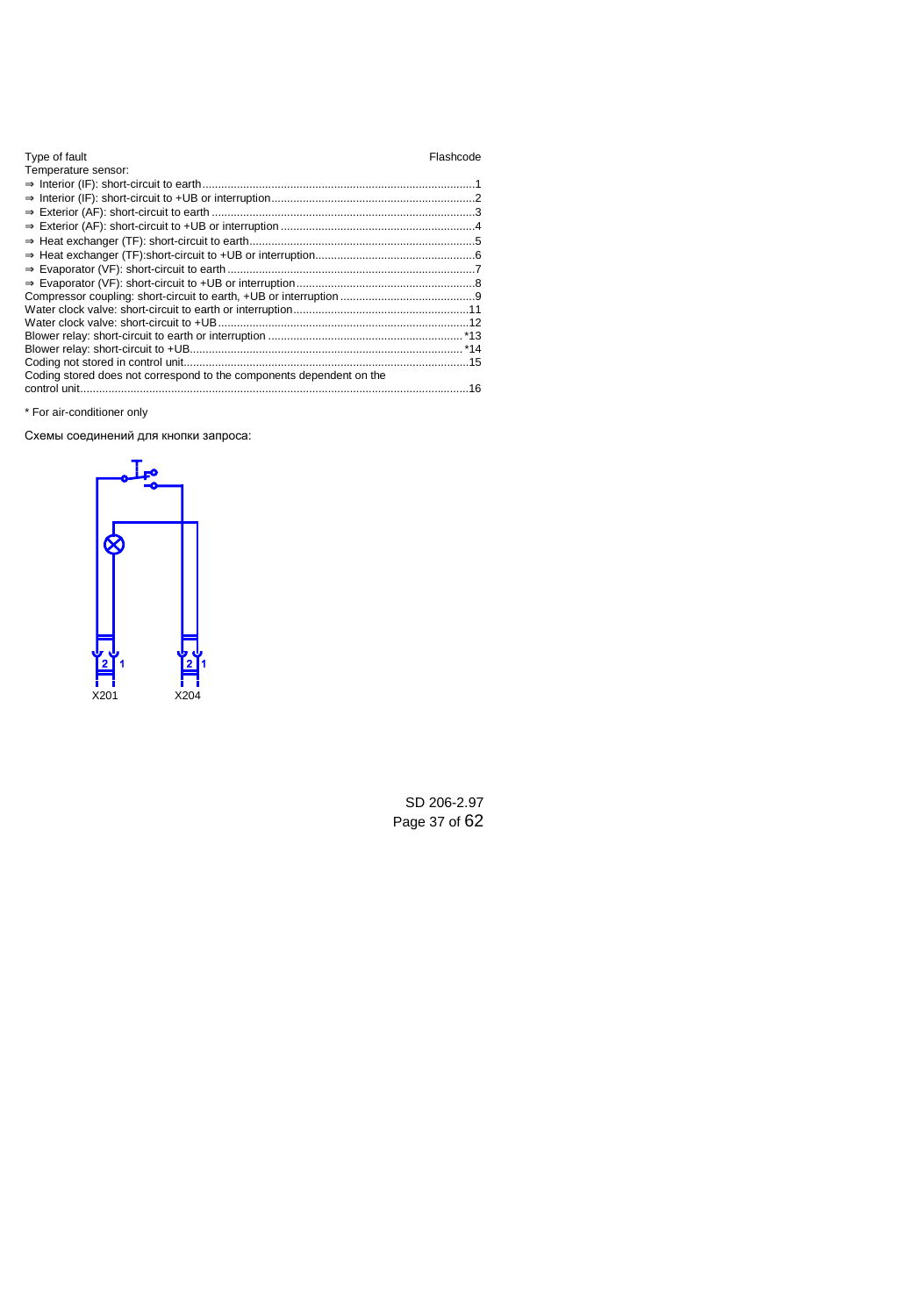| Type of fault | Flashcode |
|---|---|
| Temperature sensor: | |
| ⇒ Interior (IF): short-circuit to earth | 1 |
| ⇒ Interior (IF): short-circuit to +UB or interruption | 2 |
| ⇒ Exterior (AF): short-circuit to earth | 3 |
| ⇒ Exterior (AF): short-circuit to +UB or interruption | 4 |
| ⇒ Heat exchanger (TF): short-circuit to earth | 5 |
| ⇒ Heat exchanger (TF):short-circuit to +UB or interruption | 6 |
| ⇒ Evaporator (VF): short-circuit to earth | 7 |
| ⇒ Evaporator (VF): short-circuit to +UB or interruption | 8 |
| Compressor coupling: short-circuit to earth, +UB or interruption | 9 |
| Water clock valve: short-circuit to earth or interruption | 11 |
| Water clock valve: short-circuit to +UB | 12 |
| Blower relay: short-circuit to earth or interruption | *13 |
| Blower relay: short-circuit to +UB | *14 |
| Coding not stored in control unit | 15 |
| Coding stored does not correspond to the components dependent on the control unit | 16 |

* For air-conditioner only

Схемы соединений для кнопки запроса:

X201 X204

SD 206-2.97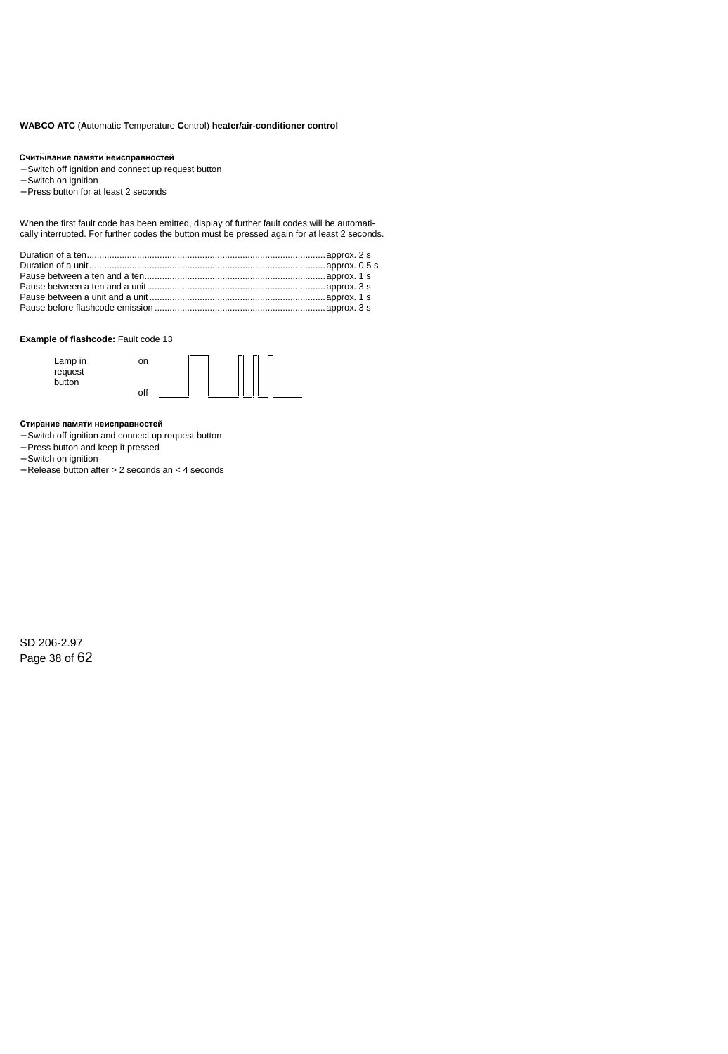**WABCO ATC** (**A**utomatic **T**emperature **C**ontrol) **heater/air-conditioner control**

**Считывание памяти неисправностей**

- Switch off ignition and connect up request button
- Switch on ignition
- Press button for at least 2 seconds

When the first fault code has been emitted, display of further fault codes will be automatically interrupted. For further codes the button must be pressed again for at least 2 seconds.

| | |
|---|---|
| Duration of a ten | approx. 2 s |
| Duration of a unit | approx. 0.5 s |
| Pause between a ten and a ten | approx. 1 s |
| Pause between a ten and a unit | approx. 3 s |
| Pause between a unit and a unit | approx. 1 s |
| Pause before flashcode emission | approx. 3 s |

**Example of flashcode:** Fault code 13

Lamp in request button — on / off

**Стирание памяти неисправностей**

- Switch off ignition and connect up request button
- Press button and keep it pressed
- Switch on ignition
- Release button after > 2 seconds an < 4 seconds

SD 206-2.97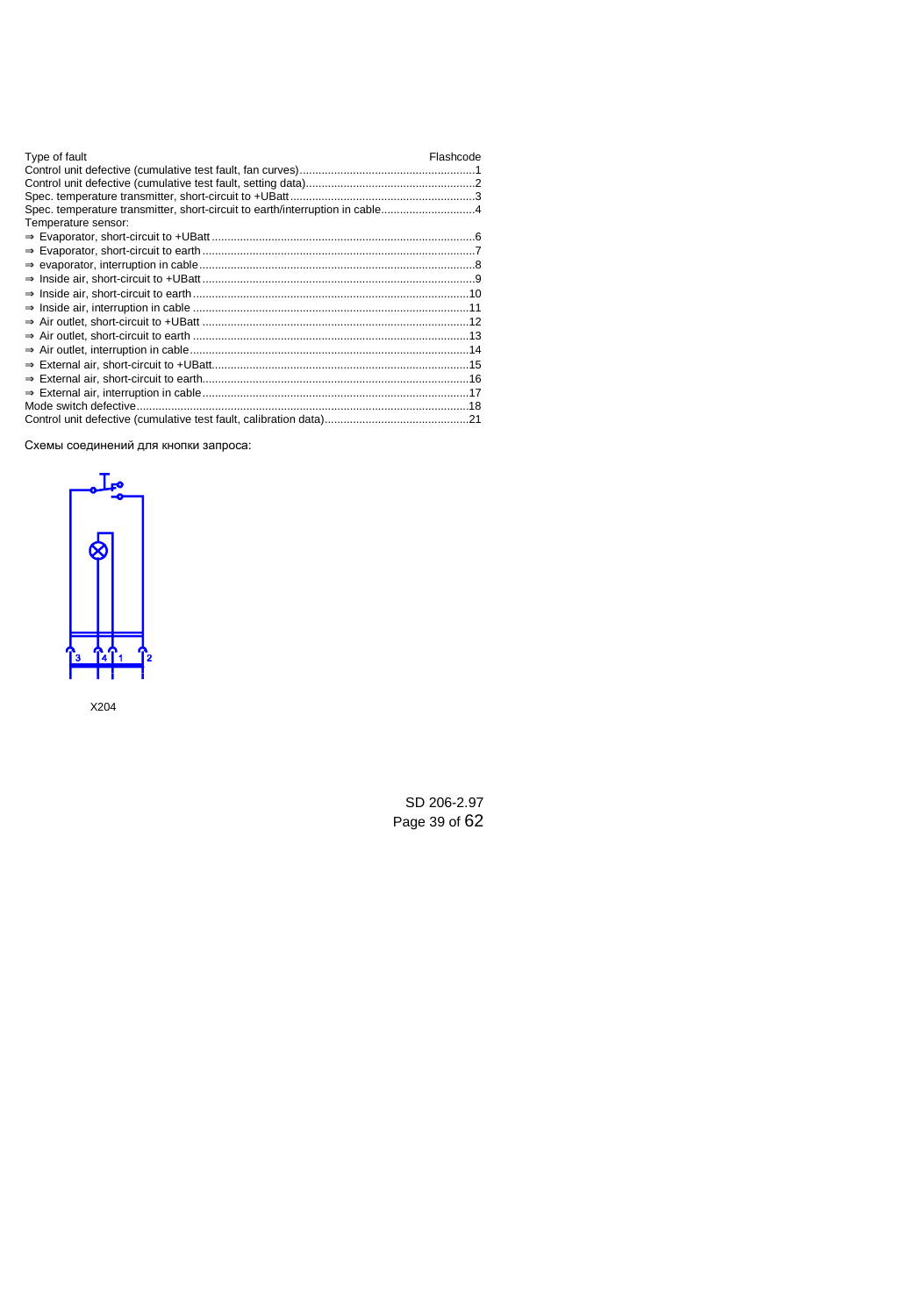| Type of fault | Flashcode |
|---|---|
| Control unit defective (cumulative test fault, fan curves) | 1 |
| Control unit defective (cumulative test fault, setting data) | 2 |
| Spec. temperature transmitter, short-circuit to +UBatt | 3 |
| Spec. temperature transmitter, short-circuit to earth/interruption in cable | 4 |
| Temperature sensor: | |
| ⇒ Evaporator, short-circuit to +UBatt | 6 |
| ⇒ Evaporator, short-circuit to earth | 7 |
| ⇒ evaporator, interruption in cable | 8 |
| ⇒ Inside air, short-circuit to +UBatt | 9 |
| ⇒ Inside air, short-circuit to earth | 10 |
| ⇒ Inside air, interruption in cable | 11 |
| ⇒ Air outlet, short-circuit to +UBatt | 12 |
| ⇒ Air outlet, short-circuit to earth | 13 |
| ⇒ Air outlet, interruption in cable | 14 |
| ⇒ External air, short-circuit to +UBatt | 15 |
| ⇒ External air, short-circuit to earth | 16 |
| ⇒ External air, interruption in cable | 17 |
| Mode switch defective | 18 |
| Control unit defective (cumulative test fault, calibration data) | 21 |

Схемы соединений для кнопки запроса:

3 4 1 2

X204

SD 206-2.97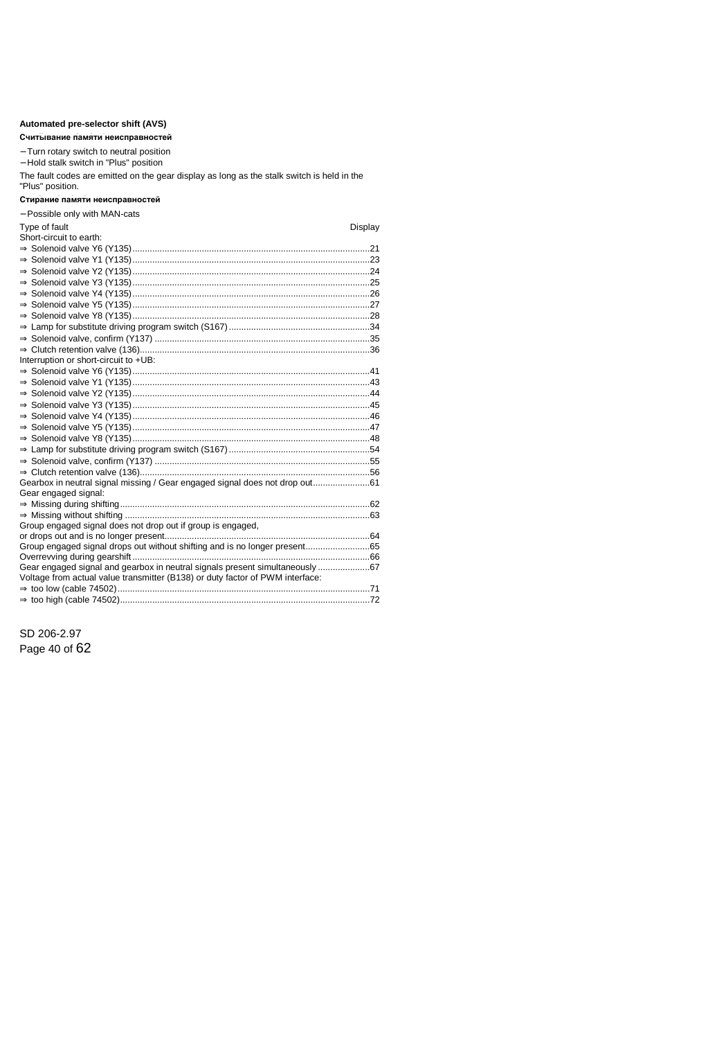### Automated pre-selector shift (AVS)

#### Считывание памяти неисправностей

- Turn rotary switch to neutral position
- Hold stalk switch in "Plus" position

The fault codes are emitted on the gear display as long as the stalk switch is held in the "Plus" position.

#### Стирание памяти неисправностей

- Possible only with MAN-cats

| Type of fault | Display |
|---|---|
| Short-circuit to earth: | |
| ⇒ Solenoid valve Y6 (Y135) | 21 |
| ⇒ Solenoid valve Y1 (Y135) | 23 |
| ⇒ Solenoid valve Y2 (Y135) | 24 |
| ⇒ Solenoid valve Y3 (Y135) | 25 |
| ⇒ Solenoid valve Y4 (Y135) | 26 |
| ⇒ Solenoid valve Y5 (Y135) | 27 |
| ⇒ Solenoid valve Y8 (Y135) | 28 |
| ⇒ Lamp for substitute driving program switch (S167) | 34 |
| ⇒ Solenoid valve, confirm (Y137) | 35 |
| ⇒ Clutch retention valve (136) | 36 |
| Interruption or short-circuit to +UB: | |
| ⇒ Solenoid valve Y6 (Y135) | 41 |
| ⇒ Solenoid valve Y1 (Y135) | 43 |
| ⇒ Solenoid valve Y2 (Y135) | 44 |
| ⇒ Solenoid valve Y3 (Y135) | 45 |
| ⇒ Solenoid valve Y4 (Y135) | 46 |
| ⇒ Solenoid valve Y5 (Y135) | 47 |
| ⇒ Solenoid valve Y8 (Y135) | 48 |
| ⇒ Lamp for substitute driving program switch (S167) | 54 |
| ⇒ Solenoid valve, confirm (Y137) | 55 |
| ⇒ Clutch retention valve (136) | 56 |
| Gearbox in neutral signal missing / Gear engaged signal does not drop out | 61 |
| Gear engaged signal: | |
| ⇒ Missing during shifting | 62 |
| ⇒ Missing without shifting | 63 |
| Group engaged signal does not drop out if group is engaged, or drops out and is no longer present | 64 |
| Group engaged signal drops out without shifting and is no longer present | 65 |
| Overrevving during gearshift | 66 |
| Gear engaged signal and gearbox in neutral signals present simultaneously | 67 |
| Voltage from actual value transmitter (B138) or duty factor of PWM interface: | |
| ⇒ too low (cable 74502) | 71 |
| ⇒ too high (cable 74502) | 72 |

SD 206-2.97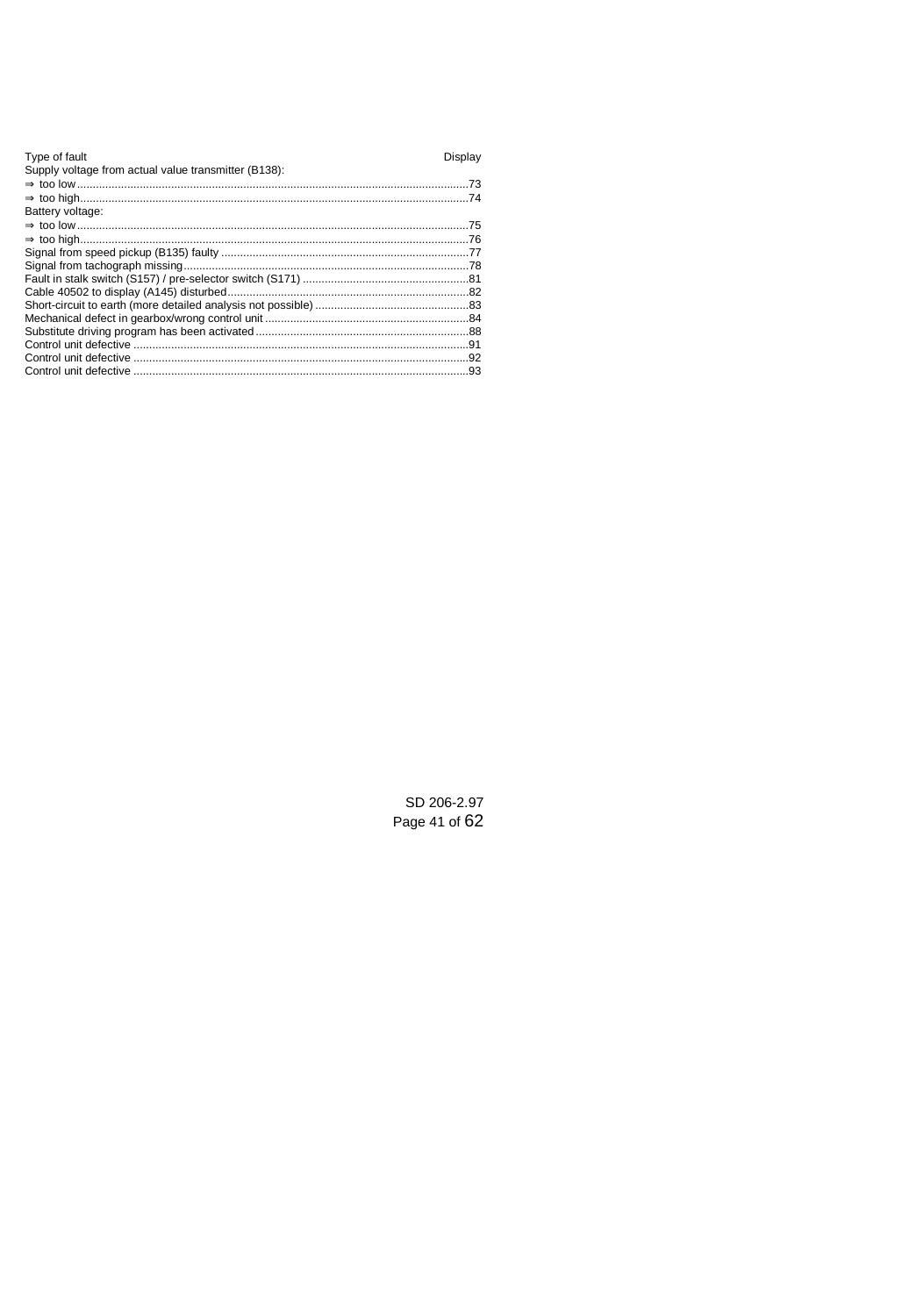| Type of fault | Display |
| --- | --- |
| Supply voltage from actual value transmitter (B138): | |
| ⇒ too low | 73 |
| ⇒ too high | 74 |
| Battery voltage: | |
| ⇒ too low | 75 |
| ⇒ too high | 76 |
| Signal from speed pickup (B135) faulty | 77 |
| Signal from tachograph missing | 78 |
| Fault in stalk switch (S157) / pre-selector switch (S171) | 81 |
| Cable 40502 to display (A145) disturbed | 82 |
| Short-circuit to earth (more detailed analysis not possible) | 83 |
| Mechanical defect in gearbox/wrong control unit | 84 |
| Substitute driving program has been activated | 88 |
| Control unit defective | 91 |
| Control unit defective | 92 |
| Control unit defective | 93 |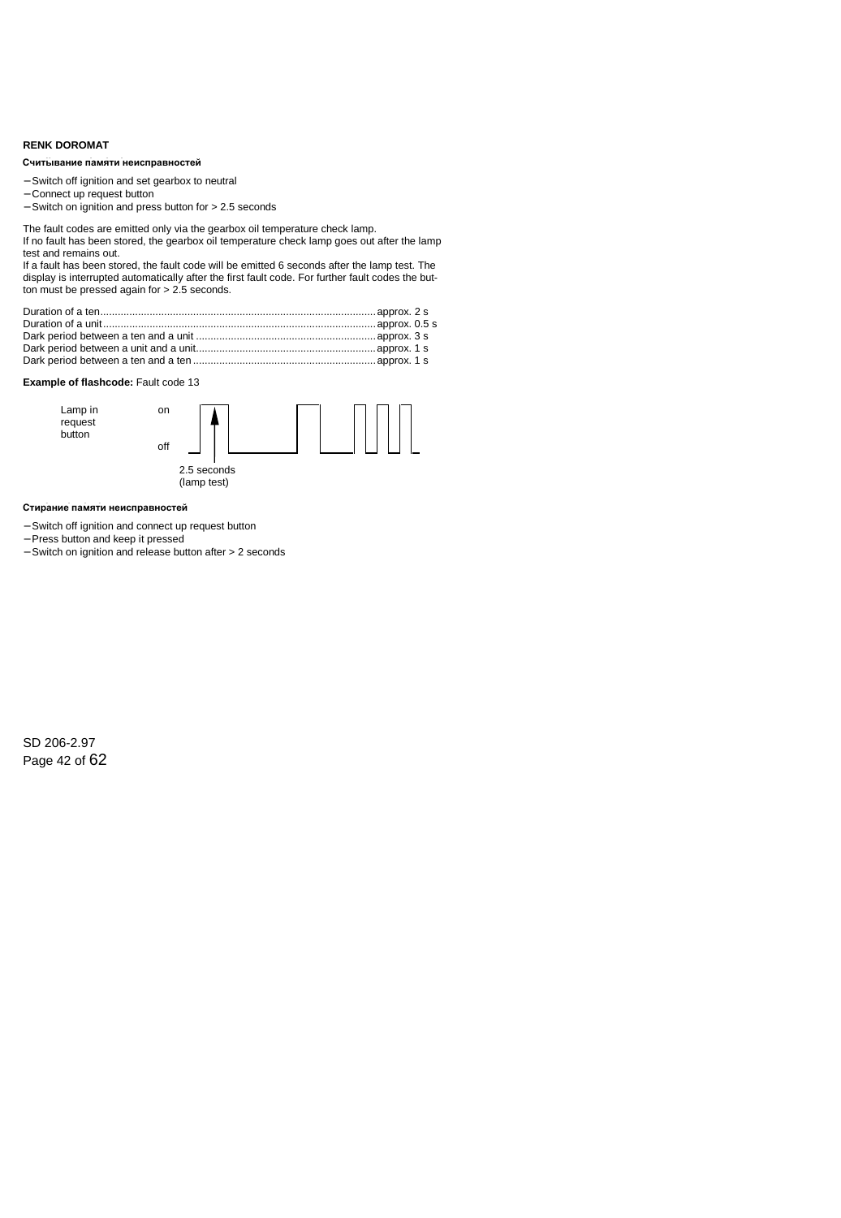**RENK DOROMAT**

**Считывание памяти неисправностей**

- Switch off ignition and set gearbox to neutral
- Connect up request button
- Switch on ignition and press button for > 2.5 seconds

The fault codes are emitted only via the gearbox oil temperature check lamp.
If no fault has been stored, the gearbox oil temperature check lamp goes out after the lamp test and remains out.
If a fault has been stored, the fault code will be emitted 6 seconds after the lamp test. The display is interrupted automatically after the first fault code. For further fault codes the button must be pressed again for > 2.5 seconds.

Duration of a ten ........................................ approx. 2 s
Duration of a unit ........................................ approx. 0.5 s
Dark period between a ten and a unit ........................................ approx. 3 s
Dark period between a unit and a unit ........................................ approx. 1 s
Dark period between a ten and a ten ........................................ approx. 1 s

**Example of flashcode:** Fault code 13

Lamp in request button — on / off

2.5 seconds (lamp test)

**Стирание памяти неисправностей**

- Switch off ignition and connect up request button
- Press button and keep it pressed
- Switch on ignition and release button after > 2 seconds

SD 206-2.97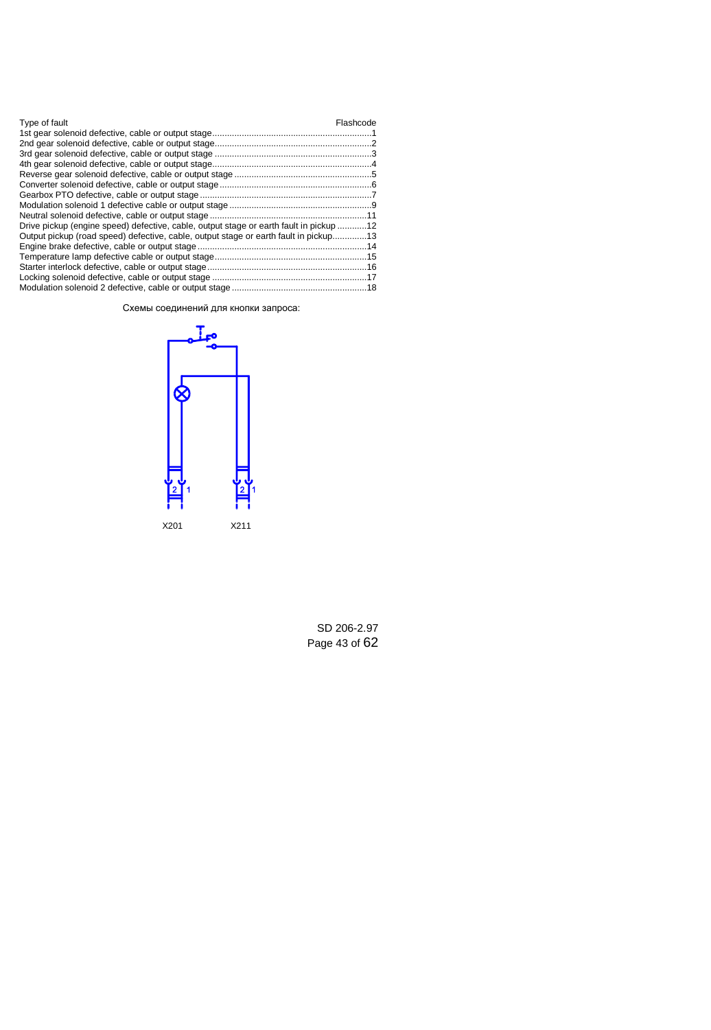| Type of fault | Flashcode |
| --- | --- |
| 1st gear solenoid defective, cable or output stage | 1 |
| 2nd gear solenoid defective, cable or output stage | 2 |
| 3rd gear solenoid defective, cable or output stage | 3 |
| 4th gear solenoid defective, cable or output stage | 4 |
| Reverse gear solenoid defective, cable or output stage | 5 |
| Converter solenoid defective, cable or output stage | 6 |
| Gearbox PTO defective, cable or output stage | 7 |
| Modulation solenoid 1 defective cable or output stage | 9 |
| Neutral solenoid defective, cable or output stage | 11 |
| Drive pickup (engine speed) defective, cable, output stage or earth fault in pickup | 12 |
| Output pickup (road speed) defective, cable, output stage or earth fault in pickup | 13 |
| Engine brake defective, cable or output stage | 14 |
| Temperature lamp defective cable or output stage | 15 |
| Starter interlock defective, cable or output stage | 16 |
| Locking solenoid defective, cable or output stage | 17 |
| Modulation solenoid 2 defective, cable or output stage | 18 |

Схемы соединений для кнопки запроса:

2 1 X201

2 1 X211

SD 206-2.97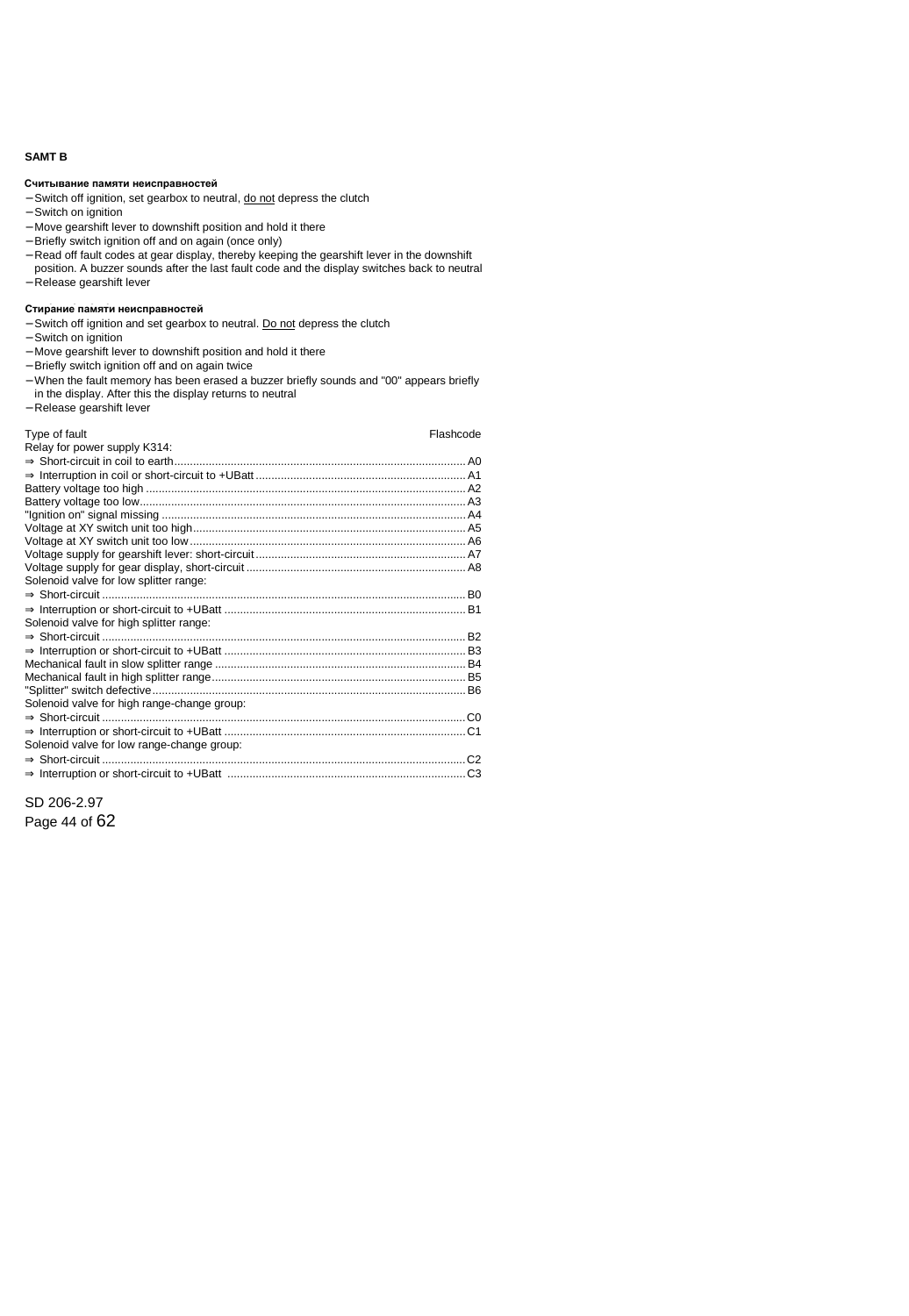**SAMT B**

#### Считывание памяти неисправностей

- Switch off ignition, set gearbox to neutral, <u>do not</u> depress the clutch
- Switch on ignition
- Move gearshift lever to downshift position and hold it there
- Briefly switch ignition off and on again (once only)
- Read off fault codes at gear display, thereby keeping the gearshift lever in the downshift position. A buzzer sounds after the last fault code and the display switches back to neutral
- Release gearshift lever

#### Стирание памяти неисправностей

- Switch off ignition and set gearbox to neutral. <u>Do not</u> depress the clutch
- Switch on ignition
- Move gearshift lever to downshift position and hold it there
- Briefly switch ignition off and on again twice
- When the fault memory has been erased a buzzer briefly sounds and "00" appears briefly in the display. After this the display returns to neutral
- Release gearshift lever

| Type of fault | Flashcode |
|---|---|
| Relay for power supply K314: | |
| ⇒ Short-circuit in coil to earth | A0 |
| ⇒ Interruption in coil or short-circuit to +UBatt | A1 |
| Battery voltage too high | A2 |
| Battery voltage too low | A3 |
| "Ignition on" signal missing | A4 |
| Voltage at XY switch unit too high | A5 |
| Voltage at XY switch unit too low | A6 |
| Voltage supply for gearshift lever: short-circuit | A7 |
| Voltage supply for gear display, short-circuit | A8 |
| Solenoid valve for low splitter range: | |
| ⇒ Short-circuit | B0 |
| ⇒ Interruption or short-circuit to +UBatt | B1 |
| Solenoid valve for high splitter range: | |
| ⇒ Short-circuit | B2 |
| ⇒ Interruption or short-circuit to +UBatt | B3 |
| Mechanical fault in slow splitter range | B4 |
| Mechanical fault in high splitter range | B5 |
| "Splitter" switch defective | B6 |
| Solenoid valve for high range-change group: | |
| ⇒ Short-circuit | C0 |
| ⇒ Interruption or short-circuit to +UBatt | C1 |
| Solenoid valve for low range-change group: | |
| ⇒ Short-circuit | C2 |
| ⇒ Interruption or short-circuit to +UBatt | C3 |

SD 206-2.97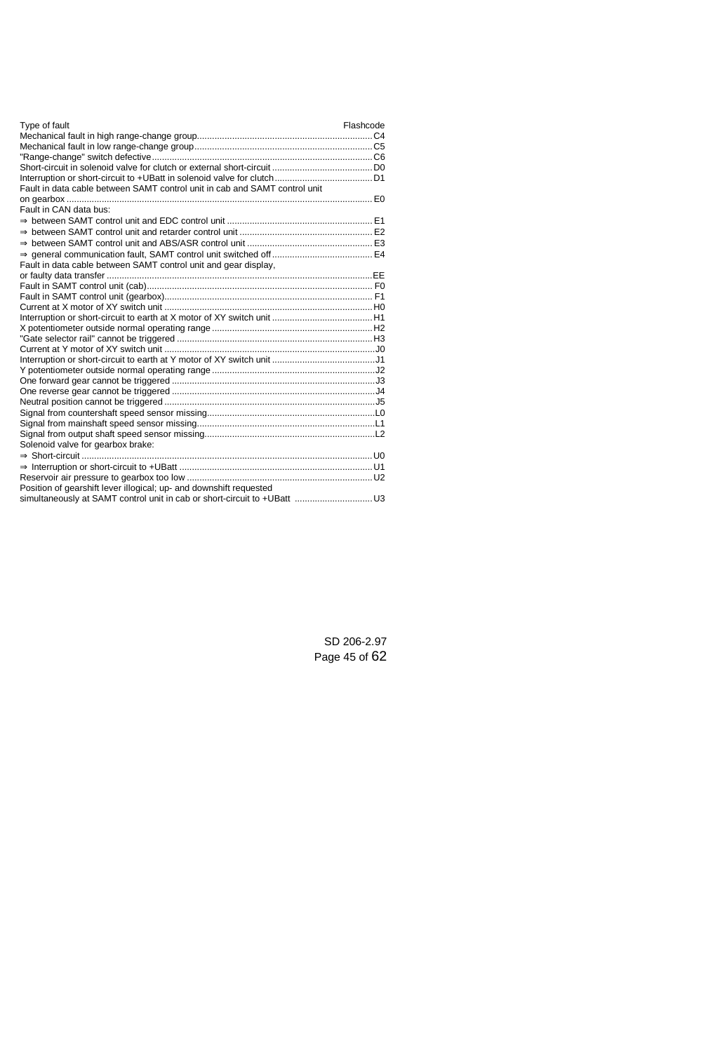| Type of fault | Flashcode |
|---|---|
| Mechanical fault in high range-change group | C4 |
| Mechanical fault in low range-change group | C5 |
| "Range-change" switch defective | C6 |
| Short-circuit in solenoid valve for clutch or external short-circuit | D0 |
| Interruption or short-circuit to +UBatt in solenoid valve for clutch | D1 |
| Fault in data cable between SAMT control unit in cab and SAMT control unit on gearbox | E0 |
| Fault in CAN data bus: | |
| ⇒ between SAMT control unit and EDC control unit | E1 |
| ⇒ between SAMT control unit and retarder control unit | E2 |
| ⇒ between SAMT control unit and ABS/ASR control unit | E3 |
| ⇒ general communication fault, SAMT control unit switched off | E4 |
| Fault in data cable between SAMT control unit and gear display, or faulty data transfer | EE |
| Fault in SAMT control unit (cab) | F0 |
| Fault in SAMT control unit (gearbox) | F1 |
| Current at X motor of XY switch unit | H0 |
| Interruption or short-circuit to earth at X motor of XY switch unit | H1 |
| X potentiometer outside normal operating range | H2 |
| "Gate selector rail" cannot be triggered | H3 |
| Current at Y motor of XY switch unit | J0 |
| Interruption or short-circuit to earth at Y motor of XY switch unit | J1 |
| Y potentiometer outside normal operating range | J2 |
| One forward gear cannot be triggered | J3 |
| One reverse gear cannot be triggered | J4 |
| Neutral position cannot be triggered | J5 |
| Signal from countershaft speed sensor missing | L0 |
| Signal from mainshaft speed sensor missing | L1 |
| Signal from output shaft speed sensor missing | L2 |
| Solenoid valve for gearbox brake: | |
| ⇒ Short-circuit | U0 |
| ⇒ Interruption or short-circuit to +UBatt | U1 |
| Reservoir air pressure to gearbox too low | U2 |
| Position of gearshift lever illogical; up- and downshift requested simultaneously at SAMT control unit in cab or short-circuit to +UBatt | U3 |

SD 206-2.97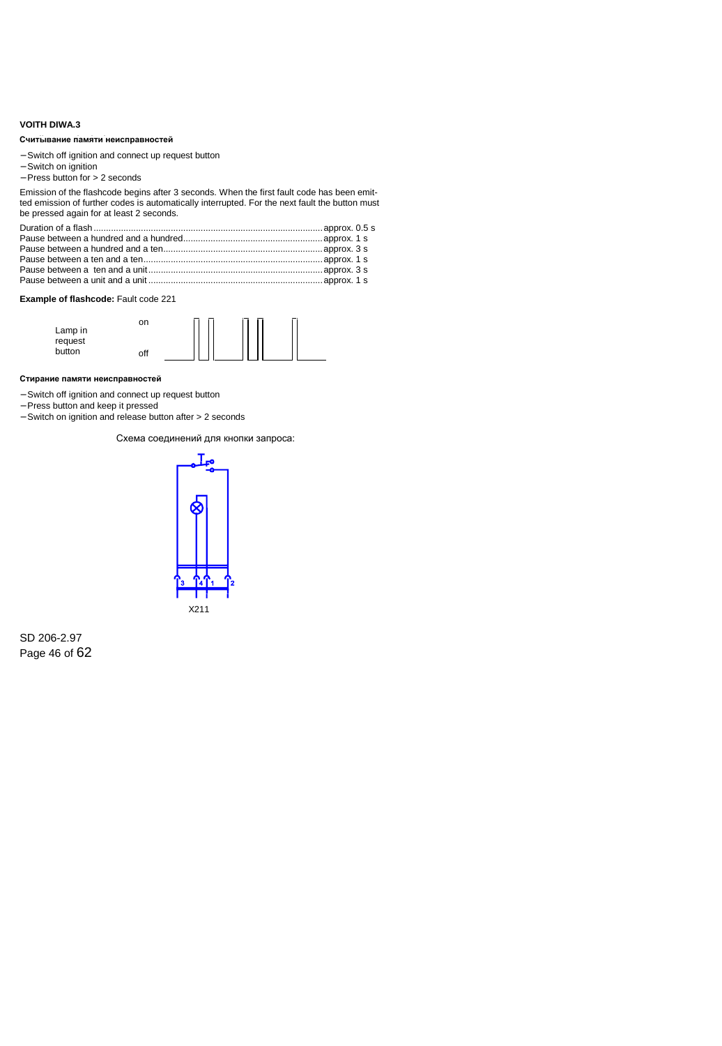**VOITH DIWA.3**

**Считывание памяти неисправностей**

- Switch off ignition and connect up request button
- Switch on ignition
- Press button for > 2 seconds

Emission of the flashcode begins after 3 seconds. When the first fault code has been emitted emission of further codes is automatically interrupted. For the next fault the button must be pressed again for at least 2 seconds.

| | |
|---|---|
| Duration of a flash | approx. 0.5 s |
| Pause between a hundred and a hundred | approx. 1 s |
| Pause between a hundred and a ten | approx. 3 s |
| Pause between a ten and a ten | approx. 1 s |
| Pause between a ten and a unit | approx. 3 s |
| Pause between a unit and a unit | approx. 1 s |

**Example of flashcode:** Fault code 221

Lamp in request button — on / off

**Стирание памяти неисправностей**

- Switch off ignition and connect up request button
- Press button and keep it pressed
- Switch on ignition and release button after > 2 seconds

Схема соединений для кнопки запроса:

X211

SD 206-2.97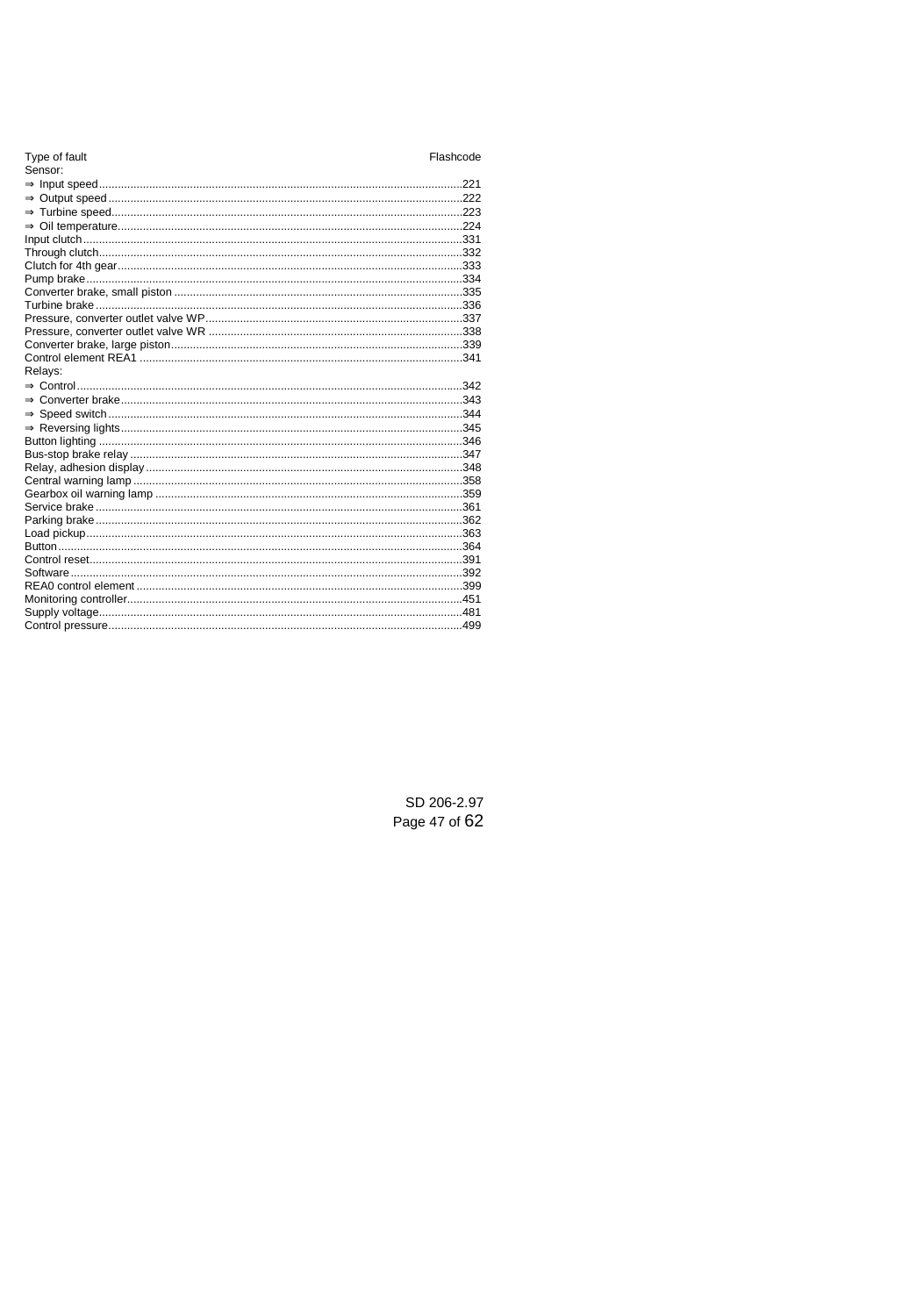| Type of fault | Flashcode |
|---|---|
| Sensor: | |
| ⇒ Input speed | 221 |
| ⇒ Output speed | 222 |
| ⇒ Turbine speed | 223 |
| ⇒ Oil temperature | 224 |
| Input clutch | 331 |
| Through clutch | 332 |
| Clutch for 4th gear | 333 |
| Pump brake | 334 |
| Converter brake, small piston | 335 |
| Turbine brake | 336 |
| Pressure, converter outlet valve WP | 337 |
| Pressure, converter outlet valve WR | 338 |
| Converter brake, large piston | 339 |
| Control element REA1 | 341 |
| Relays: | |
| ⇒ Control | 342 |
| ⇒ Converter brake | 343 |
| ⇒ Speed switch | 344 |
| ⇒ Reversing lights | 345 |
| Button lighting | 346 |
| Bus-stop brake relay | 347 |
| Relay, adhesion display | 348 |
| Central warning lamp | 358 |
| Gearbox oil warning lamp | 359 |
| Service brake | 361 |
| Parking brake | 362 |
| Load pickup | 363 |
| Button | 364 |
| Control reset | 391 |
| Software | 392 |
| REA0 control element | 399 |
| Monitoring controller | 451 |
| Supply voltage | 481 |
| Control pressure | 499 |

SD 206-2.97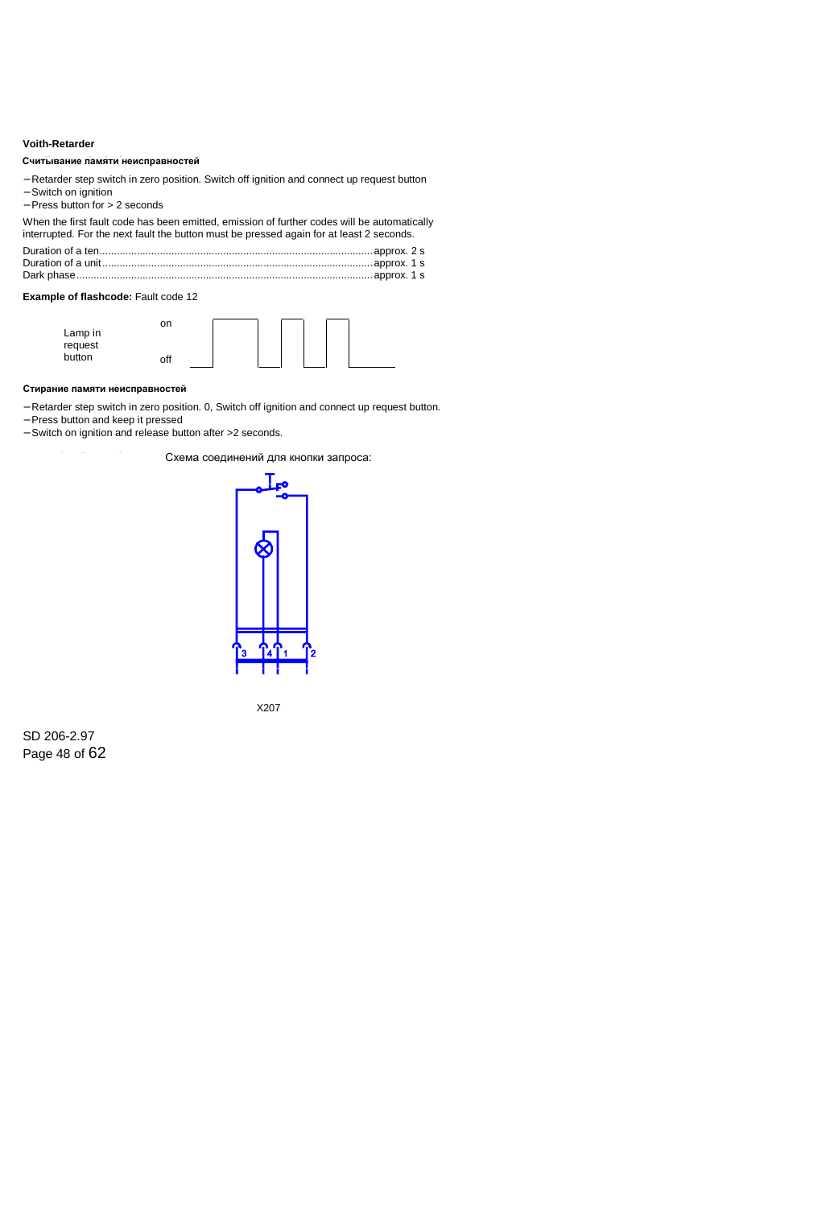**Voith-Retarder**

**Считывание памяти неисправностей**

- Retarder step switch in zero position. Switch off ignition and connect up request button
- Switch on ignition
- Press button for > 2 seconds

When the first fault code has been emitted, emission of further codes will be automatically interrupted. For the next fault the button must be pressed again for at least 2 seconds.

Duration of a ten............................................................................................approx. 2 s
Duration of a unit...........................................................................................approx. 1 s
Dark phase.....................................................................................................approx. 1 s

**Example of flashcode:** Fault code 12

Lamp in request button — on / off

**Стирание памяти неисправностей**

- Retarder step switch in zero position. 0, Switch off ignition and connect up request button.
- Press button and keep it pressed
- Switch on ignition and release button after >2 seconds.

Схема соединений для кнопки запроса:

X207

SD 206-2.97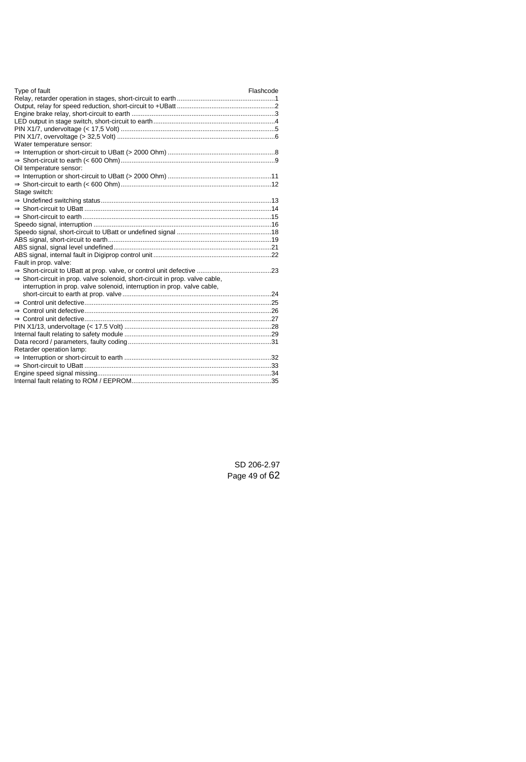| Type of fault | Flashcode |
|---|---|
| Relay, retarder operation in stages, short-circuit to earth | 1 |
| Output, relay for speed reduction, short-circuit to +UBatt | 2 |
| Engine brake relay, short-circuit to earth | 3 |
| LED output in stage switch, short-circuit to earth | 4 |
| PIN X1/7, undervoltage (< 17,5 Volt) | 5 |
| PIN X1/7, overvoltage (> 32,5 Volt) | 6 |
| Water temperature sensor: | |
| ⇒ Interruption or short-circuit to UBatt (> 2000 Ohm) | 8 |
| ⇒ Short-circuit to earth (< 600 Ohm) | 9 |
| Oil temperature sensor: | |
| ⇒ Interruption or short-circuit to UBatt (> 2000 Ohm) | 11 |
| ⇒ Short-circuit to earth (< 600 Ohm) | 12 |
| Stage switch: | |
| ⇒ Undefined switching status | 13 |
| ⇒ Short-circuit to UBatt | 14 |
| ⇒ Short-circuit to earth | 15 |
| Speedo signal, interruption | 16 |
| Speedo signal, short-circuit to UBatt or undefined signal | 18 |
| ABS signal, short-circuit to earth | 19 |
| ABS signal, signal level undefined | 21 |
| ABS signal, internal fault in Digiprop control unit | 22 |
| Fault in prop. valve: | |
| ⇒ Short-circuit to UBatt at prop. valve, or control unit defective | 23 |
| ⇒ Short-circuit in prop. valve solenoid, short-circuit in prop. valve cable, interruption in prop. valve solenoid, interruption in prop. valve cable, short-circuit to earth at prop. valve | 24 |
| ⇒ Control unit defective | 25 |
| ⇒ Control unit defective | 26 |
| ⇒ Control unit defective | 27 |
| PIN X1/13, undervoltage (< 17.5 Volt) | 28 |
| Internal fault relating to safety module | 29 |
| Data record / parameters, faulty coding | 31 |
| Retarder operation lamp: | |
| ⇒ Interruption or short-circuit to earth | 32 |
| ⇒ Short-circuit to UBatt | 33 |
| Engine speed signal missing | 34 |
| Internal fault relating to ROM / EEPROM | 35 |

SD 206-2.97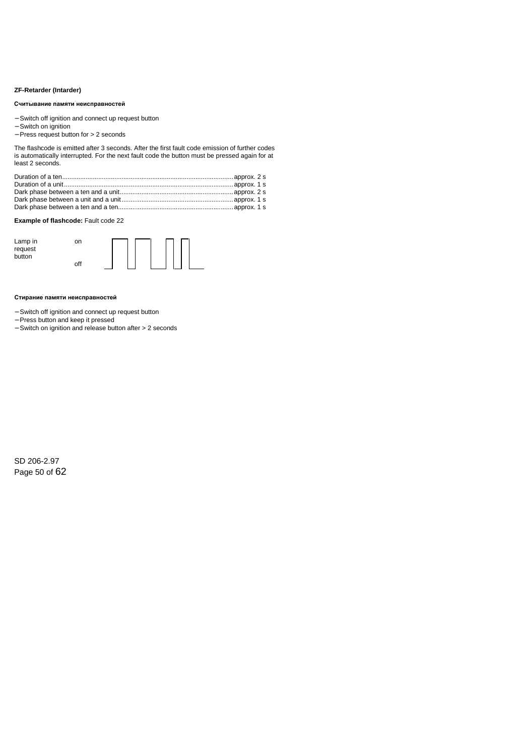**ZF-Retarder (Intarder)**

**Считывание памяти неисправностей**

- Switch off ignition and connect up request button
- Switch on ignition
- Press request button for > 2 seconds

The flashcode is emitted after 3 seconds. After the first fault code emission of further codes is automatically interrupted. For the next fault code the button must be pressed again for at least 2 seconds.

Duration of a ten.............................................................................................approx. 2 s
Duration of a unit.............................................................................................approx. 1 s
Dark phase between a ten and a unit..............................................................approx. 2 s
Dark phase between a unit and a unit.............................................................approx. 1 s
Dark phase between a ten and a ten...............................................................approx. 1 s

**Example of flashcode:** Fault code 22

Lamp in request button — on / off

**Стирание памяти неисправностей**

- Switch off ignition and connect up request button
- Press button and keep it pressed
- Switch on ignition and release button after > 2 seconds

SD 206-2.97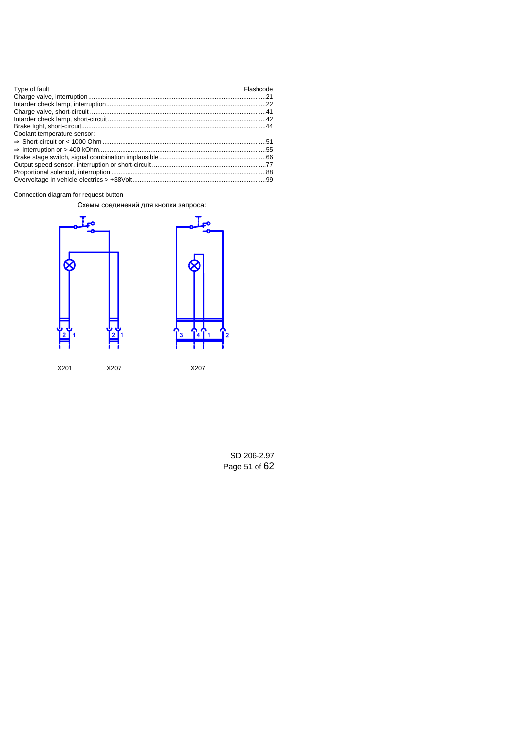| Type of fault | Flashcode |
|---|---|
| Charge valve, interruption | 21 |
| Intarder check lamp, interruption | 22 |
| Charge valve, short-circuit | 41 |
| Intarder check lamp, short-circuit | 42 |
| Brake light, short-circuit | 44 |
| Coolant temperature sensor: | |
| ⇒ Short-circuit or < 1000 Ohm | 51 |
| ⇒ Interruption or > 400 kOhm | 55 |
| Brake stage switch, signal combination implausible | 66 |
| Output speed sensor, interruption or short-circuit | 77 |
| Proportional solenoid, interruption | 88 |
| Overvoltage in vehicle electrics > +38Volt | 99 |

Connection diagram for request button

Схемы соединений для кнопки запроса:

X201 X207 X207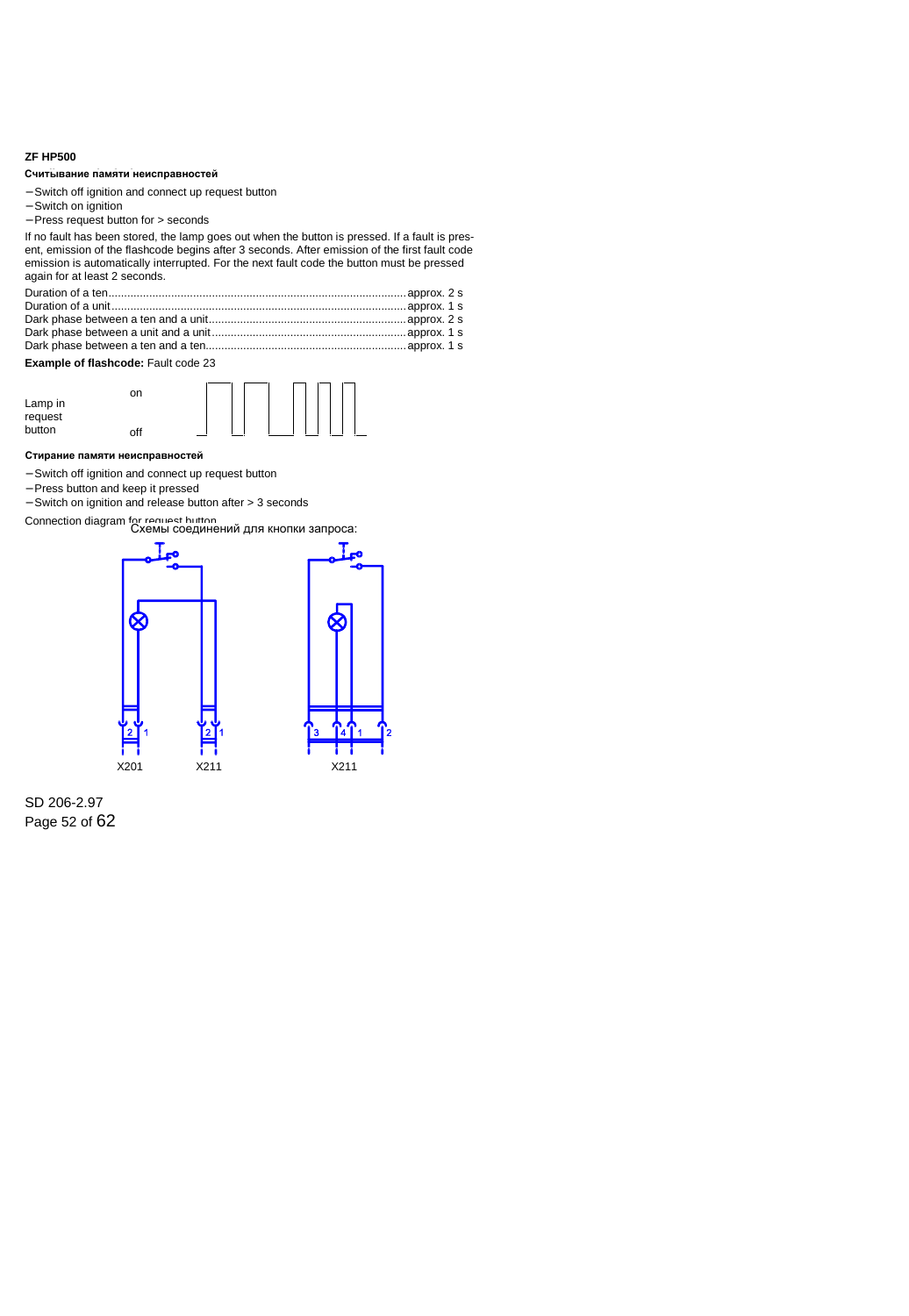**ZF HP500**

**Считывание памяти неисправностей**

- Switch off ignition and connect up request button
- Switch on ignition
- Press request button for > seconds

If no fault has been stored, the lamp goes out when the button is pressed. If a fault is present, emission of the flashcode begins after 3 seconds. After emission of the first fault code emission is automatically interrupted. For the next fault code the button must be pressed again for at least 2 seconds.

Duration of a ten.............................................................................................approx. 2 s
Duration of a unit............................................................................................approx. 1 s
Dark phase between a ten and a unit...............................................................approx. 2 s
Dark phase between a unit and a unit..............................................................approx. 1 s
Dark phase between a ten and a ten.................................................................approx. 1 s

**Example of flashcode:** Fault code 23

Lamp in request button — on / off

**Стирание памяти неисправностей**

- Switch off ignition and connect up request button
- Press button and keep it pressed
- Switch on ignition and release button after > 3 seconds

Connection diagram for request button
Схемы соединений для кнопки запроса:

X201 X211 X211

SD 206-2.97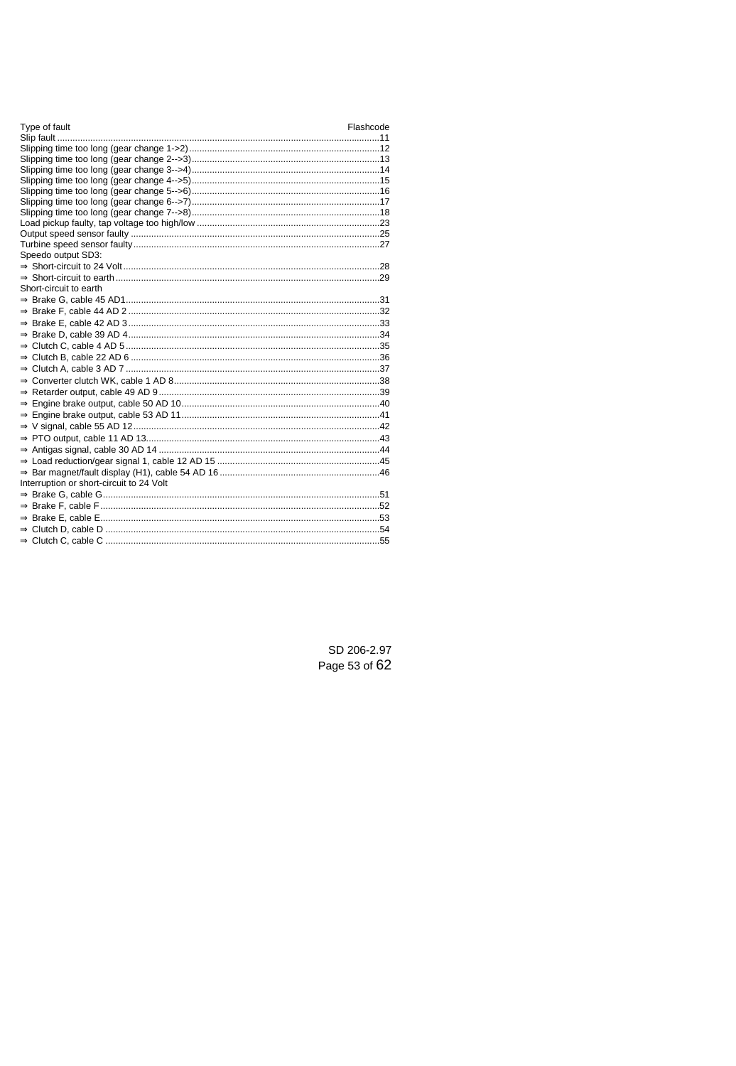| Type of fault | Flashcode |
| --- | --- |
| Slip fault | 11 |
| Slipping time too long (gear change 1->2) | 12 |
| Slipping time too long (gear change 2-->3) | 13 |
| Slipping time too long (gear change 3-->4) | 14 |
| Slipping time too long (gear change 4-->5) | 15 |
| Slipping time too long (gear change 5-->6) | 16 |
| Slipping time too long (gear change 6-->7) | 17 |
| Slipping time too long (gear change 7-->8) | 18 |
| Load pickup faulty, tap voltage too high/low | 23 |
| Output speed sensor faulty | 25 |
| Turbine speed sensor faulty | 27 |
| Speedo output SD3: | |
| ⇒ Short-circuit to 24 Volt | 28 |
| ⇒ Short-circuit to earth | 29 |
| Short-circuit to earth | |
| ⇒ Brake G, cable 45 AD1 | 31 |
| ⇒ Brake F, cable 44 AD 2 | 32 |
| ⇒ Brake E, cable 42 AD 3 | 33 |
| ⇒ Brake D, cable 39 AD 4 | 34 |
| ⇒ Clutch C, cable 4 AD 5 | 35 |
| ⇒ Clutch B, cable 22 AD 6 | 36 |
| ⇒ Clutch A, cable 3 AD 7 | 37 |
| ⇒ Converter clutch WK, cable 1 AD 8 | 38 |
| ⇒ Retarder output, cable 49 AD 9 | 39 |
| ⇒ Engine brake output, cable 50 AD 10 | 40 |
| ⇒ Engine brake output, cable 53 AD 11 | 41 |
| ⇒ V signal, cable 55 AD 12 | 42 |
| ⇒ PTO output, cable 11 AD 13 | 43 |
| ⇒ Antigas signal, cable 30 AD 14 | 44 |
| ⇒ Load reduction/gear signal 1, cable 12 AD 15 | 45 |
| ⇒ Bar magnet/fault display (H1), cable 54 AD 16 | 46 |
| Interruption or short-circuit to 24 Volt | |
| ⇒ Brake G, cable G | 51 |
| ⇒ Brake F, cable F | 52 |
| ⇒ Brake E, cable E | 53 |
| ⇒ Clutch D, cable D | 54 |
| ⇒ Clutch C, cable C | 55 |

SD 206-2.97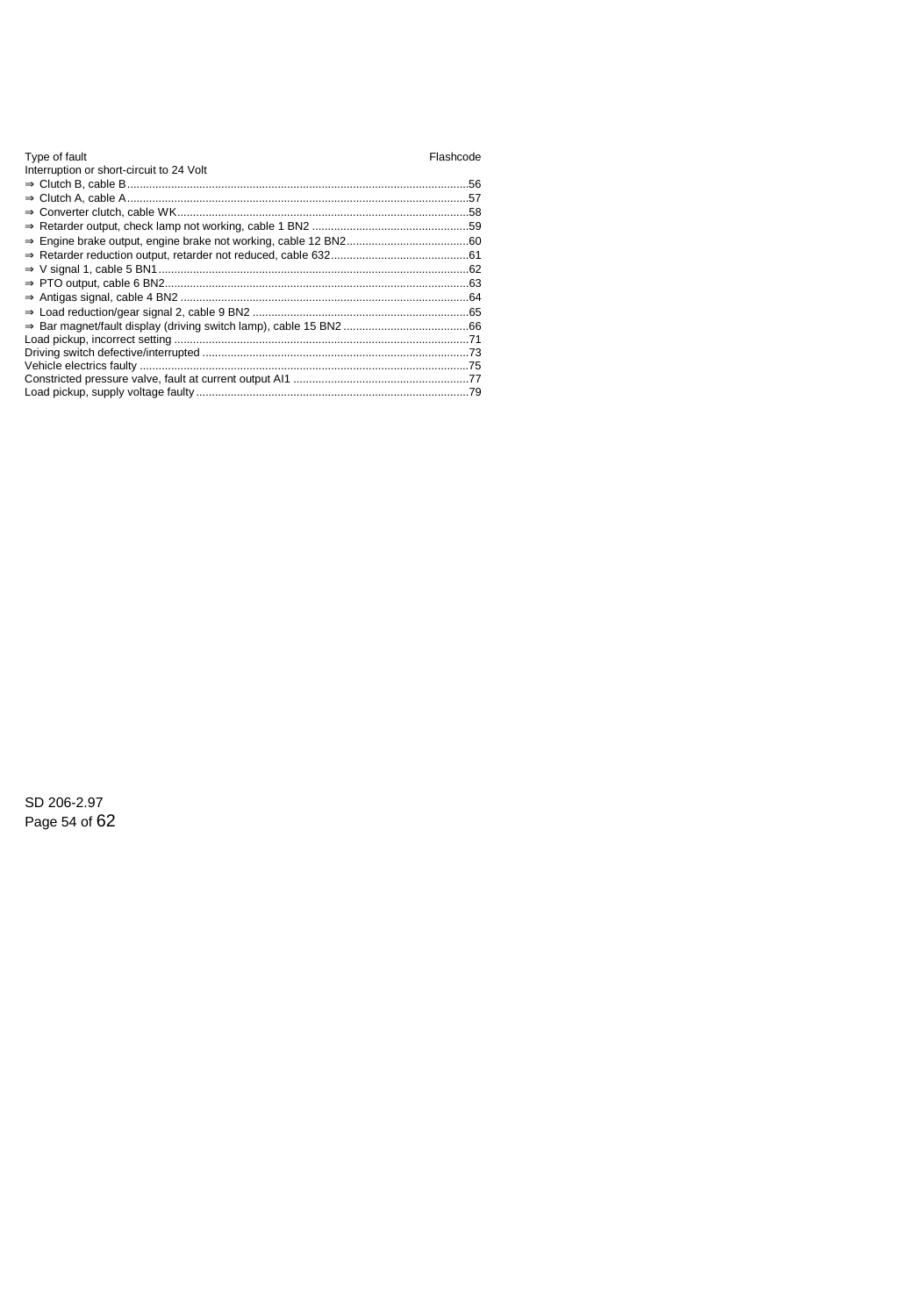| Type of fault | Flashcode |
|---|---|
| Interruption or short-circuit to 24 Volt | |
| ⇒ Clutch B, cable B | 56 |
| ⇒ Clutch A, cable A | 57 |
| ⇒ Converter clutch, cable WK | 58 |
| ⇒ Retarder output, check lamp not working, cable 1 BN2 | 59 |
| ⇒ Engine brake output, engine brake not working, cable 12 BN2 | 60 |
| ⇒ Retarder reduction output, retarder not reduced, cable 632 | 61 |
| ⇒ V signal 1, cable 5 BN1 | 62 |
| ⇒ PTO output, cable 6 BN2 | 63 |
| ⇒ Antigas signal, cable 4 BN2 | 64 |
| ⇒ Load reduction/gear signal 2, cable 9 BN2 | 65 |
| ⇒ Bar magnet/fault display (driving switch lamp), cable 15 BN2 | 66 |
| Load pickup, incorrect setting | 71 |
| Driving switch defective/interrupted | 73 |
| Vehicle electrics faulty | 75 |
| Constricted pressure valve, fault at current output AI1 | 77 |
| Load pickup, supply voltage faulty | 79 |

SD 206-2.97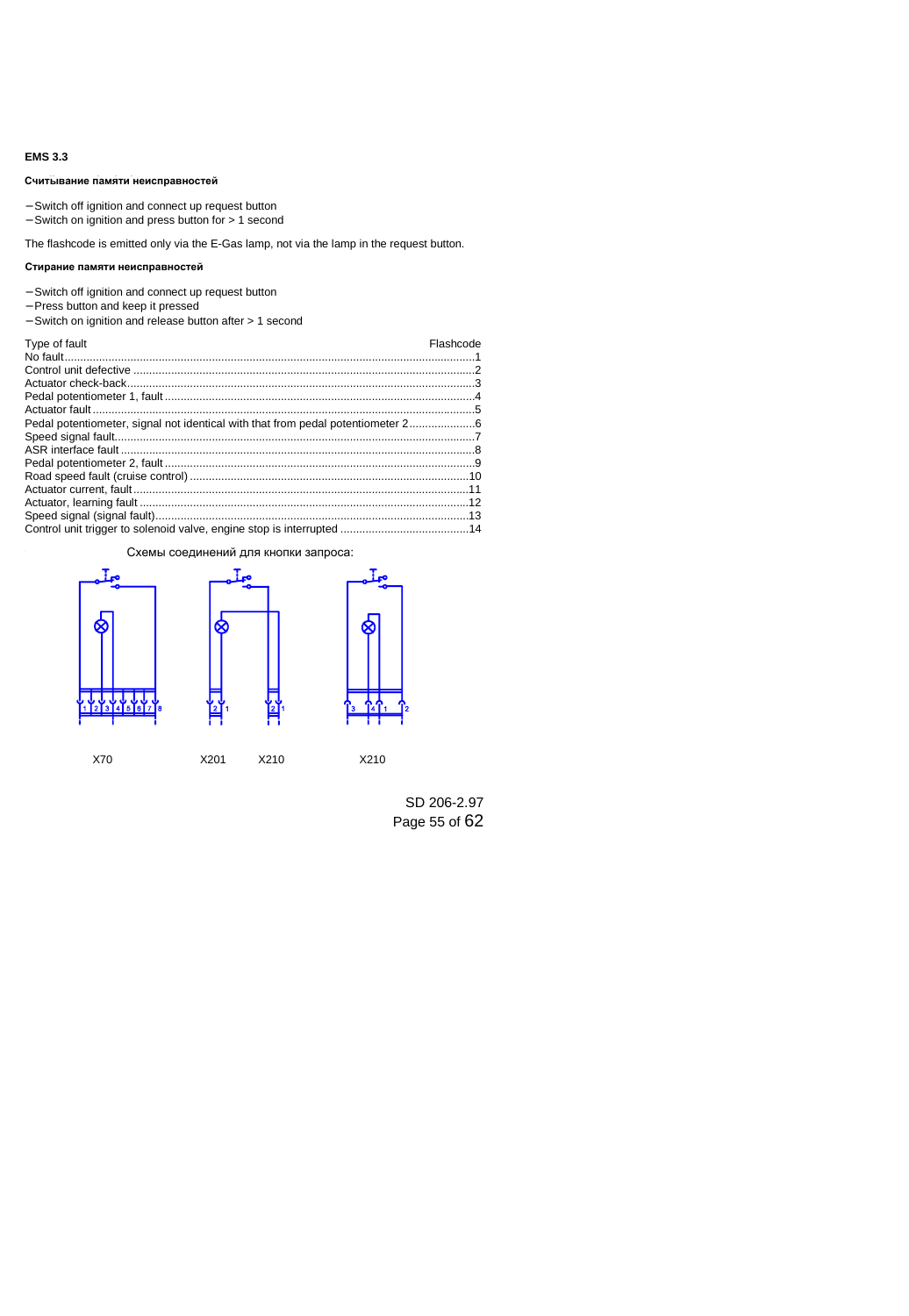**EMS 3.3**

**Считывание памяти неисправностей**

- Switch off ignition and connect up request button
- Switch on ignition and press button for > 1 second

The flashcode is emitted only via the E-Gas lamp, not via the lamp in the request button.

**Стирание памяти неисправностей**

- Switch off ignition and connect up request button
- Press button and keep it pressed
- Switch on ignition and release button after > 1 second

| Type of fault | Flashcode |
|---|---|
| No fault | 1 |
| Control unit defective | 2 |
| Actuator check-back | 3 |
| Pedal potentiometer 1, fault | 4 |
| Actuator fault | 5 |
| Pedal potentiometer, signal not identical with that from pedal potentiometer 2 | 6 |
| Speed signal fault | 7 |
| ASR interface fault | 8 |
| Pedal potentiometer 2, fault | 9 |
| Road speed fault (cruise control) | 10 |
| Actuator current, fault | 11 |
| Actuator, learning fault | 12 |
| Speed signal (signal fault) | 13 |
| Control unit trigger to solenoid valve, engine stop is interrupted | 14 |

Схемы соединений для кнопки запроса:

X70 X201 X210 X210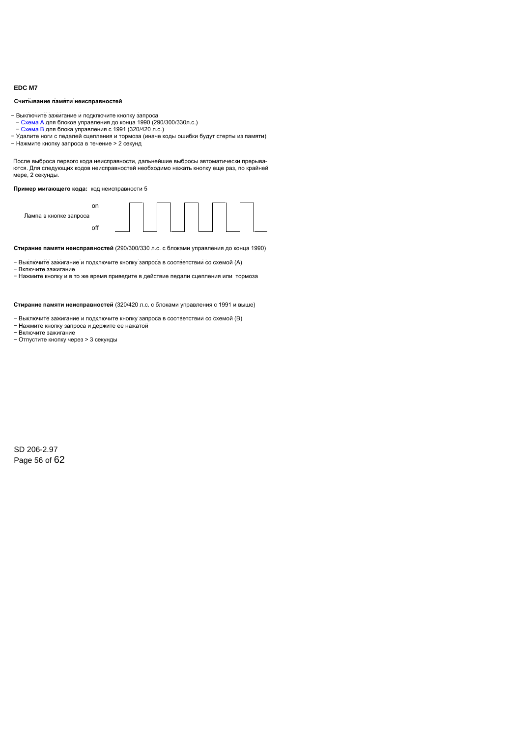**EDC M7**

**Считывание памяти неисправностей**

- Выключите зажигание и подключите кнопку запроса
  - Схема A для блоков управления до конца 1990 (290/300/330л.с.)
  - Схема B для блока управления с 1991 (320/420 л.с.)
- Удалите ноги с педалей сцепления и тормоза (иначе коды ошибки будут стерты из памяти)
- Нажмите кнопку запроса в течение > 2 секунд

После выброса первого кода неисправности, дальнейшие выбросы автоматически прерываются. Для следующих кодов неисправностей необходимо нажать кнопку еще раз, по крайней мере, 2 секунды.

**Пример мигающего кода:** код неисправности 5

Лампа в кнопке запроса — on / off

**Стирание памяти неисправностей** (290/300/330 л.с. с блоками управления до конца 1990)

- Выключите зажигание и подключите кнопку запроса в соответствии со схемой (A)
- Включите зажигание
- Нажмите кнопку и в то же время приведите в действие педали сцепления или тормоза

**Стирание памяти неисправностей** (320/420 л.с. с блоками управления с 1991 и выше)

- Выключите зажигание и подключите кнопку запроса в соответствии со схемой (B)
- Нажмите кнопку запроса и держите ее нажатой
- Включите зажигание
- Отпустите кнопку через > 3 секунды

SD 206-2.97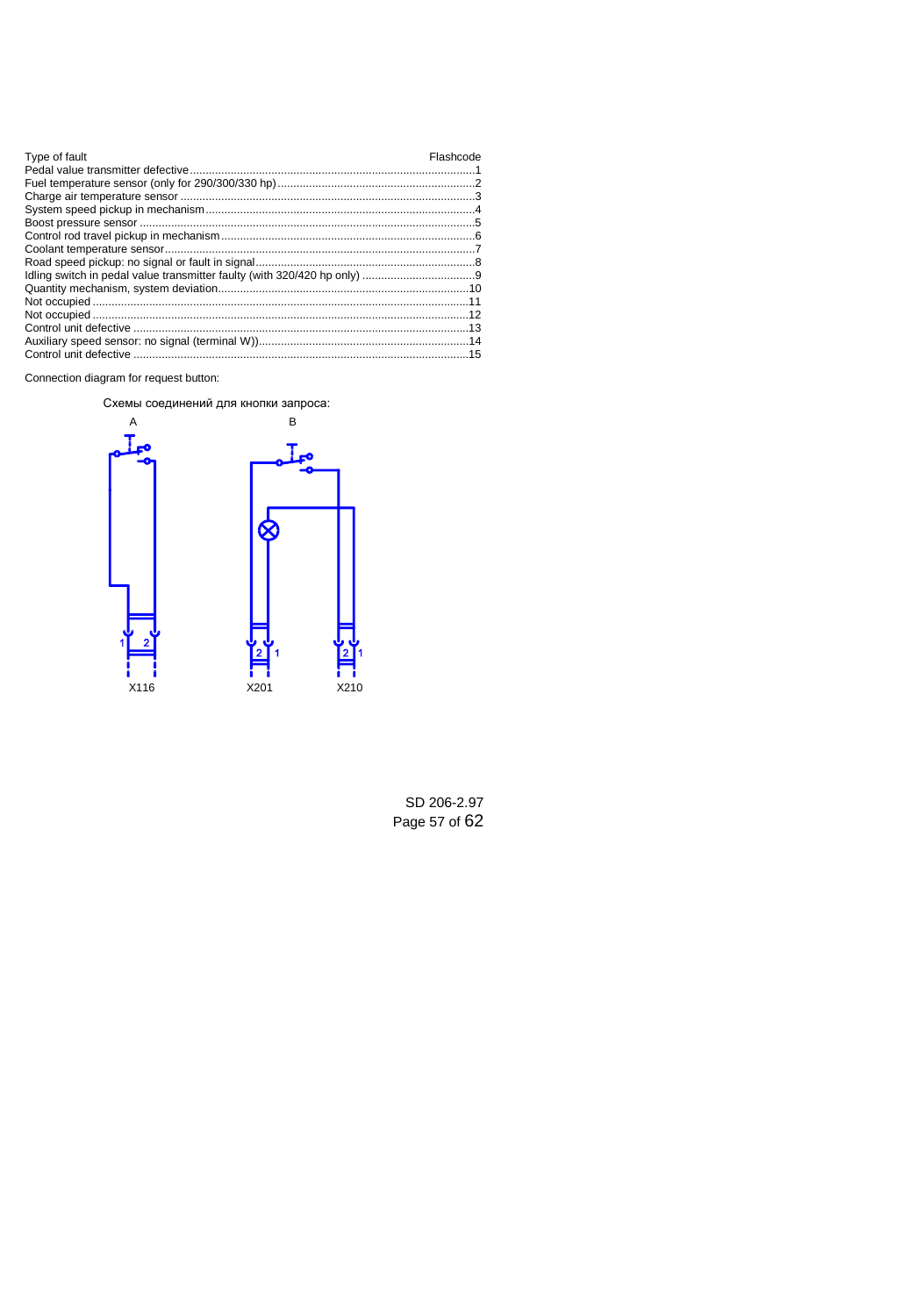| Type of fault | Flashcode |
| --- | --- |
| Pedal value transmitter defective | 1 |
| Fuel temperature sensor (only for 290/300/330 hp) | 2 |
| Charge air temperature sensor | 3 |
| System speed pickup in mechanism | 4 |
| Boost pressure sensor | 5 |
| Control rod travel pickup in mechanism | 6 |
| Coolant temperature sensor | 7 |
| Road speed pickup: no signal or fault in signal | 8 |
| Idling switch in pedal value transmitter faulty (with 320/420 hp only) | 9 |
| Quantity mechanism, system deviation | 10 |
| Not occupied | 11 |
| Not occupied | 12 |
| Control unit defective | 13 |
| Auxiliary speed sensor: no signal (terminal W)) | 14 |
| Control unit defective | 15 |

Connection diagram for request button:

Схемы соединений для кнопки запроса:

A

B

1 2

X116

2 1

X201

2 1

X210

SD 206-2.97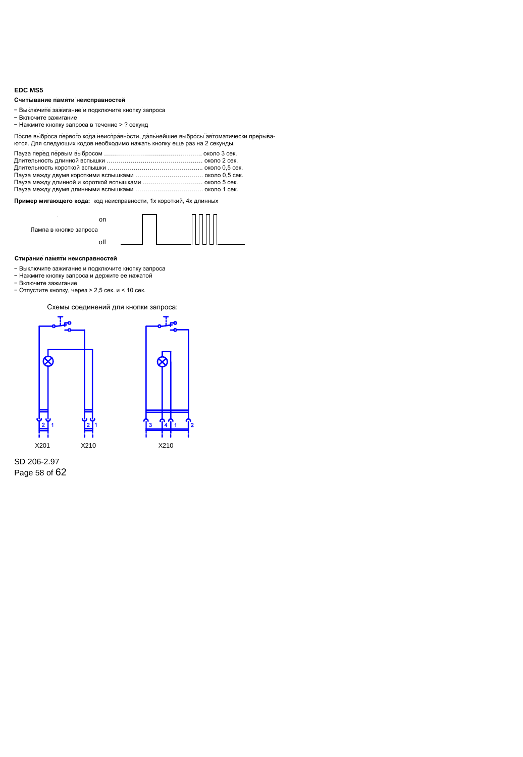**EDC MS5**

**Считывание памяти неисправностей**

- Выключите зажигание и подключите кнопку запроса
- Включите зажигание
- Нажмите кнопку запроса в течение > ? секунд

После выброса первого кода неисправности, дальнейшие выбросы автоматически прерываются. Для следующих кодов необходимо нажать кнопку еще раз на 2 секунды.

Пауза перед первым выбросом ………………………………………… около 3 сек.
Длительность длинной вспышки ………………………………………… около 2 сек.
Длительность короткой вспышки ………………………………………... около 0,5 сек.
Пауза между двумя короткими вспышками ……………………………. около 0,5 сек.
Пауза между длинной и короткой вспышками …………………………. около 5 сек.
Пауза между двумя длинными вспышками ……………………………. около 1 сек.

**Пример мигающего кода:** код неисправности, 1х короткий, 4х длинных

Лампа в кнопке запроса on off

**Стирание памяти неисправностей**

- Выключите зажигание и подключите кнопку запроса
- Нажмите кнопку запроса и держите ее нажатой
- Включите зажигание
- Отпустите кнопку, через > 2,5 сек. и < 10 сек.

Схемы соединений для кнопки запроса:

X201 X210 X210

SD 206-2.97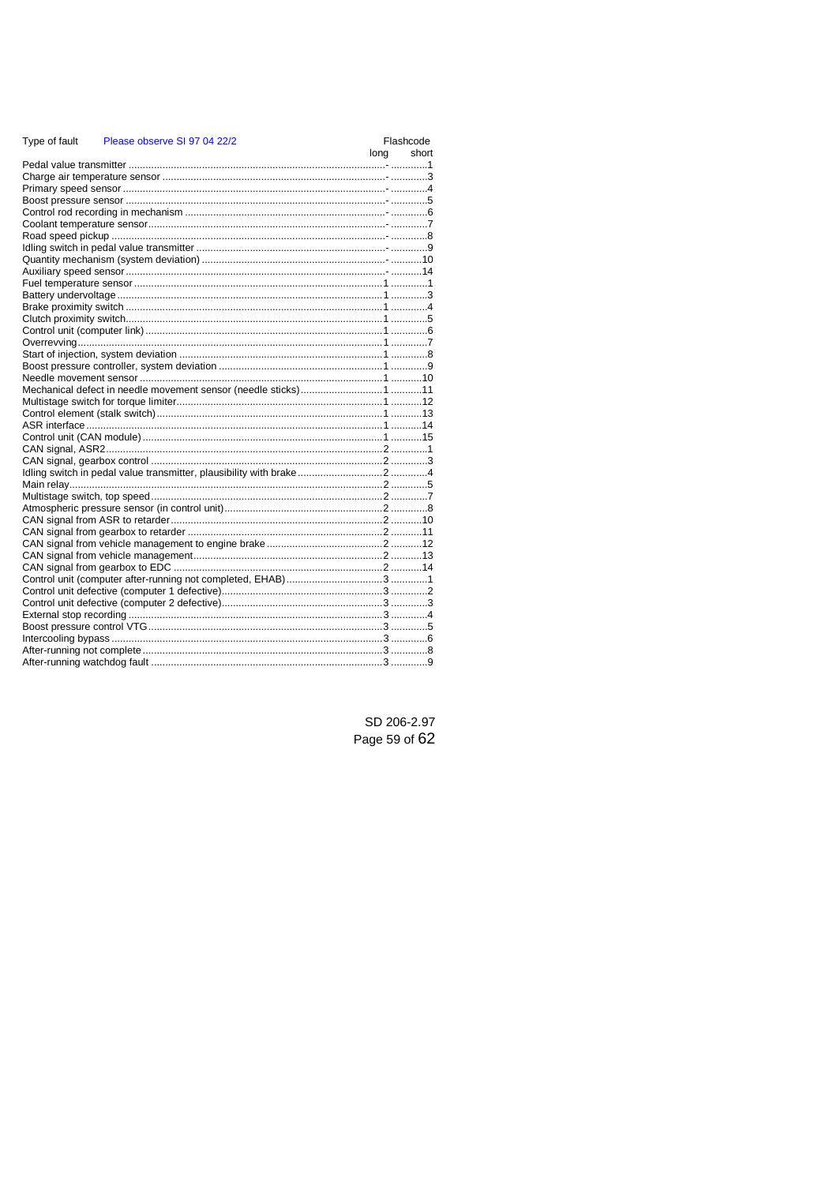| Type of fault | Please observe SI 97 04 22/2 | Flashcode | |
|---|---|---|---|
| | | long | short |
| Pedal value transmitter | | - | 1 |
| Charge air temperature sensor | | - | 3 |
| Primary speed sensor | | - | 4 |
| Boost pressure sensor | | - | 5 |
| Control rod recording in mechanism | | - | 6 |
| Coolant temperature sensor | | - | 7 |
| Road speed pickup | | - | 8 |
| Idling switch in pedal value transmitter | | - | 9 |
| Quantity mechanism (system deviation) | | - | 10 |
| Auxiliary speed sensor | | - | 14 |
| Fuel temperature sensor | | 1 | 1 |
| Battery undervoltage | | 1 | 3 |
| Brake proximity switch | | 1 | 4 |
| Clutch proximity switch | | 1 | 5 |
| Control unit (computer link) | | 1 | 6 |
| Overrevving | | 1 | 7 |
| Start of injection, system deviation | | 1 | 8 |
| Boost pressure controller, system deviation | | 1 | 9 |
| Needle movement sensor | | 1 | 10 |
| Mechanical defect in needle movement sensor (needle sticks) | | 1 | 11 |
| Multistage switch for torque limiter | | 1 | 12 |
| Control element (stalk switch) | | 1 | 13 |
| ASR interface | | 1 | 14 |
| Control unit (CAN module) | | 1 | 15 |
| CAN signal, ASR2 | | 2 | 1 |
| CAN signal, gearbox control | | 2 | 3 |
| Idling switch in pedal value transmitter, plausibility with brake | | 2 | 4 |
| Main relay | | 2 | 5 |
| Multistage switch, top speed | | 2 | 7 |
| Atmospheric pressure sensor (in control unit) | | 2 | 8 |
| CAN signal from ASR to retarder | | 2 | 10 |
| CAN signal from gearbox to retarder | | 2 | 11 |
| CAN signal from vehicle management to engine brake | | 2 | 12 |
| CAN signal from vehicle management | | 2 | 13 |
| CAN signal from gearbox to EDC | | 2 | 14 |
| Control unit (computer after-running not completed, EHAB) | | 3 | 1 |
| Control unit defective (computer 1 defective) | | 3 | 2 |
| Control unit defective (computer 2 defective) | | 3 | 3 |
| External stop recording | | 3 | 4 |
| Boost pressure control VTG | | 3 | 5 |
| Intercooling bypass | | 3 | 6 |
| After-running not complete | | 3 | 8 |
| After-running watchdog fault | | 3 | 9 |

SD 206-2.97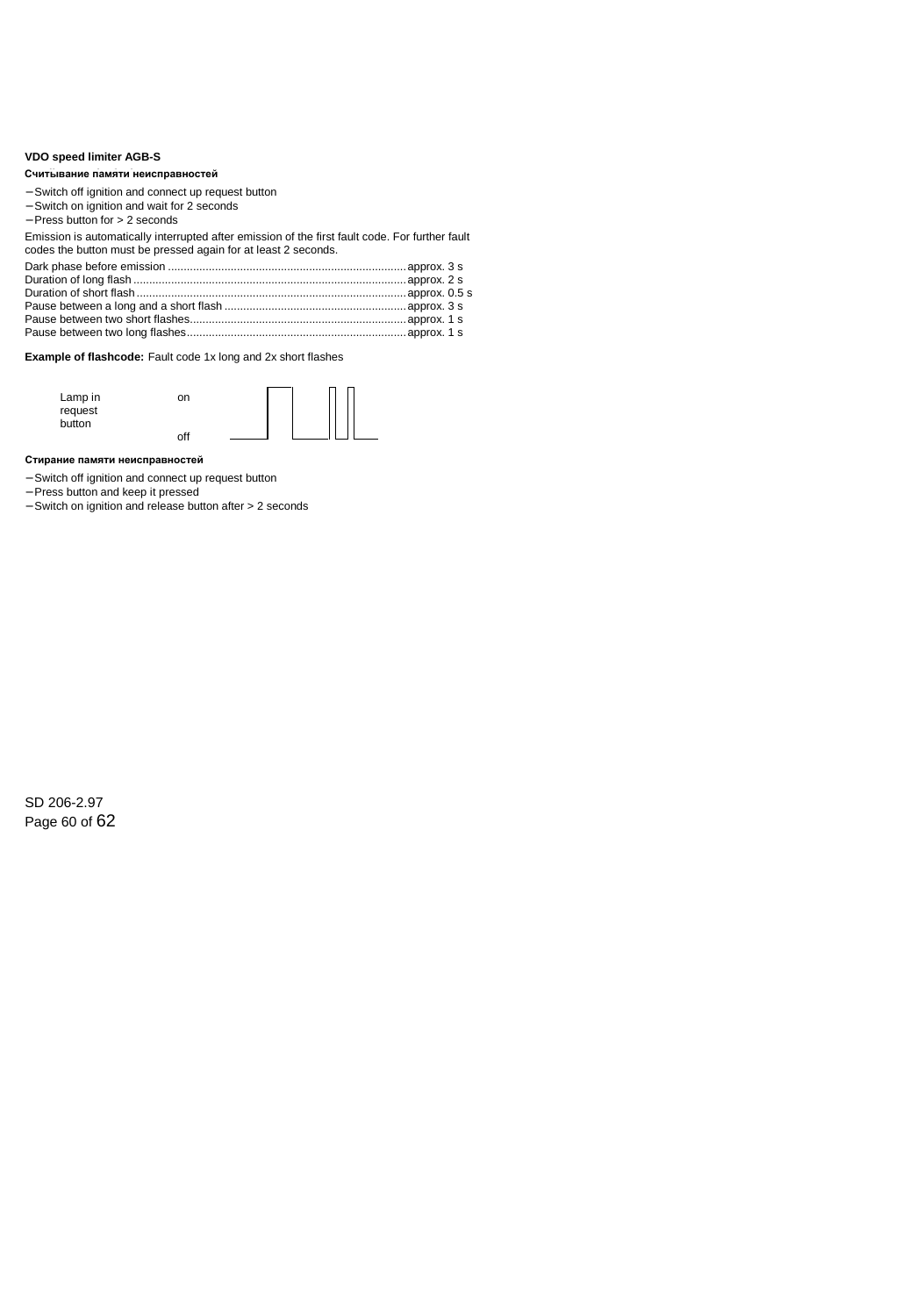**VDO speed limiter AGB-S**

**Считывание памяти неисправностей**

- Switch off ignition and connect up request button
- Switch on ignition and wait for 2 seconds
- Press button for > 2 seconds

Emission is automatically interrupted after emission of the first fault code. For further fault codes the button must be pressed again for at least 2 seconds.

| | |
|---|---|
| Dark phase before emission | approx. 3 s |
| Duration of long flash | approx. 2 s |
| Duration of short flash | approx. 0.5 s |
| Pause between a long and a short flash | approx. 3 s |
| Pause between two short flashes | approx. 1 s |
| Pause between two long flashes | approx. 1 s |

**Example of flashcode:** Fault code 1x long and 2x short flashes

Lamp in request button — on / off

**Стирание памяти неисправностей**

- Switch off ignition and connect up request button
- Press button and keep it pressed
- Switch on ignition and release button after > 2 seconds

SD 206-2.97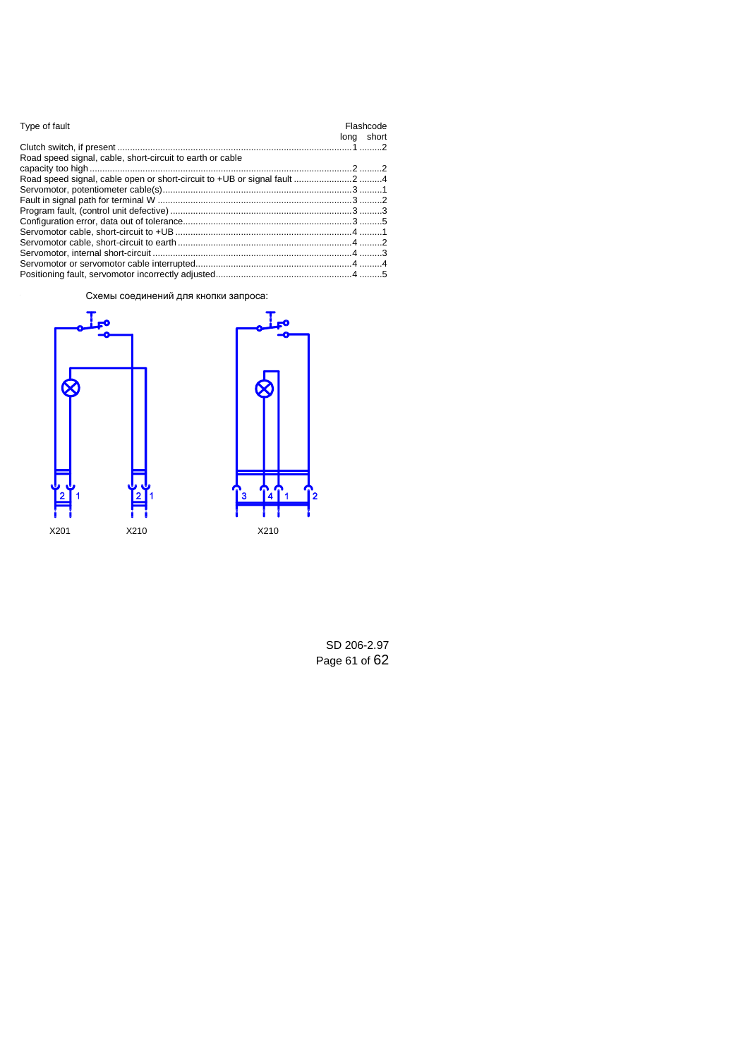| Type of fault | Flashcode long | Flashcode short |
|---|---|---|
| Clutch switch, if present | 1 | 2 |
| Road speed signal, cable, short-circuit to earth or cable capacity too high | 2 | 2 |
| Road speed signal, cable open or short-circuit to +UB or signal fault | 2 | 4 |
| Servomotor, potentiometer cable(s) | 3 | 1 |
| Fault in signal path for terminal W | 3 | 2 |
| Program fault, (control unit defective) | 3 | 3 |
| Configuration error, data out of tolerance | 3 | 5 |
| Servomotor cable, short-circuit to +UB | 4 | 1 |
| Servomotor cable, short-circuit to earth | 4 | 2 |
| Servomotor, internal short-circuit | 4 | 3 |
| Servomotor or servomotor cable interrupted | 4 | 4 |
| Positioning fault, servomotor incorrectly adjusted | 4 | 5 |

Схемы соединений для кнопки запроса:

2 1 X201 2 1 X210 3 4 1 2 X210

SD 206-2.97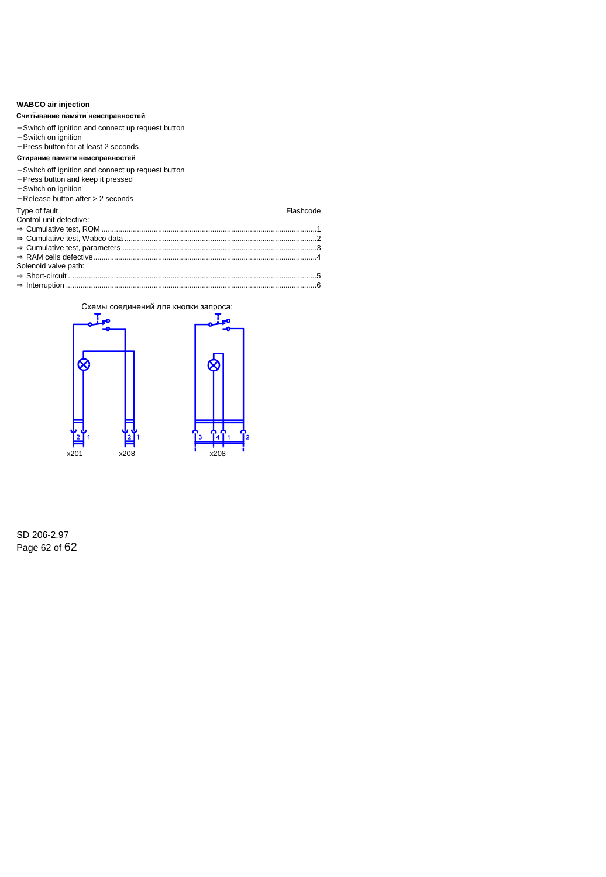**WABCO air injection**

**Считывание памяти неисправностей**

- Switch off ignition and connect up request button
- Switch on ignition
- Press button for at least 2 seconds

**Стирание памяти неисправностей**

- Switch off ignition and connect up request button
- Press button and keep it pressed
- Switch on ignition
- Release button after > 2 seconds

| Type of fault | Flashcode |
|---|---|
| Control unit defective: | |
| ⇒ Cumulative test, ROM | 1 |
| ⇒ Cumulative test, Wabco data | 2 |
| ⇒ Cumulative test, parameters | 3 |
| ⇒ RAM cells defective | 4 |
| Solenoid valve path: | |
| ⇒ Short-circuit | 5 |
| ⇒ Interruption | 6 |

Схемы соединений для кнопки запроса:

2 1
x201

2 1
x208

3 4 1 2
x208

SD 206-2.97